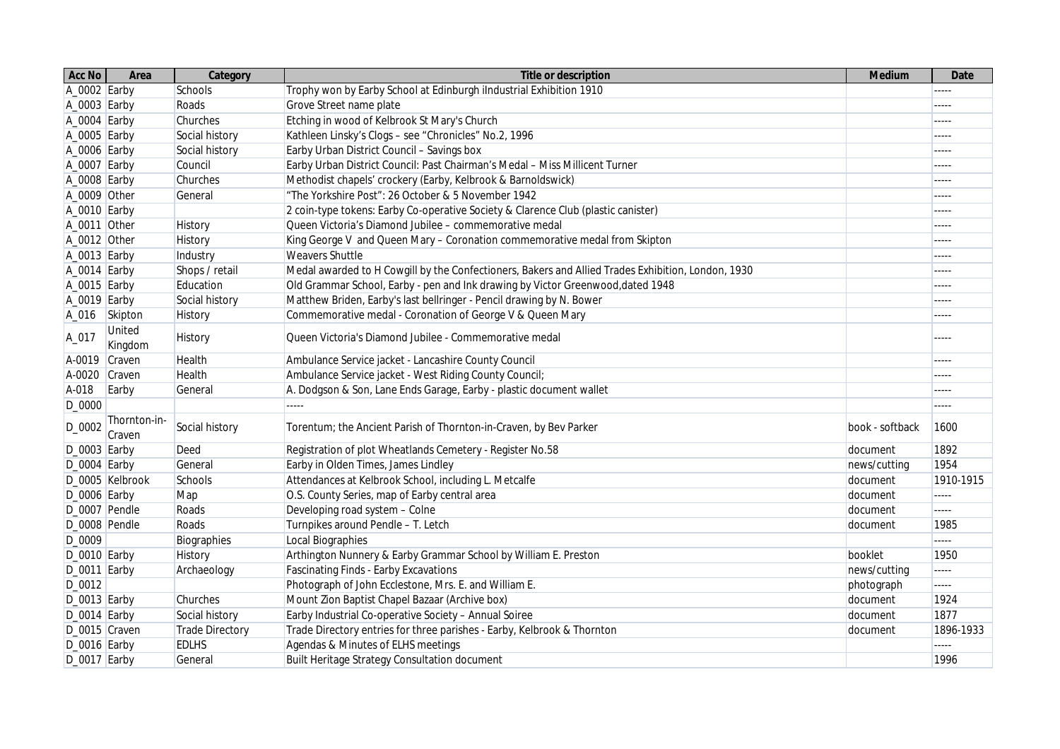| Acc No | Area | Category | Title or description | Medium | Date |
|---|---|---|---|---|---|
| A_0002 | Earby | Schools | Trophy won by Earby School at Edinburgh iIndustrial Exhibition 1910 | | ----- |
| A_0003 | Earby | Roads | Grove Street name plate | | ----- |
| A_0004 | Earby | Churches | Etching in wood of Kelbrook St Mary's Church | | ----- |
| A_0005 | Earby | Social history | Kathleen Linsky's Clogs – see "Chronicles" No.2, 1996 | | ----- |
| A_0006 | Earby | Social history | Earby Urban District Council – Savings box | | ----- |
| A_0007 | Earby | Council | Earby Urban District Council: Past Chairman's Medal – Miss Millicent Turner | | ----- |
| A_0008 | Earby | Churches | Methodist chapels' crockery (Earby, Kelbrook & Barnoldswick) | | ----- |
| A_0009 | Other | General | "The Yorkshire Post": 26 October & 5 November 1942 | | ----- |
| A_0010 | Earby | | 2 coin-type tokens: Earby Co-operative Society & Clarence Club (plastic canister) | | ----- |
| A_0011 | Other | History | Queen Victoria's Diamond Jubilee – commemorative medal | | ----- |
| A_0012 | Other | History | King George V and Queen Mary – Coronation commemorative medal from Skipton | | ----- |
| A_0013 | Earby | Industry | Weavers Shuttle | | ----- |
| A_0014 | Earby | Shops / retail | Medal awarded to H Cowgill by the Confectioners, Bakers and Allied Trades Exhibition, London, 1930 | | ----- |
| A_0015 | Earby | Education | Old Grammar School, Earby - pen and Ink drawing by Victor Greenwood,dated 1948 | | ----- |
| A_0019 | Earby | Social history | Matthew Briden, Earby's last bellringer - Pencil drawing by N. Bower | | ----- |
| A_016 | Skipton | History | Commemorative medal - Coronation of George V & Queen Mary | | ----- |
| A_017 | United Kingdom | History | Queen Victoria's Diamond Jubilee - Commemorative medal | | ----- |
| A-0019 | Craven | Health | Ambulance Service jacket - Lancashire County Council | | ----- |
| A-0020 | Craven | Health | Ambulance Service jacket - West Riding County Council; | | ----- |
| A-018 | Earby | General | A. Dodgson & Son, Lane Ends Garage, Earby - plastic document wallet | | ----- |
| D_0000 | | | ----- | | ----- |
| D_0002 | Thornton-in-Craven | Social history | Torentum; the Ancient Parish of Thornton-in-Craven, by Bev Parker | book - softback | 1600 |
| D_0003 | Earby | Deed | Registration of plot Wheatlands Cemetery - Register No.58 | document | 1892 |
| D_0004 | Earby | General | Earby in Olden Times, James Lindley | news/cutting | 1954 |
| D_0005 | Kelbrook | Schools | Attendances at Kelbrook School, including L. Metcalfe | document | 1910-1915 |
| D_0006 | Earby | Map | O.S. County Series, map of Earby central area | document | ----- |
| D_0007 | Pendle | Roads | Developing road system – Colne | document | ----- |
| D_0008 | Pendle | Roads | Turnpikes around Pendle – T. Letch | document | 1985 |
| D_0009 | | Biographies | Local Biographies | | ----- |
| D_0010 | Earby | History | Arthington Nunnery & Earby Grammar School by William E. Preston | booklet | 1950 |
| D_0011 | Earby | Archaeology | Fascinating Finds - Earby Excavations | news/cutting | ----- |
| D_0012 | | | Photograph of John Ecclestone, Mrs. E. and William E. | photograph | ----- |
| D_0013 | Earby | Churches | Mount Zion Baptist Chapel Bazaar (Archive box) | document | 1924 |
| D_0014 | Earby | Social history | Earby Industrial Co-operative Society – Annual Soiree | document | 1877 |
| D_0015 | Craven | Trade Directory | Trade Directory entries for three parishes - Earby, Kelbrook & Thornton | document | 1896-1933 |
| D_0016 | Earby | EDLHS | Agendas & Minutes of ELHS meetings | | ----- |
| D_0017 | Earby | General | Built Heritage Strategy Consultation document | | 1996 |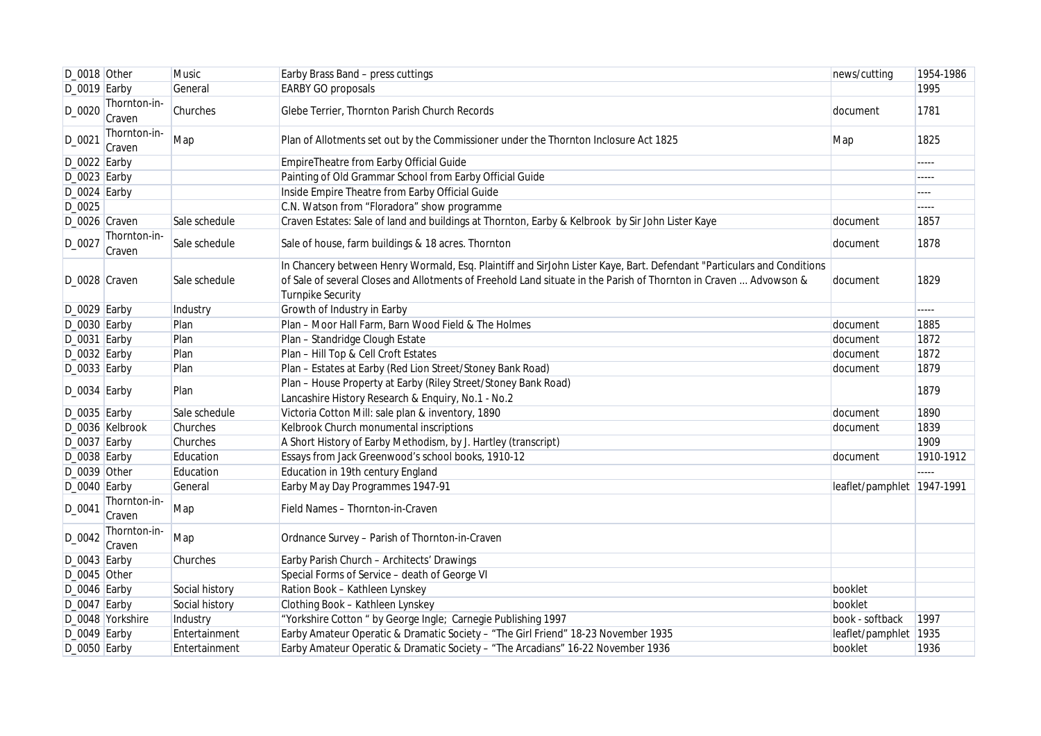| D_0018 | Other | Music | Earby Brass Band – press cuttings | news/cutting | 1954-1986 |
|---|---|---|---|---|---|
| D_0019 | Earby | General | EARBY GO proposals | | 1995 |
| D_0020 | Thornton-in-Craven | Churches | Glebe Terrier, Thornton Parish Church Records | document | 1781 |
| D_0021 | Thornton-in-Craven | Map | Plan of Allotments set out by the Commissioner under the Thornton Inclosure Act 1825 | Map | 1825 |
| D_0022 | Earby | | EmpireTheatre from Earby Official Guide | | ----- |
| D_0023 | Earby | | Painting of Old Grammar School from Earby Official Guide | | ----- |
| D_0024 | Earby | | Inside Empire Theatre from Earby Official Guide | | ---- |
| D_0025 | | | C.N. Watson from "Floradora" show programme | | ----- |
| D_0026 | Craven | Sale schedule | Craven Estates: Sale of land and buildings at Thornton, Earby & Kelbrook by Sir John Lister Kaye | document | 1857 |
| D_0027 | Thornton-in-Craven | Sale schedule | Sale of house, farm buildings & 18 acres. Thornton | document | 1878 |
| D_0028 | Craven | Sale schedule | In Chancery between Henry Wormald, Esq. Plaintiff and SirJohn Lister Kaye, Bart. Defendant "Particulars and Conditions of Sale of several Closes and Allotments of Freehold Land situate in the Parish of Thornton in Craven … Advowson & Turnpike Security | document | 1829 |
| D_0029 | Earby | Industry | Growth of Industry in Earby | | ----- |
| D_0030 | Earby | Plan | Plan – Moor Hall Farm, Barn Wood Field & The Holmes | document | 1885 |
| D_0031 | Earby | Plan | Plan – Standridge Clough Estate | document | 1872 |
| D_0032 | Earby | Plan | Plan – Hill Top & Cell Croft Estates | document | 1872 |
| D_0033 | Earby | Plan | Plan – Estates at Earby (Red Lion Street/Stoney Bank Road) | document | 1879 |
| D_0034 | Earby | Plan | Plan – House Property at Earby (Riley Street/Stoney Bank Road)<br>Lancashire History Research & Enquiry, No.1 - No.2 | | 1879 |
| D_0035 | Earby | Sale schedule | Victoria Cotton Mill: sale plan & inventory, 1890 | document | 1890 |
| D_0036 | Kelbrook | Churches | Kelbrook Church monumental inscriptions | document | 1839 |
| D_0037 | Earby | Churches | A Short History of Earby Methodism, by J. Hartley (transcript) | | 1909 |
| D_0038 | Earby | Education | Essays from Jack Greenwood's school books, 1910-12 | document | 1910-1912 |
| D_0039 | Other | Education | Education in 19th century England | | ----- |
| D_0040 | Earby | General | Earby May Day Programmes 1947-91 | leaflet/pamphlet | 1947-1991 |
| D_0041 | Thornton-in-Craven | Map | Field Names – Thornton-in-Craven | | |
| D_0042 | Thornton-in-Craven | Map | Ordnance Survey – Parish of Thornton-in-Craven | | |
| D_0043 | Earby | Churches | Earby Parish Church – Architects' Drawings | | |
| D_0045 | Other | | Special Forms of Service – death of George VI | | |
| D_0046 | Earby | Social history | Ration Book – Kathleen Lynskey | booklet | |
| D_0047 | Earby | Social history | Clothing Book – Kathleen Lynskey | booklet | |
| D_0048 | Yorkshire | Industry | "Yorkshire Cotton " by George Ingle; Carnegie Publishing 1997 | book - softback | 1997 |
| D_0049 | Earby | Entertainment | Earby Amateur Operatic & Dramatic Society – "The Girl Friend" 18-23 November 1935 | leaflet/pamphlet | 1935 |
| D_0050 | Earby | Entertainment | Earby Amateur Operatic & Dramatic Society – "The Arcadians" 16-22 November 1936 | booklet | 1936 |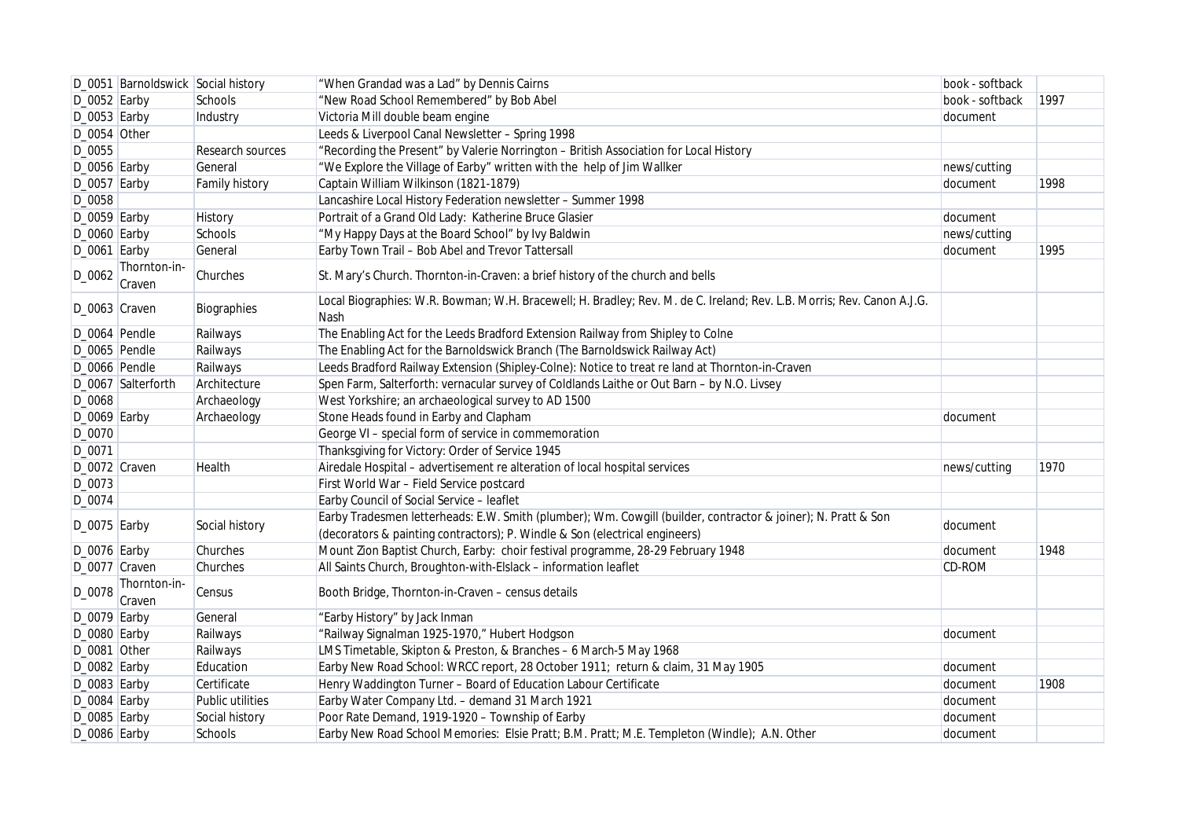| D_0051 | Barnoldswick | Social history | "When Grandad was a Lad" by Dennis Cairns | book - softback | |
|---|---|---|---|---|---|
| D_0052 | Earby | Schools | "New Road School Remembered" by Bob Abel | book - softback | 1997 |
| D_0053 | Earby | Industry | Victoria Mill double beam engine | document | |
| D_0054 | Other | | Leeds & Liverpool Canal Newsletter – Spring 1998 | | |
| D_0055 | | Research sources | "Recording the Present" by Valerie Norrington – British Association for Local History | | |
| D_0056 | Earby | General | "We Explore the Village of Earby" written with the help of Jim Wallker | news/cutting | |
| D_0057 | Earby | Family history | Captain William Wilkinson (1821-1879) | document | 1998 |
| D_0058 | | | Lancashire Local History Federation newsletter – Summer 1998 | | |
| D_0059 | Earby | History | Portrait of a Grand Old Lady: Katherine Bruce Glasier | document | |
| D_0060 | Earby | Schools | "My Happy Days at the Board School" by Ivy Baldwin | news/cutting | |
| D_0061 | Earby | General | Earby Town Trail – Bob Abel and Trevor Tattersall | document | 1995 |
| D_0062 | Thornton-in-Craven | Churches | St. Mary's Church. Thornton-in-Craven: a brief history of the church and bells | | |
| D_0063 | Craven | Biographies | Local Biographies: W.R. Bowman; W.H. Bracewell; H. Bradley; Rev. M. de C. Ireland; Rev. L.B. Morris; Rev. Canon A.J.G. Nash | | |
| D_0064 | Pendle | Railways | The Enabling Act for the Leeds Bradford Extension Railway from Shipley to Colne | | |
| D_0065 | Pendle | Railways | The Enabling Act for the Barnoldswick Branch (The Barnoldswick Railway Act) | | |
| D_0066 | Pendle | Railways | Leeds Bradford Railway Extension (Shipley-Colne): Notice to treat re land at Thornton-in-Craven | | |
| D_0067 | Salterforth | Architecture | Spen Farm, Salterforth: vernacular survey of Coldlands Laithe or Out Barn – by N.O. Livsey | | |
| D_0068 | | Archaeology | West Yorkshire; an archaeological survey to AD 1500 | | |
| D_0069 | Earby | Archaeology | Stone Heads found in Earby and Clapham | document | |
| D_0070 | | | George VI – special form of service in commemoration | | |
| D_0071 | | | Thanksgiving for Victory: Order of Service 1945 | | |
| D_0072 | Craven | Health | Airedale Hospital – advertisement re alteration of local hospital services | news/cutting | 1970 |
| D_0073 | | | First World War – Field Service postcard | | |
| D_0074 | | | Earby Council of Social Service – leaflet | | |
| D_0075 | Earby | Social history | Earby Tradesmen letterheads: E.W. Smith (plumber); Wm. Cowgill (builder, contractor & joiner); N. Pratt & Son (decorators & painting contractors); P. Windle & Son (electrical engineers) | document | |
| D_0076 | Earby | Churches | Mount Zion Baptist Church, Earby: choir festival programme, 28-29 February 1948 | document | 1948 |
| D_0077 | Craven | Churches | All Saints Church, Broughton-with-Elslack – information leaflet | CD-ROM | |
| D_0078 | Thornton-in-Craven | Census | Booth Bridge, Thornton-in-Craven – census details | | |
| D_0079 | Earby | General | "Earby History" by Jack Inman | | |
| D_0080 | Earby | Railways | "Railway Signalman 1925-1970," Hubert Hodgson | document | |
| D_0081 | Other | Railways | LMS Timetable, Skipton & Preston, & Branches – 6 March-5 May 1968 | | |
| D_0082 | Earby | Education | Earby New Road School: WRCC report, 28 October 1911; return & claim, 31 May 1905 | document | |
| D_0083 | Earby | Certificate | Henry Waddington Turner – Board of Education Labour Certificate | document | 1908 |
| D_0084 | Earby | Public utilities | Earby Water Company Ltd. – demand 31 March 1921 | document | |
| D_0085 | Earby | Social history | Poor Rate Demand, 1919-1920 – Township of Earby | document | |
| D_0086 | Earby | Schools | Earby New Road School Memories: Elsie Pratt; B.M. Pratt; M.E. Templeton (Windle); A.N. Other | document | |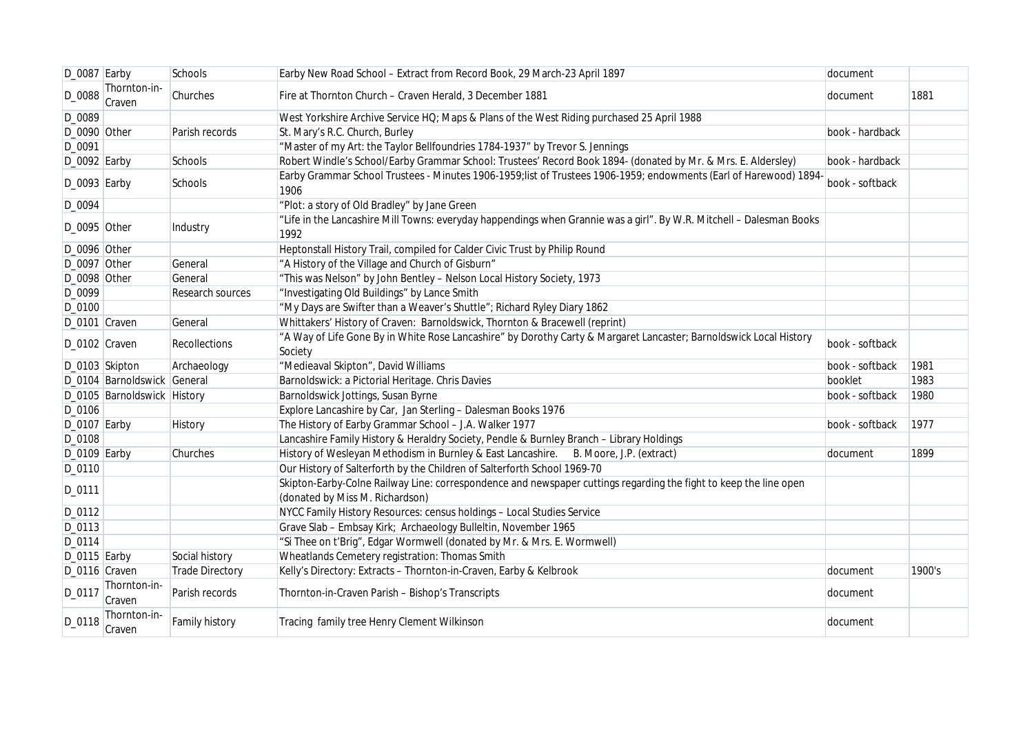| D_0087 | Earby | Schools | Earby New Road School – Extract from Record Book, 29 March-23 April 1897 | document | |
|---|---|---|---|---|---|
| D_0088 | Thornton-in-Craven | Churches | Fire at Thornton Church – Craven Herald, 3 December 1881 | document | 1881 |
| D_0089 | | | West Yorkshire Archive Service HQ; Maps & Plans of the West Riding purchased 25 April 1988 | | |
| D_0090 | Other | Parish records | St. Mary's R.C. Church, Burley | book - hardback | |
| D_0091 | | | "Master of my Art: the Taylor Bellfoundries 1784-1937" by Trevor S. Jennings | | |
| D_0092 | Earby | Schools | Robert Windle's School/Earby Grammar School: Trustees' Record Book 1894- (donated by Mr. & Mrs. E. Aldersley) | book - hardback | |
| D_0093 | Earby | Schools | Earby Grammar School Trustees - Minutes 1906-1959;list of Trustees 1906-1959; endowments (Earl of Harewood) 1894-1906 | book - softback | |
| D_0094 | | | "Plot: a story of Old Bradley" by Jane Green | | |
| D_0095 | Other | Industry | "Life in the Lancashire Mill Towns: everyday happendings when Grannie was a girl". By W.R. Mitchell – Dalesman Books 1992 | | |
| D_0096 | Other | | Heptonstall History Trail, compiled for Calder Civic Trust by Philip Round | | |
| D_0097 | Other | General | "A History of the Village and Church of Gisburn" | | |
| D_0098 | Other | General | "This was Nelson" by John Bentley – Nelson Local History Society, 1973 | | |
| D_0099 | | Research sources | "Investigating Old Buildings" by Lance Smith | | |
| D_0100 | | | "My Days are Swifter than a Weaver's Shuttle"; Richard Ryley Diary 1862 | | |
| D_0101 | Craven | General | Whittakers' History of Craven: Barnoldswick, Thornton & Bracewell (reprint) | | |
| D_0102 | Craven | Recollections | "A Way of Life Gone By in White Rose Lancashire" by Dorothy Carty & Margaret Lancaster; Barnoldswick Local History Society | book - softback | |
| D_0103 | Skipton | Archaeology | "Medieaval Skipton", David Williams | book - softback | 1981 |
| D_0104 | Barnoldswick | General | Barnoldswick: a Pictorial Heritage. Chris Davies | booklet | 1983 |
| D_0105 | Barnoldswick | History | Barnoldswick Jottings, Susan Byrne | book - softback | 1980 |
| D_0106 | | | Explore Lancashire by Car, Jan Sterling – Dalesman Books 1976 | | |
| D_0107 | Earby | History | The History of Earby Grammar School – J.A. Walker 1977 | book - softback | 1977 |
| D_0108 | | | Lancashire Family History & Heraldry Society, Pendle & Burnley Branch – Library Holdings | | |
| D_0109 | Earby | Churches | History of Wesleyan Methodism in Burnley & East Lancashire. B. Moore, J.P. (extract) | document | 1899 |
| D_0110 | | | Our History of Salterforth by the Children of Salterforth School 1969-70 | | |
| D_0111 | | | Skipton-Earby-Colne Railway Line: correspondence and newspaper cuttings regarding the fight to keep the line open (donated by Miss M. Richardson) | | |
| D_0112 | | | NYCC Family History Resources: census holdings – Local Studies Service | | |
| D_0113 | | | Grave Slab – Embsay Kirk; Archaeology Bulleltin, November 1965 | | |
| D_0114 | | | "Si Thee on t'Brig", Edgar Wormwell (donated by Mr. & Mrs. E. Wormwell) | | |
| D_0115 | Earby | Social history | Wheatlands Cemetery registration: Thomas Smith | | |
| D_0116 | Craven | Trade Directory | Kelly's Directory: Extracts – Thornton-in-Craven, Earby & Kelbrook | document | 1900's |
| D_0117 | Thornton-in-Craven | Parish records | Thornton-in-Craven Parish – Bishop's Transcripts | document | |
| D_0118 | Thornton-in-Craven | Family history | Tracing family tree Henry Clement Wilkinson | document | |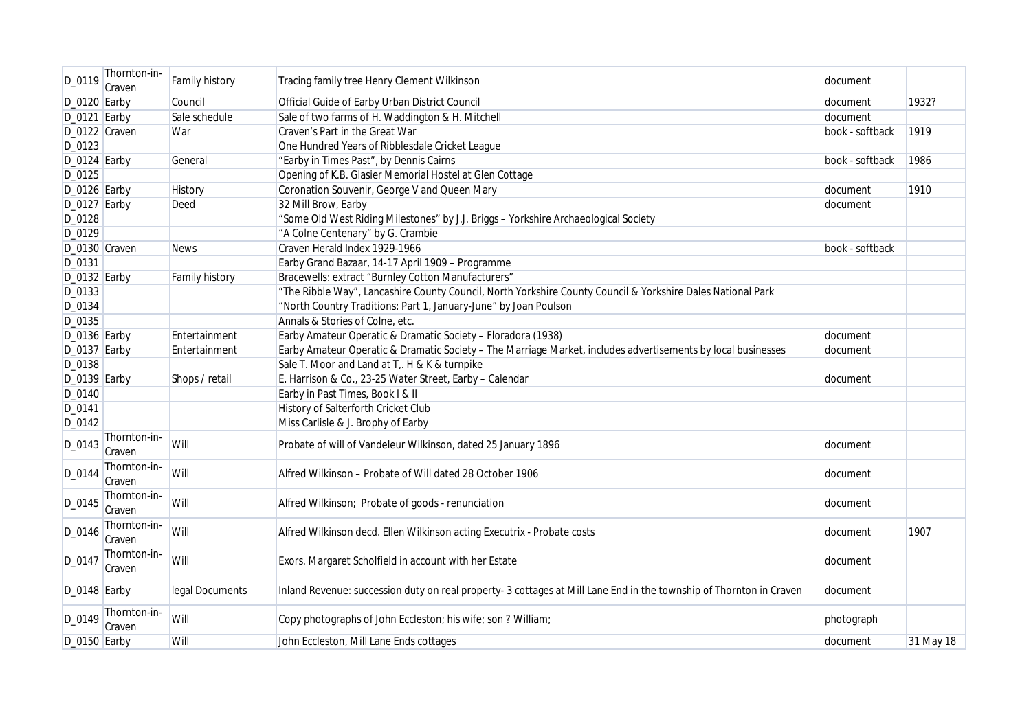| D_0119 | Thornton-in-Craven | Family history | Tracing family tree Henry Clement Wilkinson | document | |
|---|---|---|---|---|---|
| D_0120 | Earby | Council | Official Guide of Earby Urban District Council | document | 1932? |
| D_0121 | Earby | Sale schedule | Sale of two farms of H. Waddington & H. Mitchell | document | |
| D_0122 | Craven | War | Craven's Part in the Great War | book - softback | 1919 |
| D_0123 | | | One Hundred Years of Ribblesdale Cricket League | | |
| D_0124 | Earby | General | "Earby in Times Past", by Dennis Cairns | book - softback | 1986 |
| D_0125 | | | Opening of K.B. Glasier Memorial Hostel at Glen Cottage | | |
| D_0126 | Earby | History | Coronation Souvenir, George V and Queen Mary | document | 1910 |
| D_0127 | Earby | Deed | 32 Mill Brow, Earby | document | |
| D_0128 | | | "Some Old West Riding Milestones" by J.J. Briggs – Yorkshire Archaeological Society | | |
| D_0129 | | | "A Colne Centenary" by G. Crambie | | |
| D_0130 | Craven | News | Craven Herald Index 1929-1966 | book - softback | |
| D_0131 | | | Earby Grand Bazaar, 14-17 April 1909 – Programme | | |
| D_0132 | Earby | Family history | Bracewells: extract "Burnley Cotton Manufacturers" | | |
| D_0133 | | | "The Ribble Way", Lancashire County Council, North Yorkshire County Council & Yorkshire Dales National Park | | |
| D_0134 | | | "North Country Traditions: Part 1, January-June" by Joan Poulson | | |
| D_0135 | | | Annals & Stories of Colne, etc. | | |
| D_0136 | Earby | Entertainment | Earby Amateur Operatic & Dramatic Society – Floradora (1938) | document | |
| D_0137 | Earby | Entertainment | Earby Amateur Operatic & Dramatic Society – The Marriage Market, includes advertisements by local businesses | document | |
| D_0138 | | | Sale T. Moor and Land at T,. H & K & turnpike | | |
| D_0139 | Earby | Shops / retail | E. Harrison & Co., 23-25 Water Street, Earby – Calendar | document | |
| D_0140 | | | Earby in Past Times, Book I & II | | |
| D_0141 | | | History of Salterforth Cricket Club | | |
| D_0142 | | | Miss Carlisle & J. Brophy of Earby | | |
| D_0143 | Thornton-in-Craven | Will | Probate of will of Vandeleur Wilkinson, dated 25 January 1896 | document | |
| D_0144 | Thornton-in-Craven | Will | Alfred Wilkinson – Probate of Will dated 28 October 1906 | document | |
| D_0145 | Thornton-in-Craven | Will | Alfred Wilkinson; Probate of goods - renunciation | document | |
| D_0146 | Thornton-in-Craven | Will | Alfred Wilkinson decd. Ellen Wilkinson acting Executrix - Probate costs | document | 1907 |
| D_0147 | Thornton-in-Craven | Will | Exors. Margaret Scholfield in account with her Estate | document | |
| D_0148 | Earby | legal Documents | Inland Revenue: succession duty on real property- 3 cottages at Mill Lane End in the township of Thornton in Craven | document | |
| D_0149 | Thornton-in-Craven | Will | Copy photographs of John Eccleston; his wife; son ? William; | photograph | |
| D_0150 | Earby | Will | John Eccleston, Mill Lane Ends cottages | document | 31 May 18 |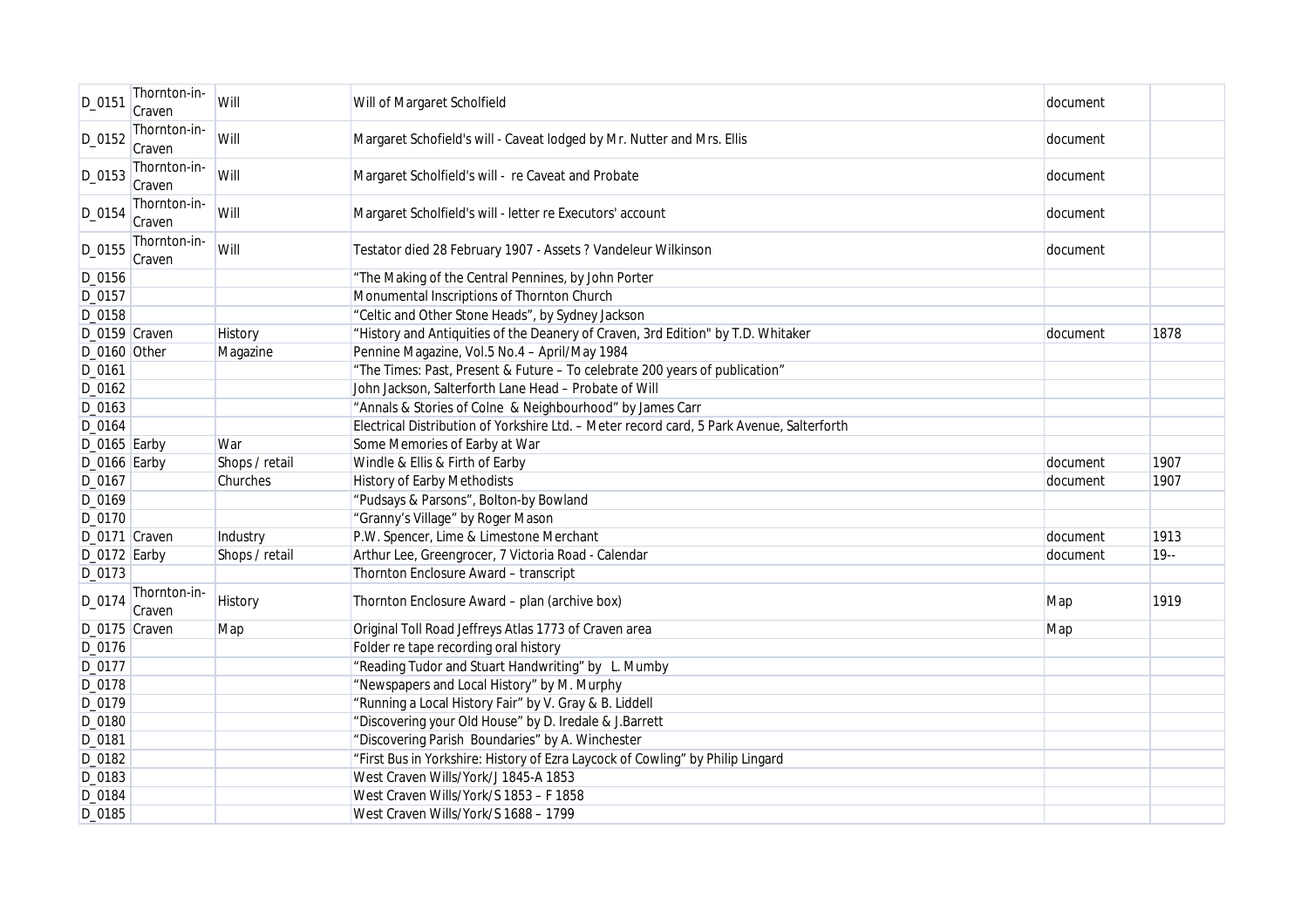| D_0151 | Thornton-in-Craven | Will | Will of Margaret Scholfield | document | |
|---|---|---|---|---|---|
| D_0152 | Thornton-in-Craven | Will | Margaret Schofield's will - Caveat lodged by Mr. Nutter and Mrs. Ellis | document | |
| D_0153 | Thornton-in-Craven | Will | Margaret Scholfield's will - re Caveat and Probate | document | |
| D_0154 | Thornton-in-Craven | Will | Margaret Scholfield's will - letter re Executors' account | document | |
| D_0155 | Thornton-in-Craven | Will | Testator died 28 February 1907 - Assets ? Vandeleur Wilkinson | document | |
| D_0156 | | | "The Making of the Central Pennines, by John Porter | | |
| D_0157 | | | Monumental Inscriptions of Thornton Church | | |
| D_0158 | | | "Celtic and Other Stone Heads", by Sydney Jackson | | |
| D_0159 | Craven | History | "History and Antiquities of the Deanery of Craven, 3rd Edition" by T.D. Whitaker | document | 1878 |
| D_0160 | Other | Magazine | Pennine Magazine, Vol.5 No.4 – April/May 1984 | | |
| D_0161 | | | "The Times: Past, Present & Future – To celebrate 200 years of publication" | | |
| D_0162 | | | John Jackson, Salterforth Lane Head – Probate of Will | | |
| D_0163 | | | "Annals & Stories of Colne & Neighbourhood" by James Carr | | |
| D_0164 | | | Electrical Distribution of Yorkshire Ltd. – Meter record card, 5 Park Avenue, Salterforth | | |
| D_0165 | Earby | War | Some Memories of Earby at War | | |
| D_0166 | Earby | Shops / retail | Windle & Ellis & Firth of Earby | document | 1907 |
| D_0167 | | Churches | History of Earby Methodists | document | 1907 |
| D_0169 | | | "Pudsays & Parsons", Bolton-by Bowland | | |
| D_0170 | | | "Granny's Village" by Roger Mason | | |
| D_0171 | Craven | Industry | P.W. Spencer, Lime & Limestone Merchant | document | 1913 |
| D_0172 | Earby | Shops / retail | Arthur Lee, Greengrocer, 7 Victoria Road - Calendar | document | 19-- |
| D_0173 | | | Thornton Enclosure Award – transcript | | |
| D_0174 | Thornton-in-Craven | History | Thornton Enclosure Award – plan (archive box) | Map | 1919 |
| D_0175 | Craven | Map | Original Toll Road Jeffreys Atlas 1773 of Craven area | Map | |
| D_0176 | | | Folder re tape recording oral history | | |
| D_0177 | | | "Reading Tudor and Stuart Handwriting" by L. Mumby | | |
| D_0178 | | | "Newspapers and Local History" by M. Murphy | | |
| D_0179 | | | "Running a Local History Fair" by V. Gray & B. Liddell | | |
| D_0180 | | | "Discovering your Old House" by D. Iredale & J.Barrett | | |
| D_0181 | | | "Discovering Parish Boundaries" by A. Winchester | | |
| D_0182 | | | "First Bus in Yorkshire: History of Ezra Laycock of Cowling" by Philip Lingard | | |
| D_0183 | | | West Craven Wills/York/J 1845-A 1853 | | |
| D_0184 | | | West Craven Wills/York/S 1853 – F 1858 | | |
| D_0185 | | | West Craven Wills/York/S 1688 – 1799 | | |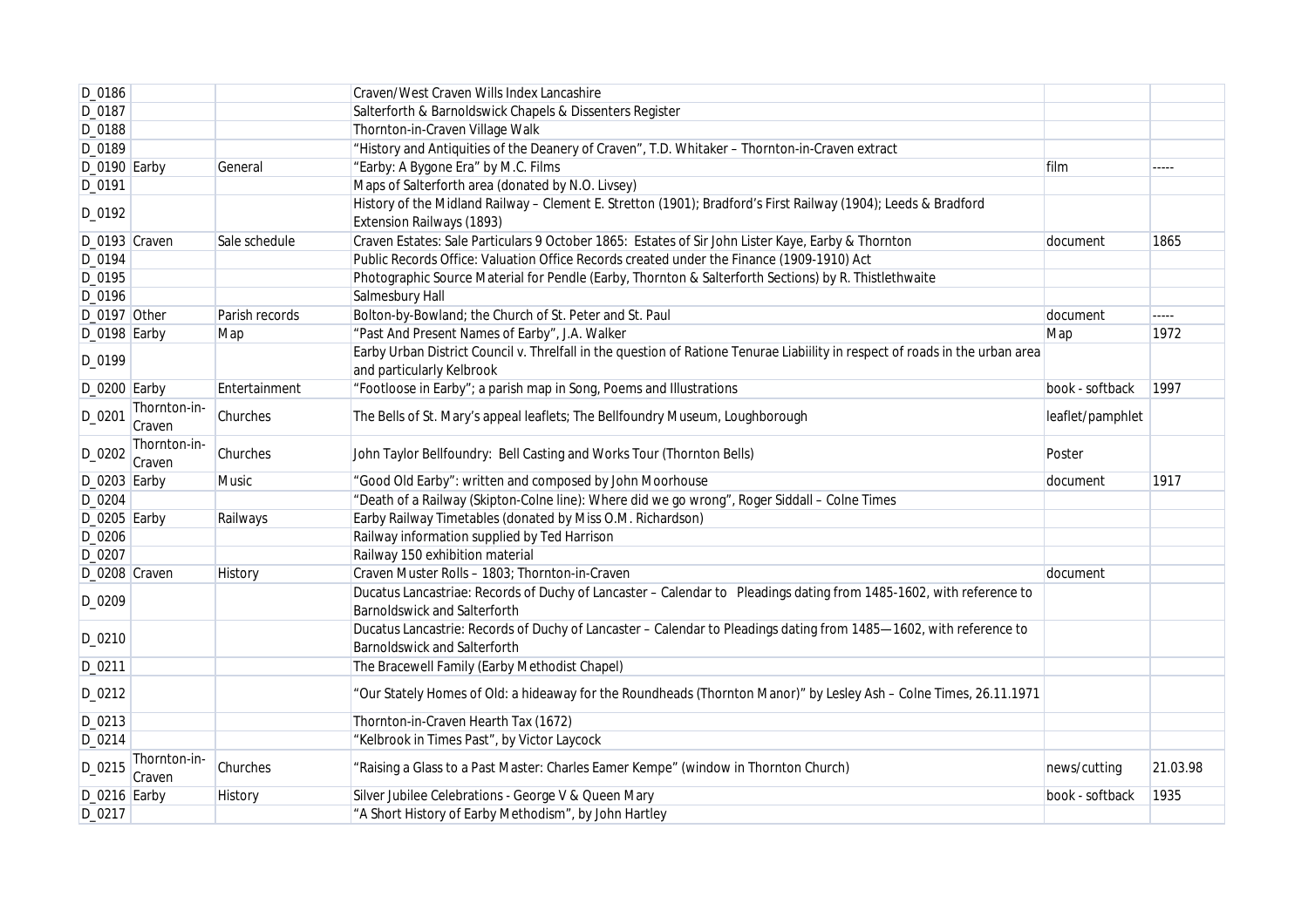| D_0186 | | | Craven/West Craven Wills Index Lancashire | | |
|---|---|---|---|---|---|
| D_0187 | | | Salterforth & Barnoldswick Chapels & Dissenters Register | | |
| D_0188 | | | Thornton-in-Craven Village Walk | | |
| D_0189 | | | "History and Antiquities of the Deanery of Craven", T.D. Whitaker – Thornton-in-Craven extract | | |
| D_0190 | Earby | General | "Earby: A Bygone Era" by M.C. Films | film | ----- |
| D_0191 | | | Maps of Salterforth area (donated by N.O. Livsey) | | |
| D_0192 | | | History of the Midland Railway – Clement E. Stretton (1901); Bradford's First Railway (1904); Leeds & Bradford Extension Railways (1893) | | |
| D_0193 | Craven | Sale schedule | Craven Estates: Sale Particulars 9 October 1865: Estates of Sir John Lister Kaye, Earby & Thornton | document | 1865 |
| D_0194 | | | Public Records Office: Valuation Office Records created under the Finance (1909-1910) Act | | |
| D_0195 | | | Photographic Source Material for Pendle (Earby, Thornton & Salterforth Sections) by R. Thistlethwaite | | |
| D_0196 | | | Salmesbury Hall | | |
| D_0197 | Other | Parish records | Bolton-by-Bowland; the Church of St. Peter and St. Paul | document | ----- |
| D_0198 | Earby | Map | "Past And Present Names of Earby", J.A. Walker | Map | 1972 |
| D_0199 | | | Earby Urban District Council v. Threlfall in the question of Ratione Tenurae Liability in respect of roads in the urban area and particularly Kelbrook | | |
| D_0200 | Earby | Entertainment | "Footloose in Earby"; a parish map in Song, Poems and Illustrations | book - softback | 1997 |
| D_0201 | Thornton-in-Craven | Churches | The Bells of St. Mary's appeal leaflets; The Bellfoundry Museum, Loughborough | leaflet/pamphlet | |
| D_0202 | Thornton-in-Craven | Churches | John Taylor Bellfoundry: Bell Casting and Works Tour (Thornton Bells) | Poster | |
| D_0203 | Earby | Music | "Good Old Earby": written and composed by John Moorhouse | document | 1917 |
| D_0204 | | | "Death of a Railway (Skipton-Colne line): Where did we go wrong", Roger Siddall – Colne Times | | |
| D_0205 | Earby | Railways | Earby Railway Timetables (donated by Miss O.M. Richardson) | | |
| D_0206 | | | Railway information supplied by Ted Harrison | | |
| D_0207 | | | Railway 150 exhibition material | | |
| D_0208 | Craven | History | Craven Muster Rolls – 1803; Thornton-in-Craven | document | |
| D_0209 | | | Ducatus Lancastriae: Records of Duchy of Lancaster – Calendar to Pleadings dating from 1485-1602, with reference to Barnoldswick and Salterforth | | |
| D_0210 | | | Ducatus Lancastrie: Records of Duchy of Lancaster – Calendar to Pleadings dating from 1485—1602, with reference to Barnoldswick and Salterforth | | |
| D_0211 | | | The Bracewell Family (Earby Methodist Chapel) | | |
| D_0212 | | | "Our Stately Homes of Old: a hideaway for the Roundheads (Thornton Manor)" by Lesley Ash – Colne Times, 26.11.1971 | | |
| D_0213 | | | Thornton-in-Craven Hearth Tax (1672) | | |
| D_0214 | | | "Kelbrook in Times Past", by Victor Laycock | | |
| D_0215 | Thornton-in-Craven | Churches | "Raising a Glass to a Past Master: Charles Eamer Kempe" (window in Thornton Church) | news/cutting | 21.03.98 |
| D_0216 | Earby | History | Silver Jubilee Celebrations - George V & Queen Mary | book - softback | 1935 |
| D_0217 | | | "A Short History of Earby Methodism", by John Hartley | | |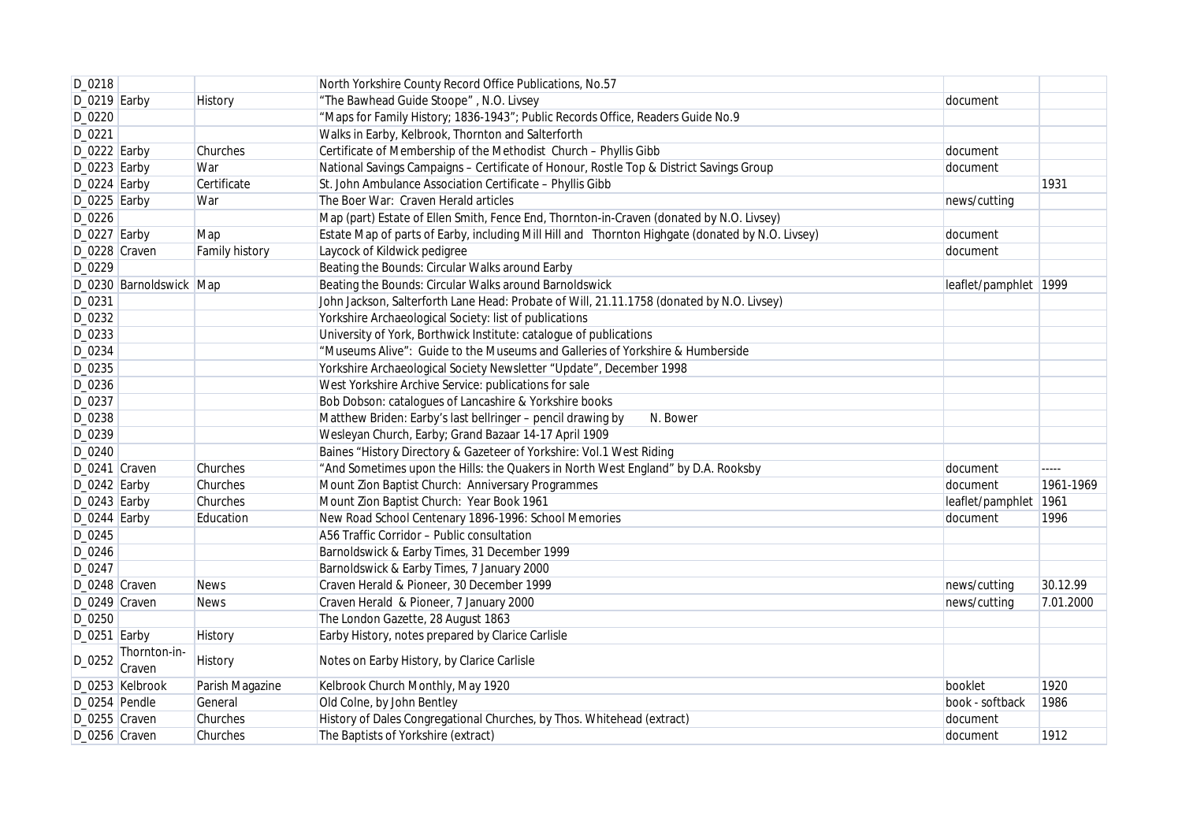| D_0218 | | | North Yorkshire County Record Office Publications, No.57 | | |
|---|---|---|---|---|---|
| D_0219 | Earby | History | "The Bawhead Guide Stoope" , N.O. Livsey | document | |
| D_0220 | | | "Maps for Family History; 1836-1943"; Public Records Office, Readers Guide No.9 | | |
| D_0221 | | | Walks in Earby, Kelbrook, Thornton and Salterforth | | |
| D_0222 | Earby | Churches | Certificate of Membership of the Methodist Church – Phyllis Gibb | document | |
| D_0223 | Earby | War | National Savings Campaigns – Certificate of Honour, Rostle Top & District Savings Group | document | |
| D_0224 | Earby | Certificate | St. John Ambulance Association Certificate – Phyllis Gibb | | 1931 |
| D_0225 | Earby | War | The Boer War: Craven Herald articles | news/cutting | |
| D_0226 | | | Map (part) Estate of Ellen Smith, Fence End, Thornton-in-Craven (donated by N.O. Livsey) | | |
| D_0227 | Earby | Map | Estate Map of parts of Earby, including Mill Hill and Thornton Highgate (donated by N.O. Livsey) | document | |
| D_0228 | Craven | Family history | Laycock of Kildwick pedigree | document | |
| D_0229 | | | Beating the Bounds: Circular Walks around Earby | | |
| D_0230 | Barnoldswick | Map | Beating the Bounds: Circular Walks around Barnoldswick | leaflet/pamphlet | 1999 |
| D_0231 | | | John Jackson, Salterforth Lane Head: Probate of Will, 21.11.1758 (donated by N.O. Livsey) | | |
| D_0232 | | | Yorkshire Archaeological Society: list of publications | | |
| D_0233 | | | University of York, Borthwick Institute: catalogue of publications | | |
| D_0234 | | | "Museums Alive": Guide to the Museums and Galleries of Yorkshire & Humberside | | |
| D_0235 | | | Yorkshire Archaeological Society Newsletter "Update", December 1998 | | |
| D_0236 | | | West Yorkshire Archive Service: publications for sale | | |
| D_0237 | | | Bob Dobson: catalogues of Lancashire & Yorkshire books | | |
| D_0238 | | | Matthew Briden: Earby's last bellringer – pencil drawing by N. Bower | | |
| D_0239 | | | Wesleyan Church, Earby; Grand Bazaar 14-17 April 1909 | | |
| D_0240 | | | Baines "History Directory & Gazeteer of Yorkshire: Vol.1 West Riding | | |
| D_0241 | Craven | Churches | "And Sometimes upon the Hills: the Quakers in North West England" by D.A. Rooksby | document | ----- |
| D_0242 | Earby | Churches | Mount Zion Baptist Church: Anniversary Programmes | document | 1961-1969 |
| D_0243 | Earby | Churches | Mount Zion Baptist Church: Year Book 1961 | leaflet/pamphlet | 1961 |
| D_0244 | Earby | Education | New Road School Centenary 1896-1996: School Memories | document | 1996 |
| D_0245 | | | A56 Traffic Corridor – Public consultation | | |
| D_0246 | | | Barnoldswick & Earby Times, 31 December 1999 | | |
| D_0247 | | | Barnoldswick & Earby Times, 7 January 2000 | | |
| D_0248 | Craven | News | Craven Herald & Pioneer, 30 December 1999 | news/cutting | 30.12.99 |
| D_0249 | Craven | News | Craven Herald & Pioneer, 7 January 2000 | news/cutting | 7.01.2000 |
| D_0250 | | | The London Gazette, 28 August 1863 | | |
| D_0251 | Earby | History | Earby History, notes prepared by Clarice Carlisle | | |
| D_0252 | Thornton-in-Craven | History | Notes on Earby History, by Clarice Carlisle | | |
| D_0253 | Kelbrook | Parish Magazine | Kelbrook Church Monthly, May 1920 | booklet | 1920 |
| D_0254 | Pendle | General | Old Colne, by John Bentley | book - softback | 1986 |
| D_0255 | Craven | Churches | History of Dales Congregational Churches, by Thos. Whitehead (extract) | document | |
| D_0256 | Craven | Churches | The Baptists of Yorkshire (extract) | document | 1912 |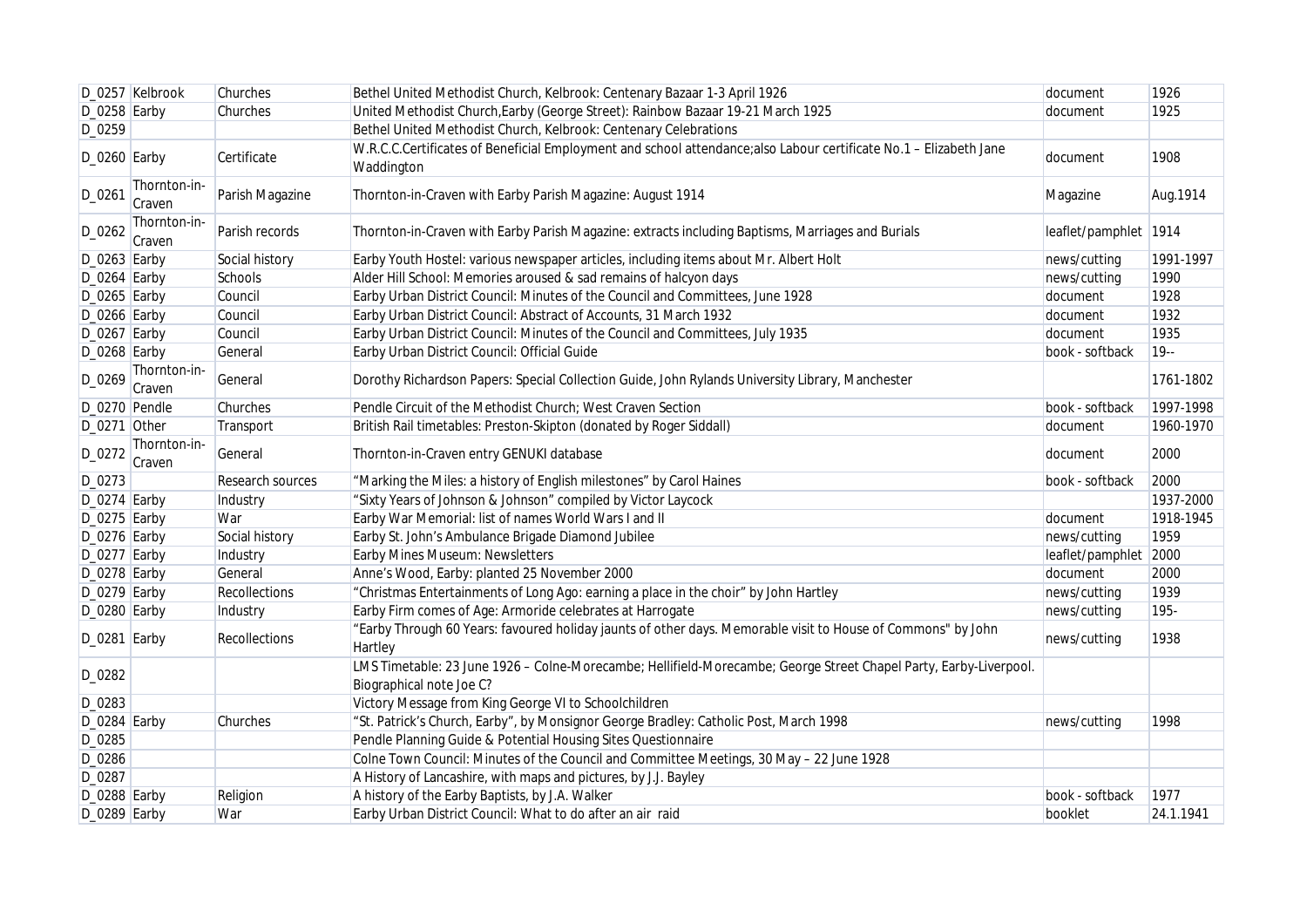| D_0257 | Kelbrook | Churches | Bethel United Methodist Church, Kelbrook: Centenary Bazaar 1-3 April 1926 | document | 1926 |
|---|---|---|---|---|---|
| D_0258 | Earby | Churches | United Methodist Church,Earby (George Street): Rainbow Bazaar 19-21 March 1925 | document | 1925 |
| D_0259 | | | Bethel United Methodist Church, Kelbrook: Centenary Celebrations | | |
| D_0260 | Earby | Certificate | W.R.C.C.Certificates of Beneficial Employment and school attendance;also Labour certificate No.1 – Elizabeth Jane Waddington | document | 1908 |
| D_0261 | Thornton-in-Craven | Parish Magazine | Thornton-in-Craven with Earby Parish Magazine: August 1914 | Magazine | Aug.1914 |
| D_0262 | Thornton-in-Craven | Parish records | Thornton-in-Craven with Earby Parish Magazine: extracts including Baptisms, Marriages and Burials | leaflet/pamphlet | 1914 |
| D_0263 | Earby | Social history | Earby Youth Hostel: various newspaper articles, including items about Mr. Albert Holt | news/cutting | 1991-1997 |
| D_0264 | Earby | Schools | Alder Hill School: Memories aroused & sad remains of halcyon days | news/cutting | 1990 |
| D_0265 | Earby | Council | Earby Urban District Council: Minutes of the Council and Committees, June 1928 | document | 1928 |
| D_0266 | Earby | Council | Earby Urban District Council: Abstract of Accounts, 31 March 1932 | document | 1932 |
| D_0267 | Earby | Council | Earby Urban District Council: Minutes of the Council and Committees, July 1935 | document | 1935 |
| D_0268 | Earby | General | Earby Urban District Council: Official Guide | book - softback | 19-- |
| D_0269 | Thornton-in-Craven | General | Dorothy Richardson Papers: Special Collection Guide, John Rylands University Library, Manchester | | 1761-1802 |
| D_0270 | Pendle | Churches | Pendle Circuit of the Methodist Church; West Craven Section | book - softback | 1997-1998 |
| D_0271 | Other | Transport | British Rail timetables: Preston-Skipton (donated by Roger Siddall) | document | 1960-1970 |
| D_0272 | Thornton-in-Craven | General | Thornton-in-Craven entry GENUKI database | document | 2000 |
| D_0273 | | Research sources | "Marking the Miles: a history of English milestones" by Carol Haines | book - softback | 2000 |
| D_0274 | Earby | Industry | "Sixty Years of Johnson & Johnson" compiled by Victor Laycock | | 1937-2000 |
| D_0275 | Earby | War | Earby War Memorial: list of names World Wars I and II | document | 1918-1945 |
| D_0276 | Earby | Social history | Earby St. John's Ambulance Brigade Diamond Jubilee | news/cutting | 1959 |
| D_0277 | Earby | Industry | Earby Mines Museum: Newsletters | leaflet/pamphlet | 2000 |
| D_0278 | Earby | General | Anne's Wood, Earby: planted 25 November 2000 | document | 2000 |
| D_0279 | Earby | Recollections | "Christmas Entertainments of Long Ago: earning a place in the choir" by John Hartley | news/cutting | 1939 |
| D_0280 | Earby | Industry | Earby Firm comes of Age: Armoride celebrates at Harrogate | news/cutting | 195- |
| D_0281 | Earby | Recollections | "Earby Through 60 Years: favoured holiday jaunts of other days. Memorable visit to House of Commons" by John Hartley | news/cutting | 1938 |
| D_0282 | | | LMS Timetable: 23 June 1926 – Colne-Morecambe; Hellifield-Morecambe; George Street Chapel Party, Earby-Liverpool. Biographical note Joe C? | | |
| D_0283 | | | Victory Message from King George VI to Schoolchildren | | |
| D_0284 | Earby | Churches | "St. Patrick's Church, Earby", by Monsignor George Bradley: Catholic Post, March 1998 | news/cutting | 1998 |
| D_0285 | | | Pendle Planning Guide & Potential Housing Sites Questionnaire | | |
| D_0286 | | | Colne Town Council: Minutes of the Council and Committee Meetings, 30 May – 22 June 1928 | | |
| D_0287 | | | A History of Lancashire, with maps and pictures, by J.J. Bayley | | |
| D_0288 | Earby | Religion | A history of the Earby Baptists, by J.A. Walker | book - softback | 1977 |
| D_0289 | Earby | War | Earby Urban District Council: What to do after an air raid | booklet | 24.1.1941 |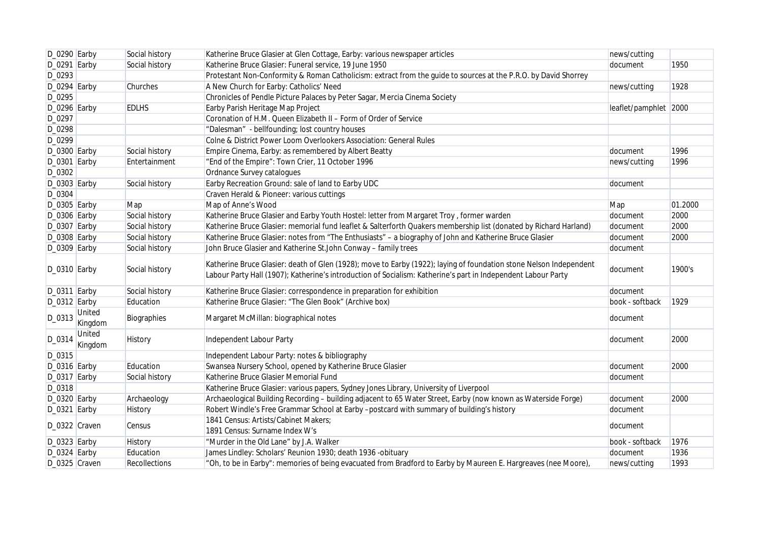| D_0290 | Earby | Social history | Katherine Bruce Glasier at Glen Cottage, Earby: various newspaper articles | news/cutting | |
|---|---|---|---|---|---|
| D_0291 | Earby | Social history | Katherine Bruce Glasier: Funeral service, 19 June 1950 | document | 1950 |
| D_0293 | | | Protestant Non-Conformity & Roman Catholicism: extract from the guide to sources at the P.R.O. by David Shorrey | | |
| D_0294 | Earby | Churches | A New Church for Earby: Catholics' Need | news/cutting | 1928 |
| D_0295 | | | Chronicles of Pendle Picture Palaces by Peter Sagar, Mercia Cinema Society | | |
| D_0296 | Earby | EDLHS | Earby Parish Heritage Map Project | leaflet/pamphlet | 2000 |
| D_0297 | | | Coronation of H.M. Queen Elizabeth II – Form of Order of Service | | |
| D_0298 | | | "Dalesman" - bellfounding; lost country houses | | |
| D_0299 | | | Colne & District Power Loom Overlookers Association: General Rules | | |
| D_0300 | Earby | Social history | Empire Cinema, Earby: as remembered by Albert Beatty | document | 1996 |
| D_0301 | Earby | Entertainment | "End of the Empire": Town Crier, 11 October 1996 | news/cutting | 1996 |
| D_0302 | | | Ordnance Survey catalogues | | |
| D_0303 | Earby | Social history | Earby Recreation Ground: sale of land to Earby UDC | document | |
| D_0304 | | | Craven Herald & Pioneer: various cuttings | | |
| D_0305 | Earby | Map | Map of Anne's Wood | Map | 01.2000 |
| D_0306 | Earby | Social history | Katherine Bruce Glasier and Earby Youth Hostel: letter from Margaret Troy , former warden | document | 2000 |
| D_0307 | Earby | Social history | Katherine Bruce Glasier: memorial fund leaflet & Salterforth Quakers membership list (donated by Richard Harland) | document | 2000 |
| D_0308 | Earby | Social history | Katherine Bruce Glasier: notes from "The Enthusiasts" – a biography of John and Katherine Bruce Glasier | document | 2000 |
| D_0309 | Earby | Social history | John Bruce Glasier and Katherine St.John Conway – family trees | document | |
| D_0310 | Earby | Social history | Katherine Bruce Glasier: death of Glen (1928); move to Earby (1922); laying of foundation stone Nelson Independent Labour Party Hall (1907); Katherine's introduction of Socialism: Katherine's part in Independent Labour Party | document | 1900's |
| D_0311 | Earby | Social history | Katherine Bruce Glasier: correspondence in preparation for exhibition | document | |
| D_0312 | Earby | Education | Katherine Bruce Glasier: "The Glen Book" (Archive box) | book - softback | 1929 |
| D_0313 | United Kingdom | Biographies | Margaret McMillan: biographical notes | document | |
| D_0314 | United Kingdom | History | Independent Labour Party | document | 2000 |
| D_0315 | | | Independent Labour Party: notes & bibliography | | |
| D_0316 | Earby | Education | Swansea Nursery School, opened by Katherine Bruce Glasier | document | 2000 |
| D_0317 | Earby | Social history | Katherine Bruce Glasier Memorial Fund | document | |
| D_0318 | | | Katherine Bruce Glasier: various papers, Sydney Jones Library, University of Liverpool | | |
| D_0320 | Earby | Archaeology | Archaeological Building Recording – building adjacent to 65 Water Street, Earby (now known as Waterside Forge) | document | 2000 |
| D_0321 | Earby | History | Robert Windle's Free Grammar School at Earby –postcard with summary of building's history | document | |
| D_0322 | Craven | Census | 1841 Census: Artists/Cabinet Makers; 1891 Census: Surname Index W's | document | |
| D_0323 | Earby | History | "Murder in the Old Lane" by J.A. Walker | book - softback | 1976 |
| D_0324 | Earby | Education | James Lindley: Scholars' Reunion 1930; death 1936 -obituary | document | 1936 |
| D_0325 | Craven | Recollections | "Oh, to be in Earby": memories of being evacuated from Bradford to Earby by Maureen E. Hargreaves (nee Moore), | news/cutting | 1993 |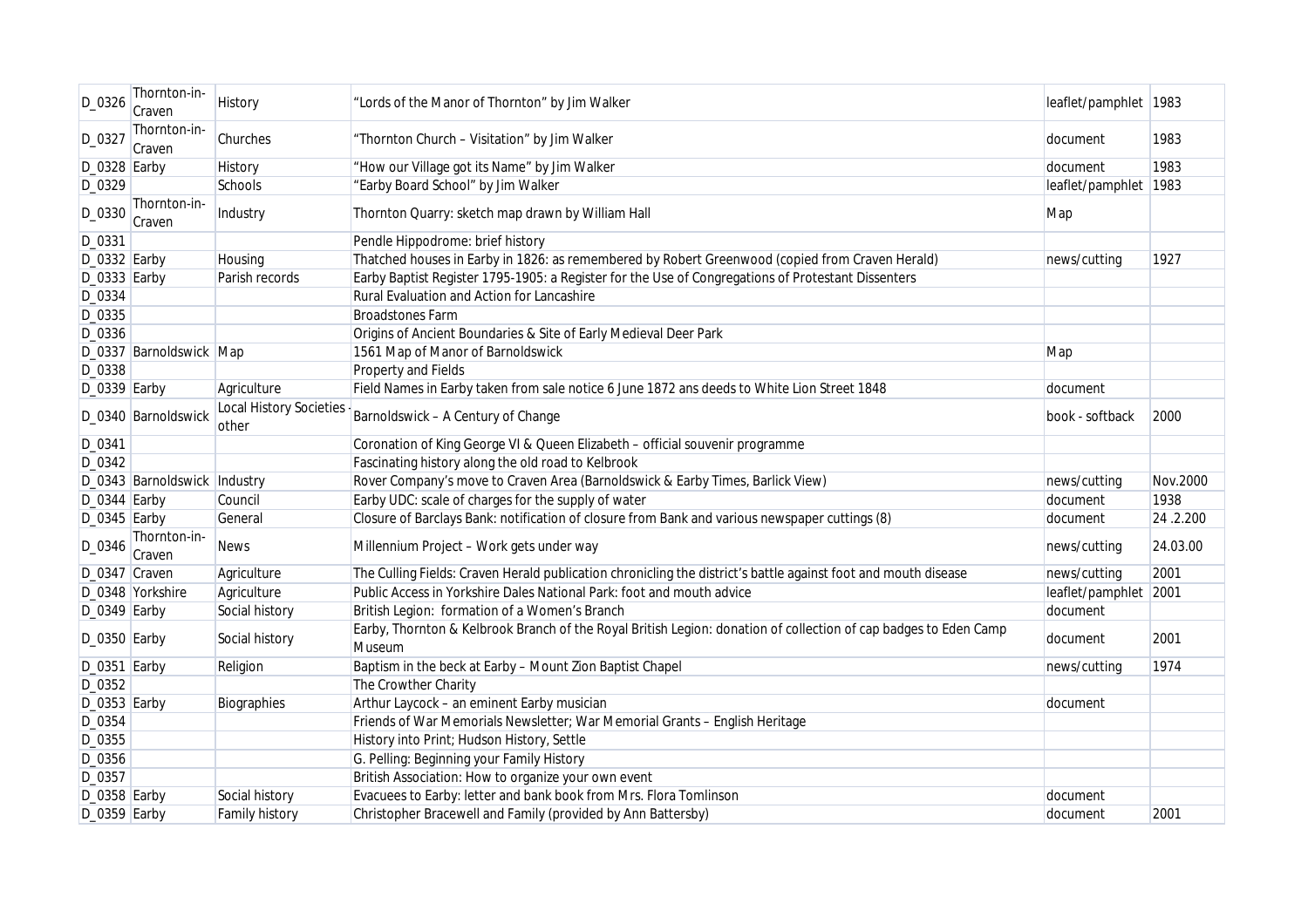| D_0326 | Thornton-in-Craven | History | "Lords of the Manor of Thornton" by Jim Walker | leaflet/pamphlet | 1983 |
|---|---|---|---|---|---|
| D_0327 | Thornton-in-Craven | Churches | "Thornton Church – Visitation" by Jim Walker | document | 1983 |
| D_0328 | Earby | History | "How our Village got its Name" by Jim Walker | document | 1983 |
| D_0329 | | Schools | "Earby Board School" by Jim Walker | leaflet/pamphlet | 1983 |
| D_0330 | Thornton-in-Craven | Industry | Thornton Quarry: sketch map drawn by William Hall | Map | |
| D_0331 | | | Pendle Hippodrome: brief history | | |
| D_0332 | Earby | Housing | Thatched houses in Earby in 1826: as remembered by Robert Greenwood (copied from Craven Herald) | news/cutting | 1927 |
| D_0333 | Earby | Parish records | Earby Baptist Register 1795-1905: a Register for the Use of Congregations of Protestant Dissenters | | |
| D_0334 | | | Rural Evaluation and Action for Lancashire | | |
| D_0335 | | | Broadstones Farm | | |
| D_0336 | | | Origins of Ancient Boundaries & Site of Early Medieval Deer Park | | |
| D_0337 | Barnoldswick | Map | 1561 Map of Manor of Barnoldswick | Map | |
| D_0338 | | | Property and Fields | | |
| D_0339 | Earby | Agriculture | Field Names in Earby taken from sale notice 6 June 1872 ans deeds to White Lion Street 1848 | document | |
| D_0340 | Barnoldswick | Local History Societies - other | Barnoldswick – A Century of Change | book - softback | 2000 |
| D_0341 | | | Coronation of King George VI & Queen Elizabeth – official souvenir programme | | |
| D_0342 | | | Fascinating history along the old road to Kelbrook | | |
| D_0343 | Barnoldswick | Industry | Rover Company's move to Craven Area (Barnoldswick & Earby Times, Barlick View) | news/cutting | Nov.2000 |
| D_0344 | Earby | Council | Earby UDC: scale of charges for the supply of water | document | 1938 |
| D_0345 | Earby | General | Closure of Barclays Bank: notification of closure from Bank and various newspaper cuttings (8) | document | 24 .2.200 |
| D_0346 | Thornton-in-Craven | News | Millennium Project – Work gets under way | news/cutting | 24.03.00 |
| D_0347 | Craven | Agriculture | The Culling Fields: Craven Herald publication chronicling the district's battle against foot and mouth disease | news/cutting | 2001 |
| D_0348 | Yorkshire | Agriculture | Public Access in Yorkshire Dales National Park: foot and mouth advice | leaflet/pamphlet | 2001 |
| D_0349 | Earby | Social history | British Legion: formation of a Women's Branch | document | |
| D_0350 | Earby | Social history | Earby, Thornton & Kelbrook Branch of the Royal British Legion: donation of collection of cap badges to Eden Camp Museum | document | 2001 |
| D_0351 | Earby | Religion | Baptism in the beck at Earby – Mount Zion Baptist Chapel | news/cutting | 1974 |
| D_0352 | | | The Crowther Charity | | |
| D_0353 | Earby | Biographies | Arthur Laycock – an eminent Earby musician | document | |
| D_0354 | | | Friends of War Memorials Newsletter; War Memorial Grants – English Heritage | | |
| D_0355 | | | History into Print; Hudson History, Settle | | |
| D_0356 | | | G. Pelling: Beginning your Family History | | |
| D_0357 | | | British Association: How to organize your own event | | |
| D_0358 | Earby | Social history | Evacuees to Earby: letter and bank book from Mrs. Flora Tomlinson | document | |
| D_0359 | Earby | Family history | Christopher Bracewell and Family (provided by Ann Battersby) | document | 2001 |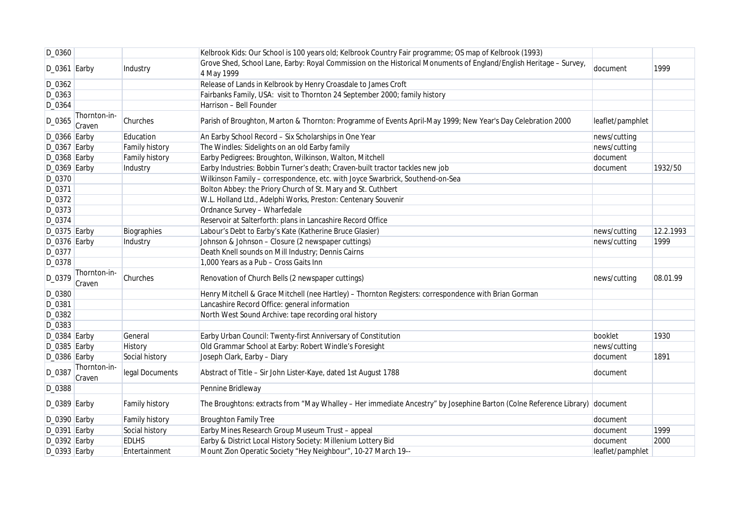| D_0360 | | | Kelbrook Kids: Our School is 100 years old; Kelbrook Country Fair programme; OS map of Kelbrook (1993) | | |
|---|---|---|---|---|---|
| D_0361 | Earby | Industry | Grove Shed, School Lane, Earby: Royal Commission on the Historical Monuments of England/English Heritage – Survey, 4 May 1999 | document | 1999 |
| D_0362 | | | Release of Lands in Kelbrook by Henry Croasdale to James Croft | | |
| D_0363 | | | Fairbanks Family, USA: visit to Thornton 24 September 2000; family history | | |
| D_0364 | | | Harrison – Bell Founder | | |
| D_0365 | Thornton-in-Craven | Churches | Parish of Broughton, Marton & Thornton: Programme of Events April-May 1999; New Year's Day Celebration 2000 | leaflet/pamphlet | |
| D_0366 | Earby | Education | An Earby School Record – Six Scholarships in One Year | news/cutting | |
| D_0367 | Earby | Family history | The Windles: Sidelights on an old Earby family | news/cutting | |
| D_0368 | Earby | Family history | Earby Pedigrees: Broughton, Wilkinson, Walton, Mitchell | document | |
| D_0369 | Earby | Industry | Earby Industries: Bobbin Turner's death; Craven-built tractor tackles new job | document | 1932/50 |
| D_0370 | | | Wilkinson Family – correspondence, etc. with Joyce Swarbrick, Southend-on-Sea | | |
| D_0371 | | | Bolton Abbey: the Priory Church of St. Mary and St. Cuthbert | | |
| D_0372 | | | W.L. Holland Ltd., Adelphi Works, Preston: Centenary Souvenir | | |
| D_0373 | | | Ordnance Survey – Wharfedale | | |
| D_0374 | | | Reservoir at Salterforth: plans in Lancashire Record Office | | |
| D_0375 | Earby | Biographies | Labour's Debt to Earby's Kate (Katherine Bruce Glasier) | news/cutting | 12.2.1993 |
| D_0376 | Earby | Industry | Johnson & Johnson – Closure (2 newspaper cuttings) | news/cutting | 1999 |
| D_0377 | | | Death Knell sounds on Mill Industry; Dennis Cairns | | |
| D_0378 | | | 1,000 Years as a Pub – Cross Gaits Inn | | |
| D_0379 | Thornton-in-Craven | Churches | Renovation of Church Bells (2 newspaper cuttings) | news/cutting | 08.01.99 |
| D_0380 | | | Henry Mitchell & Grace Mitchell (nee Hartley) – Thornton Registers: correspondence with Brian Gorman | | |
| D_0381 | | | Lancashire Record Office: general information | | |
| D_0382 | | | North West Sound Archive: tape recording oral history | | |
| D_0383 | | | | | |
| D_0384 | Earby | General | Earby Urban Council: Twenty-first Anniversary of Constitution | booklet | 1930 |
| D_0385 | Earby | History | Old Grammar School at Earby: Robert Windle's Foresight | news/cutting | |
| D_0386 | Earby | Social history | Joseph Clark, Earby – Diary | document | 1891 |
| D_0387 | Thornton-in-Craven | legal Documents | Abstract of Title – Sir John Lister-Kaye, dated 1st August 1788 | document | |
| D_0388 | | | Pennine Bridleway | | |
| D_0389 | Earby | Family history | The Broughtons: extracts from "May Whalley – Her immediate Ancestry" by Josephine Barton (Colne Reference Library) | document | |
| D_0390 | Earby | Family history | Broughton Family Tree | document | |
| D_0391 | Earby | Social history | Earby Mines Research Group Museum Trust – appeal | document | 1999 |
| D_0392 | Earby | EDLHS | Earby & District Local History Society: Millenium Lottery Bid | document | 2000 |
| D_0393 | Earby | Entertainment | Mount Zion Operatic Society "Hey Neighbour", 10-27 March 19-- | leaflet/pamphlet | |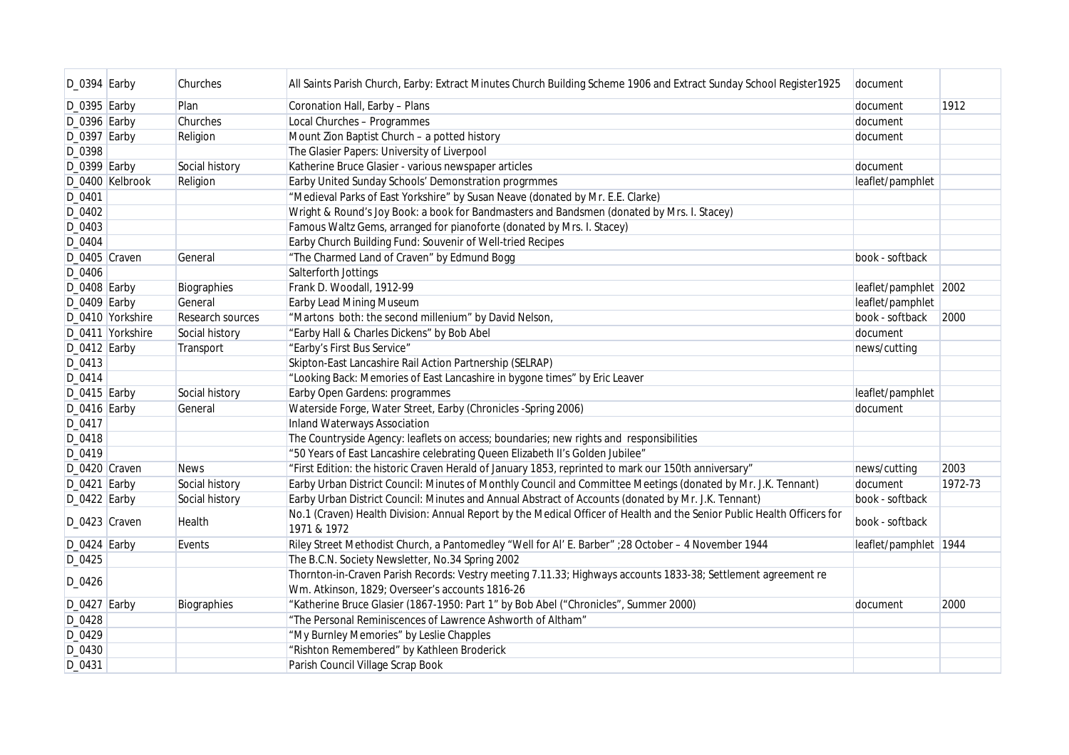| D_0394 | Earby | Churches | All Saints Parish Church, Earby: Extract Minutes Church Building Scheme 1906 and Extract Sunday School Register1925 | document | |
|---|---|---|---|---|---|
| D_0395 | Earby | Plan | Coronation Hall, Earby – Plans | document | 1912 |
| D_0396 | Earby | Churches | Local Churches – Programmes | document | |
| D_0397 | Earby | Religion | Mount Zion Baptist Church – a potted history | document | |
| D_0398 | | | The Glasier Papers: University of Liverpool | | |
| D_0399 | Earby | Social history | Katherine Bruce Glasier - various newspaper articles | document | |
| D_0400 | Kelbrook | Religion | Earby United Sunday Schools' Demonstration progrmmes | leaflet/pamphlet | |
| D_0401 | | | "Medieval Parks of East Yorkshire" by Susan Neave (donated by Mr. E.E. Clarke) | | |
| D_0402 | | | Wright & Round's Joy Book: a book for Bandmasters and Bandsmen (donated by Mrs. I. Stacey) | | |
| D_0403 | | | Famous Waltz Gems, arranged for pianoforte (donated by Mrs. I. Stacey) | | |
| D_0404 | | | Earby Church Building Fund: Souvenir of Well-tried Recipes | | |
| D_0405 | Craven | General | "The Charmed Land of Craven" by Edmund Bogg | book - softback | |
| D_0406 | | | Salterforth Jottings | | |
| D_0408 | Earby | Biographies | Frank D. Woodall, 1912-99 | leaflet/pamphlet | 2002 |
| D_0409 | Earby | General | Earby Lead Mining Museum | leaflet/pamphlet | |
| D_0410 | Yorkshire | Research sources | "Martons both: the second millenium" by David Nelson, | book - softback | 2000 |
| D_0411 | Yorkshire | Social history | "Earby Hall & Charles Dickens" by Bob Abel | document | |
| D_0412 | Earby | Transport | "Earby's First Bus Service" | news/cutting | |
| D_0413 | | | Skipton-East Lancashire Rail Action Partnership (SELRAP) | | |
| D_0414 | | | "Looking Back: Memories of East Lancashire in bygone times" by Eric Leaver | | |
| D_0415 | Earby | Social history | Earby Open Gardens: programmes | leaflet/pamphlet | |
| D_0416 | Earby | General | Waterside Forge, Water Street, Earby (Chronicles -Spring 2006) | document | |
| D_0417 | | | Inland Waterways Association | | |
| D_0418 | | | The Countryside Agency: leaflets on access; boundaries; new rights and responsibilities | | |
| D_0419 | | | "50 Years of East Lancashire celebrating Queen Elizabeth II's Golden Jubilee" | | |
| D_0420 | Craven | News | "First Edition: the historic Craven Herald of January 1853, reprinted to mark our 150th anniversary" | news/cutting | 2003 |
| D_0421 | Earby | Social history | Earby Urban District Council: Minutes of Monthly Council and Committee Meetings (donated by Mr. J.K. Tennant) | document | 1972-73 |
| D_0422 | Earby | Social history | Earby Urban District Council: Minutes and Annual Abstract of Accounts (donated by Mr. J.K. Tennant) | book - softback | |
| D_0423 | Craven | Health | No.1 (Craven) Health Division: Annual Report by the Medical Officer of Health and the Senior Public Health Officers for 1971 & 1972 | book - softback | |
| D_0424 | Earby | Events | Riley Street Methodist Church, a Pantomedley "Well for Al' E. Barber" ;28 October – 4 November 1944 | leaflet/pamphlet | 1944 |
| D_0425 | | | The B.C.N. Society Newsletter, No.34 Spring 2002 | | |
| D_0426 | | | Thornton-in-Craven Parish Records: Vestry meeting 7.11.33; Highways accounts 1833-38; Settlement agreement re Wm. Atkinson, 1829; Overseer's accounts 1816-26 | | |
| D_0427 | Earby | Biographies | "Katherine Bruce Glasier (1867-1950: Part 1" by Bob Abel ("Chronicles", Summer 2000) | document | 2000 |
| D_0428 | | | "The Personal Reminiscences of Lawrence Ashworth of Altham" | | |
| D_0429 | | | "My Burnley Memories" by Leslie Chapples | | |
| D_0430 | | | "Rishton Remembered" by Kathleen Broderick | | |
| D_0431 | | | Parish Council Village Scrap Book | | |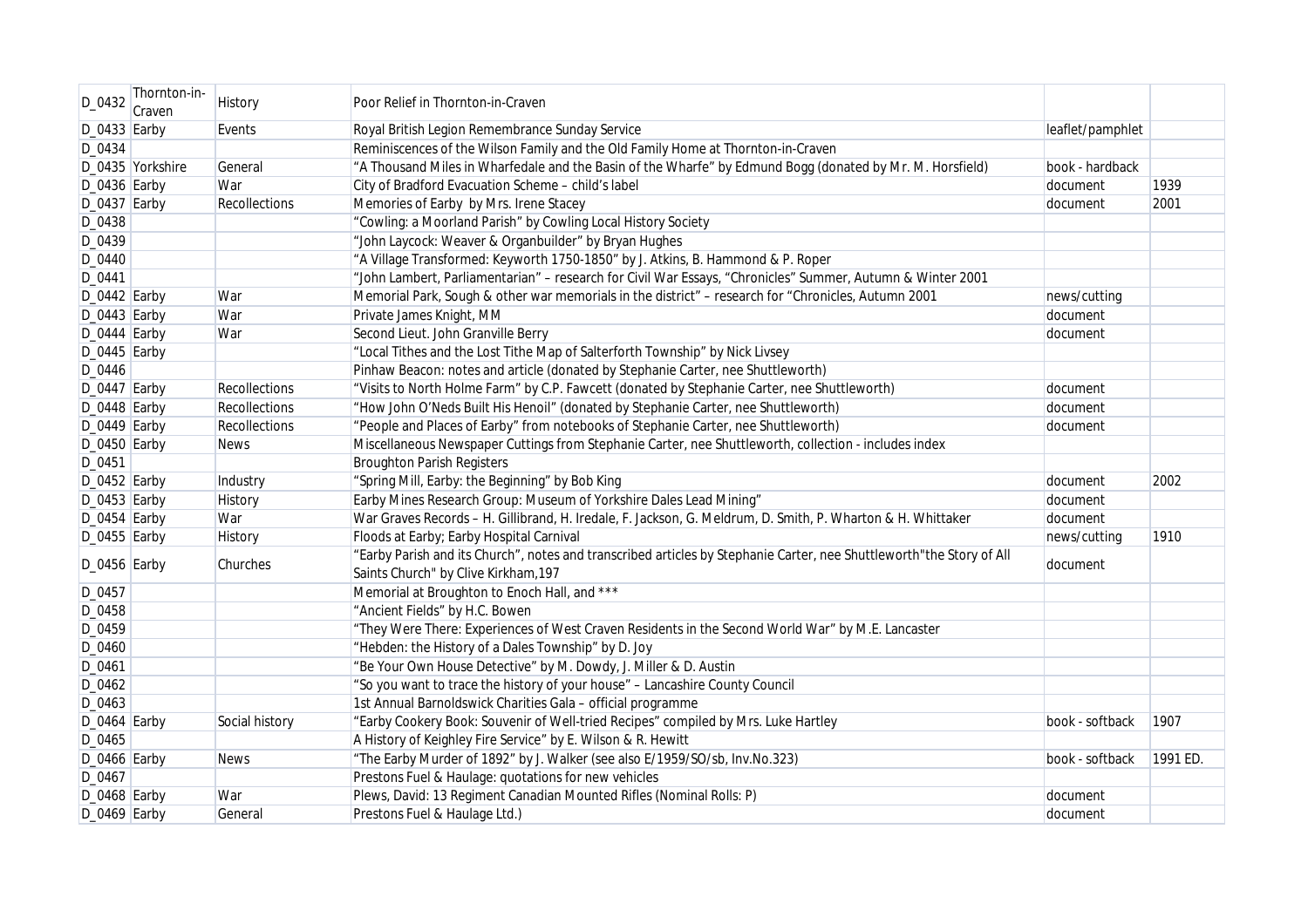| D_0432 | Thornton-in-Craven | History | Poor Relief in Thornton-in-Craven | | |
|---|---|---|---|---|---|
| D_0433 | Earby | Events | Royal British Legion Remembrance Sunday Service | leaflet/pamphlet | |
| D_0434 | | | Reminiscences of the Wilson Family and the Old Family Home at Thornton-in-Craven | | |
| D_0435 | Yorkshire | General | "A Thousand Miles in Wharfedale and the Basin of the Wharfe" by Edmund Bogg (donated by Mr. M. Horsfield) | book - hardback | |
| D_0436 | Earby | War | City of Bradford Evacuation Scheme – child's label | document | 1939 |
| D_0437 | Earby | Recollections | Memories of Earby by Mrs. Irene Stacey | document | 2001 |
| D_0438 | | | "Cowling: a Moorland Parish" by Cowling Local History Society | | |
| D_0439 | | | "John Laycock: Weaver & Organbuilder" by Bryan Hughes | | |
| D_0440 | | | "A Village Transformed: Keyworth 1750-1850" by J. Atkins, B. Hammond & P. Roper | | |
| D_0441 | | | "John Lambert, Parliamentarian" – research for Civil War Essays, "Chronicles" Summer, Autumn & Winter 2001 | | |
| D_0442 | Earby | War | Memorial Park, Sough & other war memorials in the district" – research for "Chronicles, Autumn 2001 | news/cutting | |
| D_0443 | Earby | War | Private James Knight, MM | document | |
| D_0444 | Earby | War | Second Lieut. John Granville Berry | document | |
| D_0445 | Earby | | "Local Tithes and the Lost Tithe Map of Salterforth Township" by Nick Livsey | | |
| D_0446 | | | Pinhaw Beacon: notes and article (donated by Stephanie Carter, nee Shuttleworth) | | |
| D_0447 | Earby | Recollections | "Visits to North Holme Farm" by C.P. Fawcett (donated by Stephanie Carter, nee Shuttleworth) | document | |
| D_0448 | Earby | Recollections | "How John O'Neds Built His Henoil" (donated by Stephanie Carter, nee Shuttleworth) | document | |
| D_0449 | Earby | Recollections | "People and Places of Earby" from notebooks of Stephanie Carter, nee Shuttleworth) | document | |
| D_0450 | Earby | News | Miscellaneous Newspaper Cuttings from Stephanie Carter, nee Shuttleworth, collection - includes index | | |
| D_0451 | | | Broughton Parish Registers | | |
| D_0452 | Earby | Industry | "Spring Mill, Earby: the Beginning" by Bob King | document | 2002 |
| D_0453 | Earby | History | Earby Mines Research Group: Museum of Yorkshire Dales Lead Mining" | document | |
| D_0454 | Earby | War | War Graves Records – H. Gillibrand, H. Iredale, F. Jackson, G. Meldrum, D. Smith, P. Wharton & H. Whittaker | document | |
| D_0455 | Earby | History | Floods at Earby; Earby Hospital Carnival | news/cutting | 1910 |
| D_0456 | Earby | Churches | "Earby Parish and its Church", notes and transcribed articles by Stephanie Carter, nee Shuttleworth"the Story of All Saints Church" by Clive Kirkham,197 | document | |
| D_0457 | | | Memorial at Broughton to Enoch Hall, and *** | | |
| D_0458 | | | "Ancient Fields" by H.C. Bowen | | |
| D_0459 | | | "They Were There: Experiences of West Craven Residents in the Second World War" by M.E. Lancaster | | |
| D_0460 | | | "Hebden: the History of a Dales Township" by D. Joy | | |
| D_0461 | | | "Be Your Own House Detective" by M. Dowdy, J. Miller & D. Austin | | |
| D_0462 | | | "So you want to trace the history of your house" – Lancashire County Council | | |
| D_0463 | | | 1st Annual Barnoldswick Charities Gala – official programme | | |
| D_0464 | Earby | Social history | "Earby Cookery Book: Souvenir of Well-tried Recipes" compiled by Mrs. Luke Hartley | book - softback | 1907 |
| D_0465 | | | A History of Keighley Fire Service" by E. Wilson & R. Hewitt | | |
| D_0466 | Earby | News | "The Earby Murder of 1892" by J. Walker (see also E/1959/SO/sb, Inv.No.323) | book - softback | 1991 ED. |
| D_0467 | | | Prestons Fuel & Haulage: quotations for new vehicles | | |
| D_0468 | Earby | War | Plews, David: 13 Regiment Canadian Mounted Rifles (Nominal Rolls: P) | document | |
| D_0469 | Earby | General | Prestons Fuel & Haulage Ltd.) | document | |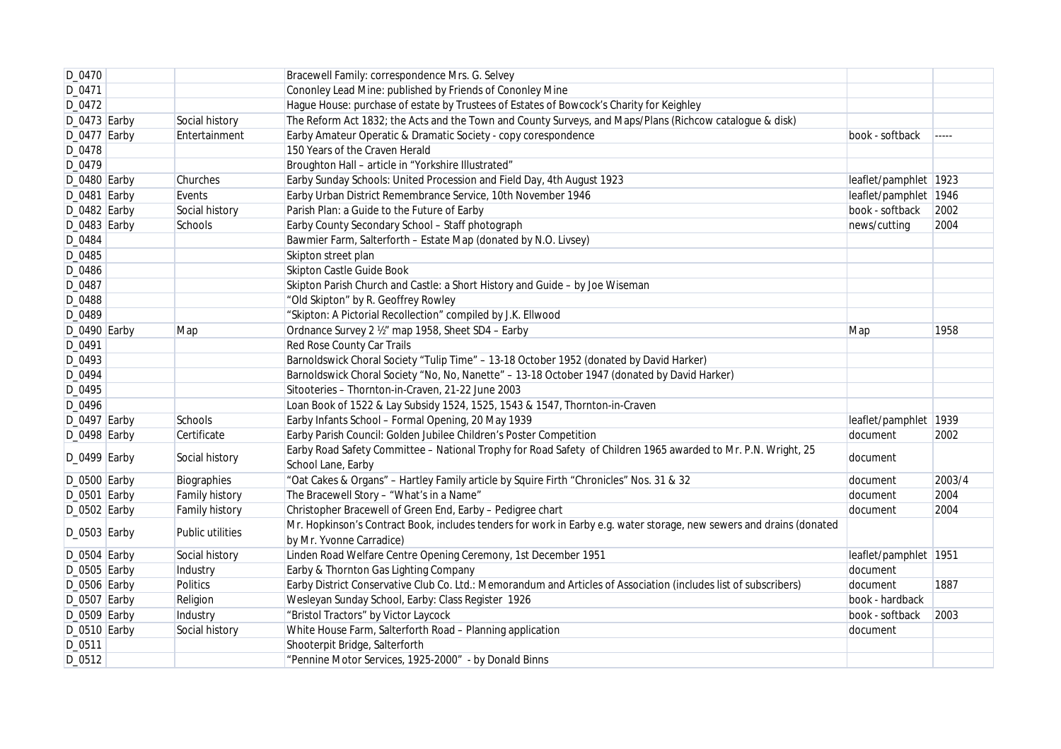| | | | | | |
|---|---|---|---|---|---|
| D_0470 | | | Bracewell Family: correspondence Mrs. G. Selvey | | |
| D_0471 | | | Cononley Lead Mine: published by Friends of Cononley Mine | | |
| D_0472 | | | Hague House: purchase of estate by Trustees of Estates of Bowcock's Charity for Keighley | | |
| D_0473 | Earby | Social history | The Reform Act 1832; the Acts and the Town and County Surveys, and Maps/Plans (Richcow catalogue & disk) | | |
| D_0477 | Earby | Entertainment | Earby Amateur Operatic & Dramatic Society - copy corespondence | book - softback | ----- |
| D_0478 | | | 150 Years of the Craven Herald | | |
| D_0479 | | | Broughton Hall – article in "Yorkshire Illustrated" | | |
| D_0480 | Earby | Churches | Earby Sunday Schools: United Procession and Field Day, 4th August 1923 | leaflet/pamphlet | 1923 |
| D_0481 | Earby | Events | Earby Urban District Remembrance Service, 10th November 1946 | leaflet/pamphlet | 1946 |
| D_0482 | Earby | Social history | Parish Plan: a Guide to the Future of Earby | book - softback | 2002 |
| D_0483 | Earby | Schools | Earby County Secondary School – Staff photograph | news/cutting | 2004 |
| D_0484 | | | Bawmier Farm, Salterforth – Estate Map (donated by N.O. Livsey) | | |
| D_0485 | | | Skipton street plan | | |
| D_0486 | | | Skipton Castle Guide Book | | |
| D_0487 | | | Skipton Parish Church and Castle: a Short History and Guide – by Joe Wiseman | | |
| D_0488 | | | "Old Skipton" by R. Geoffrey Rowley | | |
| D_0489 | | | "Skipton: A Pictorial Recollection" compiled by J.K. Ellwood | | |
| D_0490 | Earby | Map | Ordnance Survey 2 ½" map 1958, Sheet SD4 – Earby | Map | 1958 |
| D_0491 | | | Red Rose County Car Trails | | |
| D_0493 | | | Barnoldswick Choral Society "Tulip Time" – 13-18 October 1952 (donated by David Harker) | | |
| D_0494 | | | Barnoldswick Choral Society "No, No, Nanette" – 13-18 October 1947 (donated by David Harker) | | |
| D_0495 | | | Sitooteries – Thornton-in-Craven, 21-22 June 2003 | | |
| D_0496 | | | Loan Book of 1522 & Lay Subsidy 1524, 1525, 1543 & 1547, Thornton-in-Craven | | |
| D_0497 | Earby | Schools | Earby Infants School – Formal Opening, 20 May 1939 | leaflet/pamphlet | 1939 |
| D_0498 | Earby | Certificate | Earby Parish Council: Golden Jubilee Children's Poster Competition | document | 2002 |
| D_0499 | Earby | Social history | Earby Road Safety Committee – National Trophy for Road Safety of Children 1965 awarded to Mr. P.N. Wright, 25 School Lane, Earby | document | |
| D_0500 | Earby | Biographies | "Oat Cakes & Organs" – Hartley Family article by Squire Firth "Chronicles" Nos. 31 & 32 | document | 2003/4 |
| D_0501 | Earby | Family history | The Bracewell Story – "What's in a Name" | document | 2004 |
| D_0502 | Earby | Family history | Christopher Bracewell of Green End, Earby – Pedigree chart | document | 2004 |
| D_0503 | Earby | Public utilities | Mr. Hopkinson's Contract Book, includes tenders for work in Earby e.g. water storage, new sewers and drains (donated by Mr. Yvonne Carradice) | | |
| D_0504 | Earby | Social history | Linden Road Welfare Centre Opening Ceremony, 1st December 1951 | leaflet/pamphlet | 1951 |
| D_0505 | Earby | Industry | Earby & Thornton Gas Lighting Company | document | |
| D_0506 | Earby | Politics | Earby District Conservative Club Co. Ltd.: Memorandum and Articles of Association (includes list of subscribers) | document | 1887 |
| D_0507 | Earby | Religion | Wesleyan Sunday School, Earby: Class Register 1926 | book - hardback | |
| D_0509 | Earby | Industry | "Bristol Tractors" by Victor Laycock | book - softback | 2003 |
| D_0510 | Earby | Social history | White House Farm, Salterforth Road – Planning application | document | |
| D_0511 | | | Shooterpit Bridge, Salterforth | | |
| D_0512 | | | "Pennine Motor Services, 1925-2000" - by Donald Binns | | |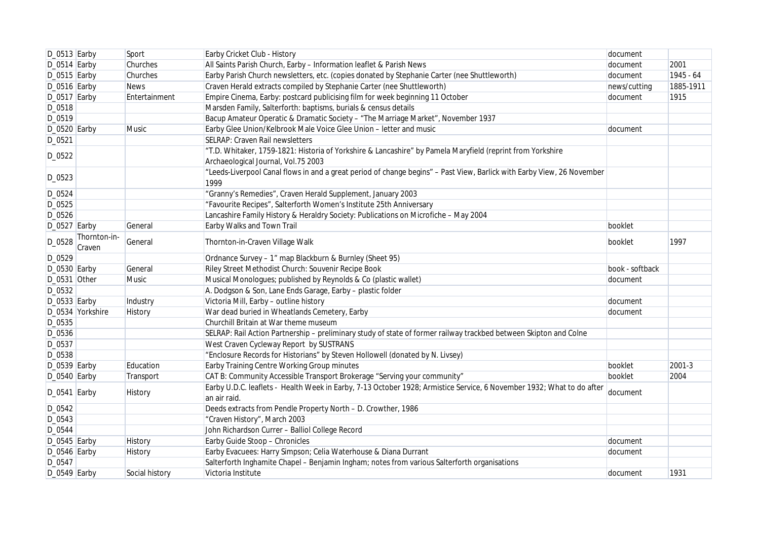| | | | | | |
|---|---|---|---|---|---|
| D_0513 | Earby | Sport | Earby Cricket Club - History | document | |
| D_0514 | Earby | Churches | All Saints Parish Church, Earby – Information leaflet & Parish News | document | 2001 |
| D_0515 | Earby | Churches | Earby Parish Church newsletters, etc. (copies donated by Stephanie Carter (nee Shuttleworth) | document | 1945 - 64 |
| D_0516 | Earby | News | Craven Herald extracts compiled by Stephanie Carter (nee Shuttleworth) | news/cutting | 1885-1911 |
| D_0517 | Earby | Entertainment | Empire Cinema, Earby: postcard publicising film for week beginning 11 October | document | 1915 |
| D_0518 | | | Marsden Family, Salterforth: baptisms, burials & census details | | |
| D_0519 | | | Bacup Amateur Operatic & Dramatic Society – "The Marriage Market", November 1937 | | |
| D_0520 | Earby | Music | Earby Glee Union/Kelbrook Male Voice Glee Union – letter and music | document | |
| D_0521 | | | SELRAP: Craven Rail newsletters | | |
| D_0522 | | | "T.D. Whitaker, 1759-1821: Historia of Yorkshire & Lancashire" by Pamela Maryfield (reprint from Yorkshire Archaeological Journal, Vol.75 2003 | | |
| D_0523 | | | "Leeds-Liverpool Canal flows in and a great period of change begins" – Past View, Barlick with Earby View, 26 November 1999 | | |
| D_0524 | | | "Granny's Remedies", Craven Herald Supplement, January 2003 | | |
| D_0525 | | | "Favourite Recipes", Salterforth Women's Institute 25th Anniversary | | |
| D_0526 | | | Lancashire Family History & Heraldry Society: Publications on Microfiche – May 2004 | | |
| D_0527 | Earby | General | Earby Walks and Town Trail | booklet | |
| D_0528 | Thornton-in-Craven | General | Thornton-in-Craven Village Walk | booklet | 1997 |
| D_0529 | | | Ordnance Survey – 1" map Blackburn & Burnley (Sheet 95) | | |
| D_0530 | Earby | General | Riley Street Methodist Church: Souvenir Recipe Book | book - softback | |
| D_0531 | Other | Music | Musical Monologues; published by Reynolds & Co (plastic wallet) | document | |
| D_0532 | | | A. Dodgson & Son, Lane Ends Garage, Earby – plastic folder | | |
| D_0533 | Earby | Industry | Victoria Mill, Earby – outline history | document | |
| D_0534 | Yorkshire | History | War dead buried in Wheatlands Cemetery, Earby | document | |
| D_0535 | | | Churchill Britain at War theme museum | | |
| D_0536 | | | SELRAP: Rail Action Partnership – preliminary study of state of former railway trackbed between Skipton and Colne | | |
| D_0537 | | | West Craven Cycleway Report by SUSTRANS | | |
| D_0538 | | | "Enclosure Records for Historians" by Steven Hollowell (donated by N. Livsey) | | |
| D_0539 | Earby | Education | Earby Training Centre Working Group minutes | booklet | 2001-3 |
| D_0540 | Earby | Transport | CAT B: Community Accessible Transport Brokerage "Serving your community" | booklet | 2004 |
| D_0541 | Earby | History | Earby U.D.C. leaflets - Health Week in Earby, 7-13 October 1928; Armistice Service, 6 November 1932; What to do after an air raid. | document | |
| D_0542 | | | Deeds extracts from Pendle Property North – D. Crowther, 1986 | | |
| D_0543 | | | "Craven History", March 2003 | | |
| D_0544 | | | John Richardson Currer – Balliol College Record | | |
| D_0545 | Earby | History | Earby Guide Stoop – Chronicles | document | |
| D_0546 | Earby | History | Earby Evacuees: Harry Simpson; Celia Waterhouse & Diana Durrant | document | |
| D_0547 | | | Salterforth Inghamite Chapel – Benjamin Ingham; notes from various Salterforth organisations | | |
| D_0549 | Earby | Social history | Victoria Institute | document | 1931 |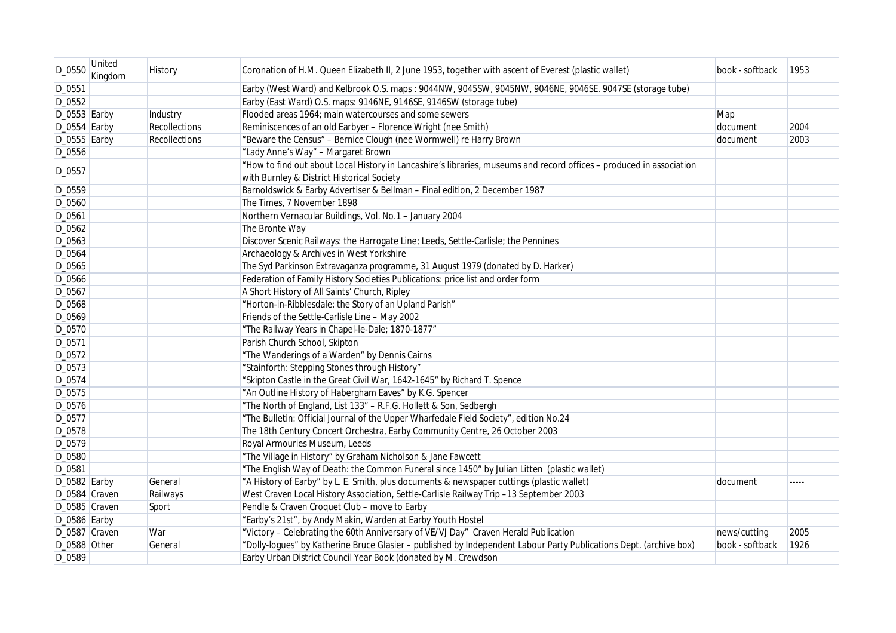| D_0550 | United Kingdom | History | Coronation of H.M. Queen Elizabeth II, 2 June 1953, together with ascent of Everest (plastic wallet) | book - softback | 1953 |
|---|---|---|---|---|---|
| D_0551 | | | Earby (West Ward) and Kelbrook O.S. maps : 9044NW, 9045SW, 9045NW, 9046NE, 9046SE. 9047SE (storage tube) | | |
| D_0552 | | | Earby (East Ward) O.S. maps: 9146NE, 9146SE, 9146SW (storage tube) | | |
| D_0553 | Earby | Industry | Flooded areas 1964; main watercourses and some sewers | Map | |
| D_0554 | Earby | Recollections | Reminiscences of an old Earbyer – Florence Wright (nee Smith) | document | 2004 |
| D_0555 | Earby | Recollections | "Beware the Census" – Bernice Clough (nee Wormwell) re Harry Brown | document | 2003 |
| D_0556 | | | "Lady Anne's Way" – Margaret Brown | | |
| D_0557 | | | "How to find out about Local History in Lancashire's libraries, museums and record offices – produced in association with Burnley & District Historical Society | | |
| D_0559 | | | Barnoldswick & Earby Advertiser & Bellman – Final edition, 2 December 1987 | | |
| D_0560 | | | The Times, 7 November 1898 | | |
| D_0561 | | | Northern Vernacular Buildings, Vol. No.1 – January 2004 | | |
| D_0562 | | | The Bronte Way | | |
| D_0563 | | | Discover Scenic Railways: the Harrogate Line; Leeds, Settle-Carlisle; the Pennines | | |
| D_0564 | | | Archaeology & Archives in West Yorkshire | | |
| D_0565 | | | The Syd Parkinson Extravaganza programme, 31 August 1979 (donated by D. Harker) | | |
| D_0566 | | | Federation of Family History Societies Publications: price list and order form | | |
| D_0567 | | | A Short History of All Saints' Church, Ripley | | |
| D_0568 | | | "Horton-in-Ribblesdale: the Story of an Upland Parish" | | |
| D_0569 | | | Friends of the Settle-Carlisle Line – May 2002 | | |
| D_0570 | | | "The Railway Years in Chapel-le-Dale; 1870-1877" | | |
| D_0571 | | | Parish Church School, Skipton | | |
| D_0572 | | | "The Wanderings of a Warden" by Dennis Cairns | | |
| D_0573 | | | "Stainforth: Stepping Stones through History" | | |
| D_0574 | | | "Skipton Castle in the Great Civil War, 1642-1645" by Richard T. Spence | | |
| D_0575 | | | "An Outline History of Habergham Eaves" by K.G. Spencer | | |
| D_0576 | | | "The North of England, List 133" – R.F.G. Hollett & Son, Sedbergh | | |
| D_0577 | | | "The Bulletin: Official Journal of the Upper Wharfedale Field Society", edition No.24 | | |
| D_0578 | | | The 18th Century Concert Orchestra, Earby Community Centre, 26 October 2003 | | |
| D_0579 | | | Royal Armouries Museum, Leeds | | |
| D_0580 | | | "The Village in History" by Graham Nicholson & Jane Fawcett | | |
| D_0581 | | | "The English Way of Death: the Common Funeral since 1450" by Julian Litten (plastic wallet) | | |
| D_0582 | Earby | General | "A History of Earby" by L. E. Smith, plus documents & newspaper cuttings (plastic wallet) | document | ----- |
| D_0584 | Craven | Railways | West Craven Local History Association, Settle-Carlisle Railway Trip –13 September 2003 | | |
| D_0585 | Craven | Sport | Pendle & Craven Croquet Club – move to Earby | | |
| D_0586 | Earby | | "Earby's 21st", by Andy Makin, Warden at Earby Youth Hostel | | |
| D_0587 | Craven | War | "Victory – Celebrating the 60th Anniversary of VE/VJ Day" Craven Herald Publication | news/cutting | 2005 |
| D_0588 | Other | General | "Dolly-logues" by Katherine Bruce Glasier – published by Independent Labour Party Publications Dept. (archive box) | book - softback | 1926 |
| D_0589 | | | Earby Urban District Council Year Book (donated by M. Crewdson | | |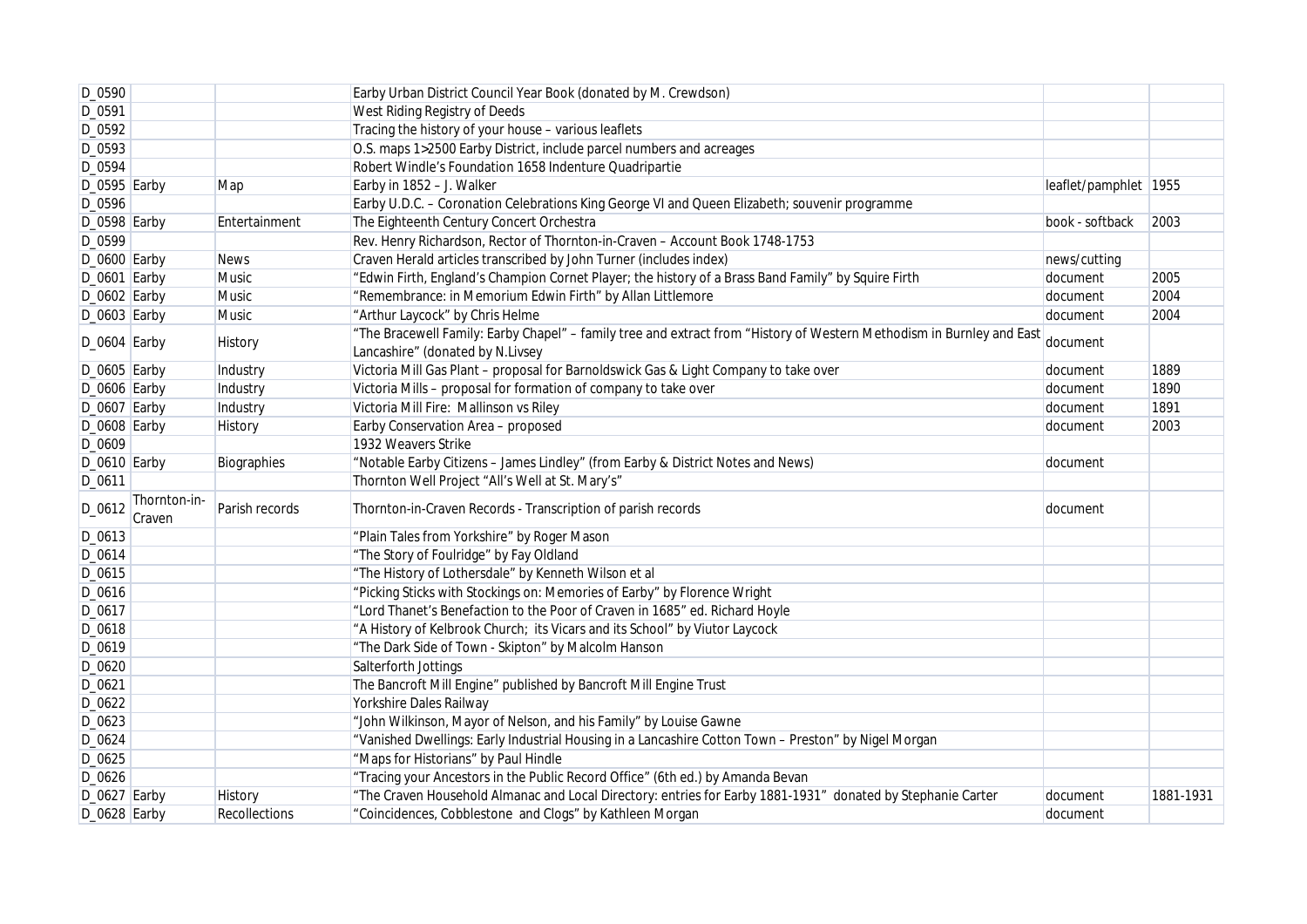| D_0590 | | | Earby Urban District Council Year Book (donated by M. Crewdson) | | |
|---|---|---|---|---|---|
| D_0591 | | | West Riding Registry of Deeds | | |
| D_0592 | | | Tracing the history of your house – various leaflets | | |
| D_0593 | | | O.S. maps 1>2500 Earby District, include parcel numbers and acreages | | |
| D_0594 | | | Robert Windle's Foundation 1658 Indenture Quadripartie | | |
| D_0595 | Earby | Map | Earby in 1852 – J. Walker | leaflet/pamphlet | 1955 |
| D_0596 | | | Earby U.D.C. – Coronation Celebrations King George VI and Queen Elizabeth; souvenir programme | | |
| D_0598 | Earby | Entertainment | The Eighteenth Century Concert Orchestra | book - softback | 2003 |
| D_0599 | | | Rev. Henry Richardson, Rector of Thornton-in-Craven – Account Book 1748-1753 | | |
| D_0600 | Earby | News | Craven Herald articles transcribed by John Turner (includes index) | news/cutting | |
| D_0601 | Earby | Music | "Edwin Firth, England's Champion Cornet Player; the history of a Brass Band Family" by Squire Firth | document | 2005 |
| D_0602 | Earby | Music | "Remembrance: in Memorium Edwin Firth" by Allan Littlemore | document | 2004 |
| D_0603 | Earby | Music | "Arthur Laycock" by Chris Helme | document | 2004 |
| D_0604 | Earby | History | "The Bracewell Family: Earby Chapel" – family tree and extract from "History of Western Methodism in Burnley and East Lancashire" (donated by N.Livsey | document | |
| D_0605 | Earby | Industry | Victoria Mill Gas Plant – proposal for Barnoldswick Gas & Light Company to take over | document | 1889 |
| D_0606 | Earby | Industry | Victoria Mills – proposal for formation of company to take over | document | 1890 |
| D_0607 | Earby | Industry | Victoria Mill Fire: Mallinson vs Riley | document | 1891 |
| D_0608 | Earby | History | Earby Conservation Area – proposed | document | 2003 |
| D_0609 | | | 1932 Weavers Strike | | |
| D_0610 | Earby | Biographies | "Notable Earby Citizens – James Lindley" (from Earby & District Notes and News) | document | |
| D_0611 | | | Thornton Well Project "All's Well at St. Mary's" | | |
| D_0612 | Thornton-in-Craven | Parish records | Thornton-in-Craven Records - Transcription of parish records | document | |
| D_0613 | | | "Plain Tales from Yorkshire" by Roger Mason | | |
| D_0614 | | | "The Story of Foulridge" by Fay Oldland | | |
| D_0615 | | | "The History of Lothersdale" by Kenneth Wilson et al | | |
| D_0616 | | | "Picking Sticks with Stockings on: Memories of Earby" by Florence Wright | | |
| D_0617 | | | "Lord Thanet's Benefaction to the Poor of Craven in 1685" ed. Richard Hoyle | | |
| D_0618 | | | "A History of Kelbrook Church; its Vicars and its School" by Viutor Laycock | | |
| D_0619 | | | "The Dark Side of Town - Skipton" by Malcolm Hanson | | |
| D_0620 | | | Salterforth Jottings | | |
| D_0621 | | | The Bancroft Mill Engine" published by Bancroft Mill Engine Trust | | |
| D_0622 | | | Yorkshire Dales Railway | | |
| D_0623 | | | "John Wilkinson, Mayor of Nelson, and his Family" by Louise Gawne | | |
| D_0624 | | | "Vanished Dwellings: Early Industrial Housing in a Lancashire Cotton Town – Preston" by Nigel Morgan | | |
| D_0625 | | | "Maps for Historians" by Paul Hindle | | |
| D_0626 | | | "Tracing your Ancestors in the Public Record Office" (6th ed.) by Amanda Bevan | | |
| D_0627 | Earby | History | "The Craven Household Almanac and Local Directory: entries for Earby 1881-1931" donated by Stephanie Carter | document | 1881-1931 |
| D_0628 | Earby | Recollections | "Coincidences, Cobblestone and Clogs" by Kathleen Morgan | document | |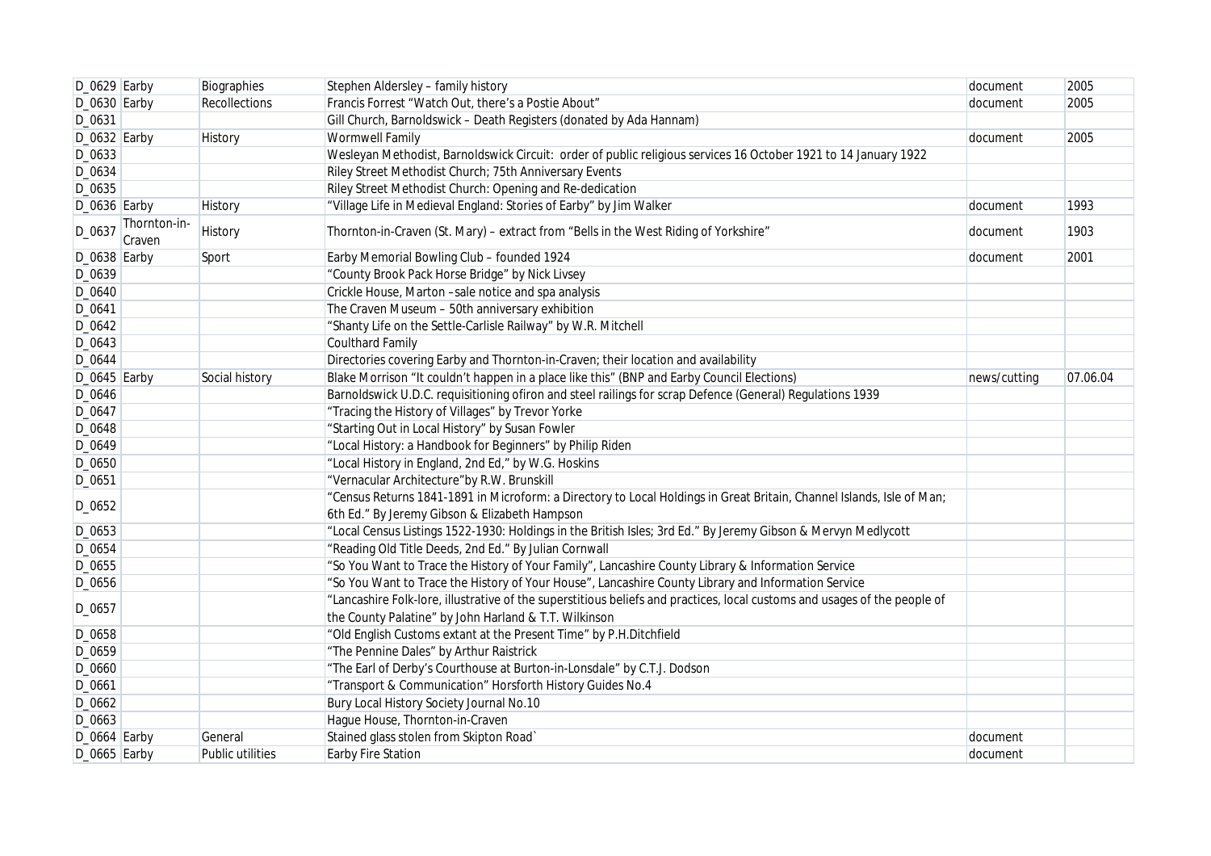| D_0629 | Earby | Biographies | Stephen Aldersley – family history | document | 2005 |
|---|---|---|---|---|---|
| D_0630 | Earby | Recollections | Francis Forrest "Watch Out, there's a Postie About" | document | 2005 |
| D_0631 | | | Gill Church, Barnoldswick – Death Registers (donated by Ada Hannam) | | |
| D_0632 | Earby | History | Wormwell Family | document | 2005 |
| D_0633 | | | Wesleyan Methodist, Barnoldswick Circuit: order of public religious services 16 October 1921 to 14 January 1922 | | |
| D_0634 | | | Riley Street Methodist Church; 75th Anniversary Events | | |
| D_0635 | | | Riley Street Methodist Church: Opening and Re-dedication | | |
| D_0636 | Earby | History | "Village Life in Medieval England: Stories of Earby" by Jim Walker | document | 1993 |
| D_0637 | Thornton-in-Craven | History | Thornton-in-Craven (St. Mary) – extract from "Bells in the West Riding of Yorkshire" | document | 1903 |
| D_0638 | Earby | Sport | Earby Memorial Bowling Club – founded 1924 | document | 2001 |
| D_0639 | | | "County Brook Pack Horse Bridge" by Nick Livsey | | |
| D_0640 | | | Crickle House, Marton –sale notice and spa analysis | | |
| D_0641 | | | The Craven Museum – 50th anniversary exhibition | | |
| D_0642 | | | "Shanty Life on the Settle-Carlisle Railway" by W.R. Mitchell | | |
| D_0643 | | | Coulthard Family | | |
| D_0644 | | | Directories covering Earby and Thornton-in-Craven; their location and availability | | |
| D_0645 | Earby | Social history | Blake Morrison "It couldn't happen in a place like this" (BNP and Earby Council Elections) | news/cutting | 07.06.04 |
| D_0646 | | | Barnoldswick U.D.C. requisitioning ofiron and steel railings for scrap Defence (General) Regulations 1939 | | |
| D_0647 | | | "Tracing the History of Villages" by Trevor Yorke | | |
| D_0648 | | | "Starting Out in Local History" by Susan Fowler | | |
| D_0649 | | | "Local History: a Handbook for Beginners" by Philip Riden | | |
| D_0650 | | | "Local History in England, 2nd Ed," by W.G. Hoskins | | |
| D_0651 | | | "Vernacular Architecture"by R.W. Brunskill | | |
| D_0652 | | | "Census Returns 1841-1891 in Microform: a Directory to Local Holdings in Great Britain, Channel Islands, Isle of Man; 6th Ed." By Jeremy Gibson & Elizabeth Hampson | | |
| D_0653 | | | "Local Census Listings 1522-1930: Holdings in the British Isles; 3rd Ed." By Jeremy Gibson & Mervyn Medlycott | | |
| D_0654 | | | "Reading Old Title Deeds, 2nd Ed." By Julian Cornwall | | |
| D_0655 | | | "So You Want to Trace the History of Your Family", Lancashire County Library & Information Service | | |
| D_0656 | | | "So You Want to Trace the History of Your House", Lancashire County Library and Information Service | | |
| D_0657 | | | "Lancashire Folk-lore, illustrative of the superstitious beliefs and practices, local customs and usages of the people of the County Palatine" by John Harland & T.T. Wilkinson | | |
| D_0658 | | | "Old English Customs extant at the Present Time" by P.H.Ditchfield | | |
| D_0659 | | | "The Pennine Dales" by Arthur Raistrick | | |
| D_0660 | | | "The Earl of Derby's Courthouse at Burton-in-Lonsdale" by C.T.J. Dodson | | |
| D_0661 | | | "Transport & Communication" Horsforth History Guides No.4 | | |
| D_0662 | | | Bury Local History Society Journal No.10 | | |
| D_0663 | | | Hague House, Thornton-in-Craven | | |
| D_0664 | Earby | General | Stained glass stolen from Skipton Road` | document | |
| D_0665 | Earby | Public utilities | Earby Fire Station | document | |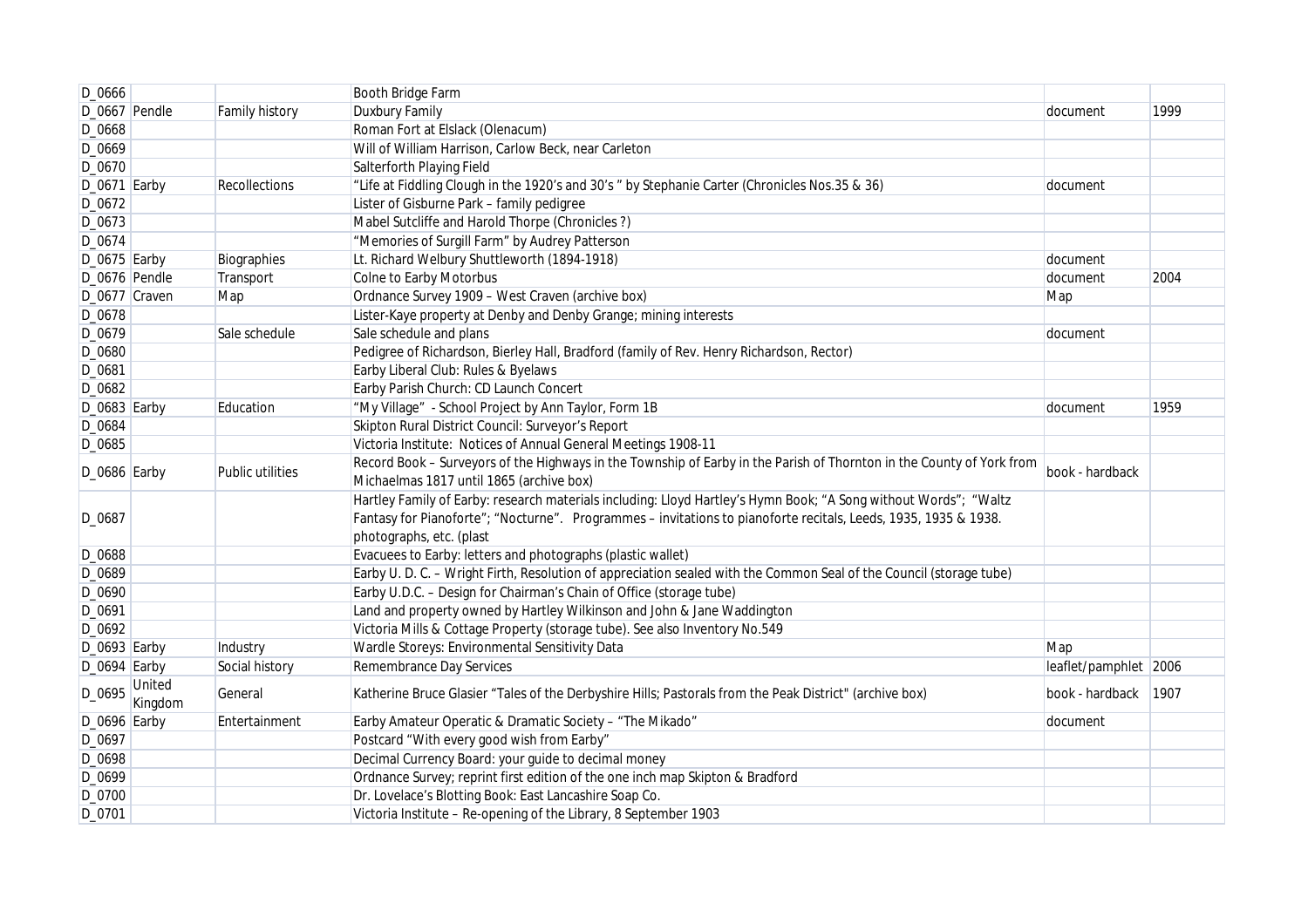| | | | | | |
|---|---|---|---|---|---|
| D_0666 | | | Booth Bridge Farm | | |
| D_0667 | Pendle | Family history | Duxbury Family | document | 1999 |
| D_0668 | | | Roman Fort at Elslack (Olenacum) | | |
| D_0669 | | | Will of William Harrison, Carlow Beck, near Carleton | | |
| D_0670 | | | Salterforth Playing Field | | |
| D_0671 | Earby | Recollections | "Life at Fiddling Clough in the 1920's and 30's " by Stephanie Carter (Chronicles Nos.35 & 36) | document | |
| D_0672 | | | Lister of Gisburne Park – family pedigree | | |
| D_0673 | | | Mabel Sutcliffe and Harold Thorpe (Chronicles ?) | | |
| D_0674 | | | "Memories of Surgill Farm" by Audrey Patterson | | |
| D_0675 | Earby | Biographies | Lt. Richard Welbury Shuttleworth (1894-1918) | document | |
| D_0676 | Pendle | Transport | Colne to Earby Motorbus | document | 2004 |
| D_0677 | Craven | Map | Ordnance Survey 1909 – West Craven (archive box) | Map | |
| D_0678 | | | Lister-Kaye property at Denby and Denby Grange; mining interests | | |
| D_0679 | | Sale schedule | Sale schedule and plans | document | |
| D_0680 | | | Pedigree of Richardson, Bierley Hall, Bradford (family of Rev. Henry Richardson, Rector) | | |
| D_0681 | | | Earby Liberal Club: Rules & Byelaws | | |
| D_0682 | | | Earby Parish Church: CD Launch Concert | | |
| D_0683 | Earby | Education | "My Village" - School Project by Ann Taylor, Form 1B | document | 1959 |
| D_0684 | | | Skipton Rural District Council: Surveyor's Report | | |
| D_0685 | | | Victoria Institute: Notices of Annual General Meetings 1908-11 | | |
| D_0686 | Earby | Public utilities | Record Book – Surveyors of the Highways in the Township of Earby in the Parish of Thornton in the County of York from Michaelmas 1817 until 1865 (archive box) | book - hardback | |
| D_0687 | | | Hartley Family of Earby: research materials including: Lloyd Hartley's Hymn Book; "A Song without Words"; "Waltz Fantasy for Pianoforte"; "Nocturne". Programmes – invitations to pianoforte recitals, Leeds, 1935, 1935 & 1938. photographs, etc. (plast | | |
| D_0688 | | | Evacuees to Earby: letters and photographs (plastic wallet) | | |
| D_0689 | | | Earby U. D. C. – Wright Firth, Resolution of appreciation sealed with the Common Seal of the Council (storage tube) | | |
| D_0690 | | | Earby U.D.C. – Design for Chairman's Chain of Office (storage tube) | | |
| D_0691 | | | Land and property owned by Hartley Wilkinson and John & Jane Waddington | | |
| D_0692 | | | Victoria Mills & Cottage Property (storage tube). See also Inventory No.549 | | |
| D_0693 | Earby | Industry | Wardle Storeys: Environmental Sensitivity Data | Map | |
| D_0694 | Earby | Social history | Remembrance Day Services | leaflet/pamphlet | 2006 |
| D_0695 | United Kingdom | General | Katherine Bruce Glasier "Tales of the Derbyshire Hills; Pastorals from the Peak District" (archive box) | book - hardback | 1907 |
| D_0696 | Earby | Entertainment | Earby Amateur Operatic & Dramatic Society – "The Mikado" | document | |
| D_0697 | | | Postcard "With every good wish from Earby" | | |
| D_0698 | | | Decimal Currency Board: your guide to decimal money | | |
| D_0699 | | | Ordnance Survey; reprint first edition of the one inch map Skipton & Bradford | | |
| D_0700 | | | Dr. Lovelace's Blotting Book: East Lancashire Soap Co. | | |
| D_0701 | | | Victoria Institute – Re-opening of the Library, 8 September 1903 | | |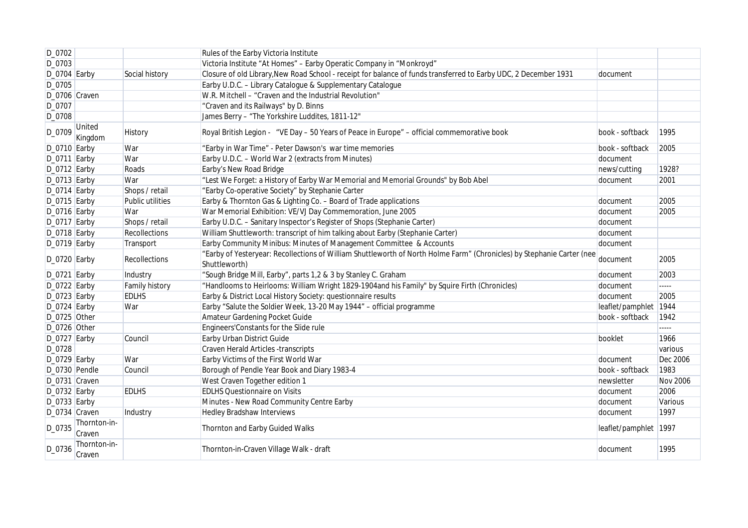| | | | | | |
|---|---|---|---|---|---|
| D_0702 | | | Rules of the Earby Victoria Institute | | |
| D_0703 | | | Victoria Institute "At Homes" – Earby Operatic Company in "Monkroyd" | | |
| D_0704 | Earby | Social history | Closure of old Library,New Road School - receipt for balance of funds transferred to Earby UDC, 2 December 1931 | document | |
| D_0705 | | | Earby U.D.C. – Library Catalogue & Supplementary Catalogue | | |
| D_0706 | Craven | | W.R. Mitchell – "Craven and the Industrial Revolution" | | |
| D_0707 | | | "Craven and its Railways" by D. Binns | | |
| D_0708 | | | James Berry – "The Yorkshire Luddites, 1811-12" | | |
| D_0709 | United Kingdom | History | Royal British Legion - "VE Day – 50 Years of Peace in Europe" – official commemorative book | book - softback | 1995 |
| D_0710 | Earby | War | "Earby in War Time" - Peter Dawson's war time memories | book - softback | 2005 |
| D_0711 | Earby | War | Earby U.D.C. – World War 2 (extracts from Minutes) | document | |
| D_0712 | Earby | Roads | Earby's New Road Bridge | news/cutting | 1928? |
| D_0713 | Earby | War | "Lest We Forget: a History of Earby War Memorial and Memorial Grounds" by Bob Abel | document | 2001 |
| D_0714 | Earby | Shops / retail | "Earby Co-operative Society" by Stephanie Carter | | |
| D_0715 | Earby | Public utilities | Earby & Thornton Gas & Lighting Co. – Board of Trade applications | document | 2005 |
| D_0716 | Earby | War | War Memorial Exhibition: VE/VJ Day Commemoration, June 2005 | document | 2005 |
| D_0717 | Earby | Shops / retail | Earby U.D.C. – Sanitary Inspector's Register of Shops (Stephanie Carter) | document | |
| D_0718 | Earby | Recollections | William Shuttleworth: transcript of him talking about Earby (Stephanie Carter) | document | |
| D_0719 | Earby | Transport | Earby Community Minibus: Minutes of Management Committee & Accounts | document | |
| D_0720 | Earby | Recollections | "Earby of Yesteryear: Recollections of William Shuttleworth of North Holme Farm" (Chronicles) by Stephanie Carter (nee Shuttleworth) | document | 2005 |
| D_0721 | Earby | Industry | "Sough Bridge Mill, Earby", parts 1,2 & 3 by Stanley C. Graham | document | 2003 |
| D_0722 | Earby | Family history | "Handlooms to Heirlooms: William Wright 1829-1904and his Family" by Squire Firth (Chronicles) | document | ----- |
| D_0723 | Earby | EDLHS | Earby & District Local History Society: questionnaire results | document | 2005 |
| D_0724 | Earby | War | Earby "Salute the Soldier Week, 13-20 May 1944" – official programme | leaflet/pamphlet | 1944 |
| D_0725 | Other | | Amateur Gardening Pocket Guide | book - softback | 1942 |
| D_0726 | Other | | Engineers'Constants for the Slide rule | | ----- |
| D_0727 | Earby | Council | Earby Urban District Guide | booklet | 1966 |
| D_0728 | | | Craven Herald Articles -transcripts | | various |
| D_0729 | Earby | War | Earby Victims of the First World War | document | Dec 2006 |
| D_0730 | Pendle | Council | Borough of Pendle Year Book and Diary 1983-4 | book - softback | 1983 |
| D_0731 | Craven | | West Craven Together edition 1 | newsletter | Nov 2006 |
| D_0732 | Earby | EDLHS | EDLHS Questionnaire on Visits | document | 2006 |
| D_0733 | Earby | | Minutes - New Road Community Centre Earby | document | Various |
| D_0734 | Craven | Industry | Hedley Bradshaw Interviews | document | 1997 |
| D_0735 | Thornton-in-Craven | | Thornton and Earby Guided Walks | leaflet/pamphlet | 1997 |
| D_0736 | Thornton-in-Craven | | Thornton-in-Craven Village Walk - draft | document | 1995 |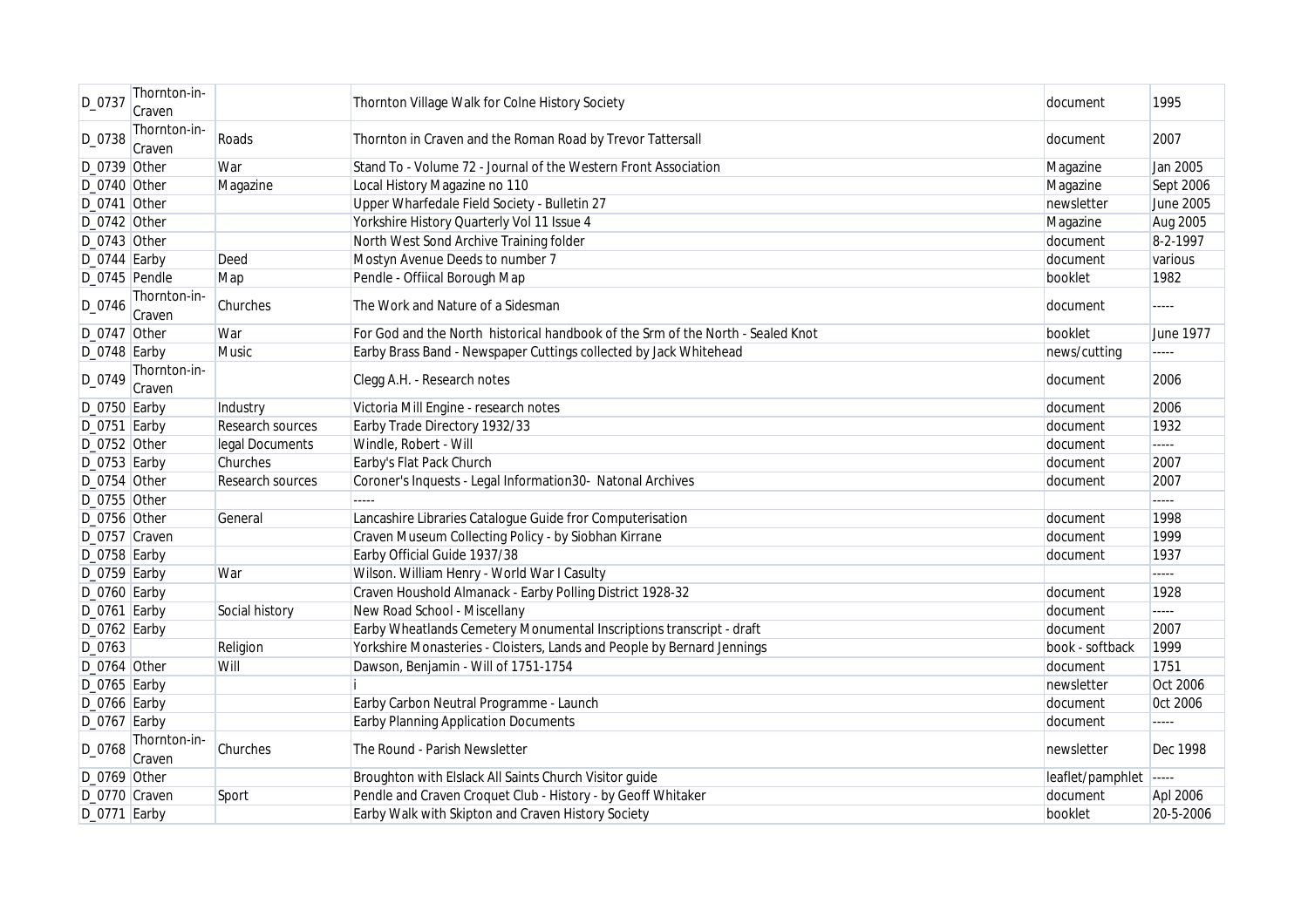| D_0737 | Thornton-in-Craven | | Thornton Village Walk for Colne History Society | document | 1995 |
|---|---|---|---|---|---|
| D_0738 | Thornton-in-Craven | Roads | Thornton in Craven and the Roman Road by Trevor Tattersall | document | 2007 |
| D_0739 | Other | War | Stand To - Volume 72 - Journal of the Western Front Association | Magazine | Jan 2005 |
| D_0740 | Other | Magazine | Local History Magazine no 110 | Magazine | Sept 2006 |
| D_0741 | Other | | Upper Wharfedale Field Society - Bulletin 27 | newsletter | June 2005 |
| D_0742 | Other | | Yorkshire History Quarterly Vol 11 Issue 4 | Magazine | Aug 2005 |
| D_0743 | Other | | North West Sond Archive Training folder | document | 8-2-1997 |
| D_0744 | Earby | Deed | Mostyn Avenue Deeds to number 7 | document | various |
| D_0745 | Pendle | Map | Pendle - Offiical Borough Map | booklet | 1982 |
| D_0746 | Thornton-in-Craven | Churches | The Work and Nature of a Sidesman | document | ----- |
| D_0747 | Other | War | For God and the North historical handbook of the Srm of the North - Sealed Knot | booklet | June 1977 |
| D_0748 | Earby | Music | Earby Brass Band - Newspaper Cuttings collected by Jack Whitehead | news/cutting | ----- |
| D_0749 | Thornton-in-Craven | | Clegg A.H. - Research notes | document | 2006 |
| D_0750 | Earby | Industry | Victoria Mill Engine - research notes | document | 2006 |
| D_0751 | Earby | Research sources | Earby Trade Directory 1932/33 | document | 1932 |
| D_0752 | Other | legal Documents | Windle, Robert - Will | document | ----- |
| D_0753 | Earby | Churches | Earby's Flat Pack Church | document | 2007 |
| D_0754 | Other | Research sources | Coroner's Inquests - Legal Information30- Natonal Archives | document | 2007 |
| D_0755 | Other | | ----- | | ----- |
| D_0756 | Other | General | Lancashire Libraries Catalogue Guide fror Computerisation | document | 1998 |
| D_0757 | Craven | | Craven Museum Collecting Policy - by Siobhan Kirrane | document | 1999 |
| D_0758 | Earby | | Earby Official Guide 1937/38 | document | 1937 |
| D_0759 | Earby | War | Wilson. William Henry - World War I Casulty | | ----- |
| D_0760 | Earby | | Craven Houshold Almanack - Earby Polling District 1928-32 | document | 1928 |
| D_0761 | Earby | Social history | New Road School - Miscellany | document | ----- |
| D_0762 | Earby | | Earby Wheatlands Cemetery Monumental Inscriptions transcript - draft | document | 2007 |
| D_0763 | | Religion | Yorkshire Monasteries - Cloisters, Lands and People by Bernard Jennings | book - softback | 1999 |
| D_0764 | Other | Will | Dawson, Benjamin - Will of 1751-1754 | document | 1751 |
| D_0765 | Earby | | i | newsletter | Oct 2006 |
| D_0766 | Earby | | Earby Carbon Neutral Programme - Launch | document | 0ct 2006 |
| D_0767 | Earby | | Earby Planning Application Documents | document | ----- |
| D_0768 | Thornton-in-Craven | Churches | The Round - Parish Newsletter | newsletter | Dec 1998 |
| D_0769 | Other | | Broughton with Elslack All Saints Church Visitor guide | leaflet/pamphlet | ----- |
| D_0770 | Craven | Sport | Pendle and Craven Croquet Club - History - by Geoff Whitaker | document | Apl 2006 |
| D_0771 | Earby | | Earby Walk with Skipton and Craven History Society | booklet | 20-5-2006 |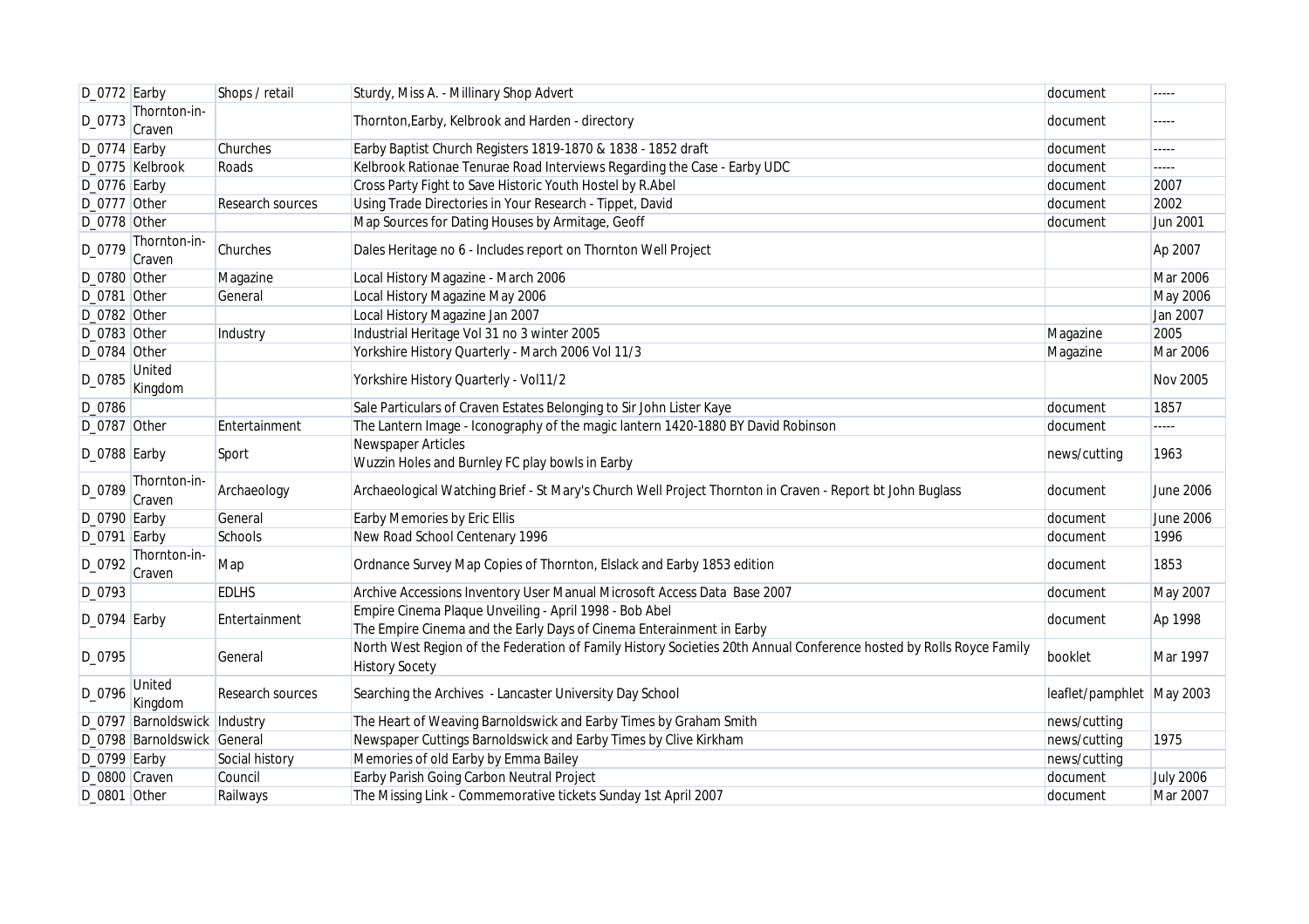| D_0772 | Earby | Shops / retail | Sturdy, Miss A. - Millinary Shop Advert | document | ----- |
|---|---|---|---|---|---|
| D_0773 | Thornton-in-Craven | | Thornton,Earby, Kelbrook and Harden - directory | document | ----- |
| D_0774 | Earby | Churches | Earby Baptist Church Registers 1819-1870 & 1838 - 1852 draft | document | ----- |
| D_0775 | Kelbrook | Roads | Kelbrook Rationae Tenurae Road Interviews Regarding the Case - Earby UDC | document | ----- |
| D_0776 | Earby | | Cross Party Fight to Save Historic Youth Hostel by R.Abel | document | 2007 |
| D_0777 | Other | Research sources | Using Trade Directories in Your Research - Tippet, David | document | 2002 |
| D_0778 | Other | | Map Sources for Dating Houses by Armitage, Geoff | document | Jun 2001 |
| D_0779 | Thornton-in-Craven | Churches | Dales Heritage no 6 - Includes report on Thornton Well Project | | Ap 2007 |
| D_0780 | Other | Magazine | Local History Magazine - March 2006 | | Mar 2006 |
| D_0781 | Other | General | Local History Magazine May 2006 | | May 2006 |
| D_0782 | Other | | Local History Magazine Jan 2007 | | Jan 2007 |
| D_0783 | Other | Industry | Industrial Heritage Vol 31 no 3 winter 2005 | Magazine | 2005 |
| D_0784 | Other | | Yorkshire History Quarterly - March 2006 Vol 11/3 | Magazine | Mar 2006 |
| D_0785 | United Kingdom | | Yorkshire History Quarterly - Vol11/2 | | Nov 2005 |
| D_0786 | | | Sale Particulars of Craven Estates Belonging to Sir John Lister Kaye | document | 1857 |
| D_0787 | Other | Entertainment | The Lantern Image - Iconography of the magic lantern 1420-1880 BY David Robinson | document | ----- |
| D_0788 | Earby | Sport | Newspaper Articles<br>Wuzzin Holes and Burnley FC play bowls in Earby | news/cutting | 1963 |
| D_0789 | Thornton-in-Craven | Archaeology | Archaeological Watching Brief - St Mary's Church Well Project Thornton in Craven - Report bt John Buglass | document | June 2006 |
| D_0790 | Earby | General | Earby Memories by Eric Ellis | document | June 2006 |
| D_0791 | Earby | Schools | New Road School Centenary 1996 | document | 1996 |
| D_0792 | Thornton-in-Craven | Map | Ordnance Survey Map Copies of Thornton, Elslack and Earby 1853 edition | document | 1853 |
| D_0793 | | EDLHS | Archive Accessions Inventory User Manual Microsoft Access Data Base 2007 | document | May 2007 |
| D_0794 | Earby | Entertainment | Empire Cinema Plaque Unveiling - April 1998 - Bob Abel<br>The Empire Cinema and the Early Days of Cinema Enterainment in Earby | document | Ap 1998 |
| D_0795 | | General | North West Region of the Federation of Family History Societies 20th Annual Conference hosted by Rolls Royce Family History Socety | booklet | Mar 1997 |
| D_0796 | United Kingdom | Research sources | Searching the Archives - Lancaster University Day School | leaflet/pamphlet | May 2003 |
| D_0797 | Barnoldswick | Industry | The Heart of Weaving Barnoldswick and Earby Times by Graham Smith | news/cutting | |
| D_0798 | Barnoldswick | General | Newspaper Cuttings Barnoldswick and Earby Times by Clive Kirkham | news/cutting | 1975 |
| D_0799 | Earby | Social history | Memories of old Earby by Emma Bailey | news/cutting | |
| D_0800 | Craven | Council | Earby Parish Going Carbon Neutral Project | document | July 2006 |
| D_0801 | Other | Railways | The Missing Link - Commemorative tickets Sunday 1st April 2007 | document | Mar 2007 |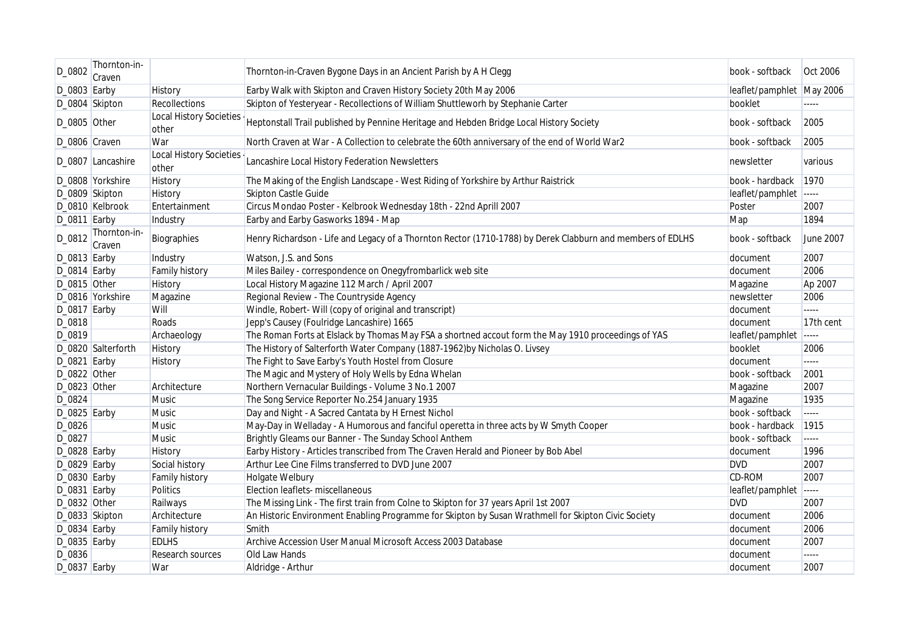| | | | | | |
|---|---|---|---|---|---|
| D_0802 | Thornton-in-Craven | | Thornton-in-Craven Bygone Days in an Ancient Parish by A H Clegg | book - softback | Oct 2006 |
| D_0803 | Earby | History | Earby Walk with Skipton and Craven History Society 20th May 2006 | leaflet/pamphlet | May 2006 |
| D_0804 | Skipton | Recollections | Skipton of Yesteryear - Recollections of William Shuttleworh by Stephanie Carter | booklet | ----- |
| D_0805 | Other | Local History Societies - other | Heptonstall Trail published by Pennine Heritage and Hebden Bridge Local History Society | book - softback | 2005 |
| D_0806 | Craven | War | North Craven at War - A Collection to celebrate the 60th anniversary of the end of World War2 | book - softback | 2005 |
| D_0807 | Lancashire | Local History Societies - other | Lancashire Local History Federation Newsletters | newsletter | various |
| D_0808 | Yorkshire | History | The Making of the English Landscape - West Riding of Yorkshire by Arthur Raistrick | book - hardback | 1970 |
| D_0809 | Skipton | History | Skipton Castle Guide | leaflet/pamphlet | ----- |
| D_0810 | Kelbrook | Entertainment | Circus Mondao Poster - Kelbrook Wednesday 18th - 22nd Aprill 2007 | Poster | 2007 |
| D_0811 | Earby | Industry | Earby and Earby Gasworks 1894 - Map | Map | 1894 |
| D_0812 | Thornton-in-Craven | Biographies | Henry Richardson - Life and Legacy of a Thornton Rector (1710-1788) by Derek Clabburn and members of EDLHS | book - softback | June 2007 |
| D_0813 | Earby | Industry | Watson, J.S. and Sons | document | 2007 |
| D_0814 | Earby | Family history | Miles Bailey - correspondence on Onegyfrombarlick web site | document | 2006 |
| D_0815 | Other | History | Local History Magazine 112 March / April 2007 | Magazine | Ap 2007 |
| D_0816 | Yorkshire | Magazine | Regional Review - The Countryside Agency | newsletter | 2006 |
| D_0817 | Earby | Will | Windle, Robert- Will (copy of original and transcript) | document | ----- |
| D_0818 | | Roads | Jepp's Causey (Foulridge Lancashire) 1665 | document | 17th cent |
| D_0819 | | Archaeology | The Roman Forts at Elslack by Thomas May FSA a shortned accout form the May 1910 proceedings of YAS | leaflet/pamphlet | ----- |
| D_0820 | Salterforth | History | The History of Salterforth Water Company (1887-1962)by Nicholas O. Livsey | booklet | 2006 |
| D_0821 | Earby | History | The Fight to Save Earby's Youth Hostel from Closure | document | ----- |
| D_0822 | Other | | The Magic and Mystery of Holy Wells by Edna Whelan | book - softback | 2001 |
| D_0823 | Other | Architecture | Northern Vernacular Buildings - Volume 3 No.1 2007 | Magazine | 2007 |
| D_0824 | | Music | The Song Service Reporter No.254 January 1935 | Magazine | 1935 |
| D_0825 | Earby | Music | Day and Night - A Sacred Cantata by H Ernest Nichol | book - softback | ----- |
| D_0826 | | Music | May-Day in Welladay - A Humorous and fanciful operetta in three acts by W Smyth Cooper | book - hardback | 1915 |
| D_0827 | | Music | Brightly Gleams our Banner - The Sunday School Anthem | book - softback | ----- |
| D_0828 | Earby | History | Earby History - Articles transcribed from The Craven Herald and Pioneer by Bob Abel | document | 1996 |
| D_0829 | Earby | Social history | Arthur Lee Cine Films transferred to DVD June 2007 | DVD | 2007 |
| D_0830 | Earby | Family history | Holgate Welbury | CD-ROM | 2007 |
| D_0831 | Earby | Politics | Election leaflets- miscellaneous | leaflet/pamphlet | ----- |
| D_0832 | Other | Railways | The Missing Link - The first train from Colne to Skipton for 37 years April 1st 2007 | DVD | 2007 |
| D_0833 | Skipton | Architecture | An Historic Environment Enabling Programme for Skipton by Susan Wrathmell for Skipton Civic Society | document | 2006 |
| D_0834 | Earby | Family history | Smith | document | 2006 |
| D_0835 | Earby | EDLHS | Archive Accession User Manual Microsoft Access 2003 Database | document | 2007 |
| D_0836 | | Research sources | Old Law Hands | document | ----- |
| D_0837 | Earby | War | Aldridge - Arthur | document | 2007 |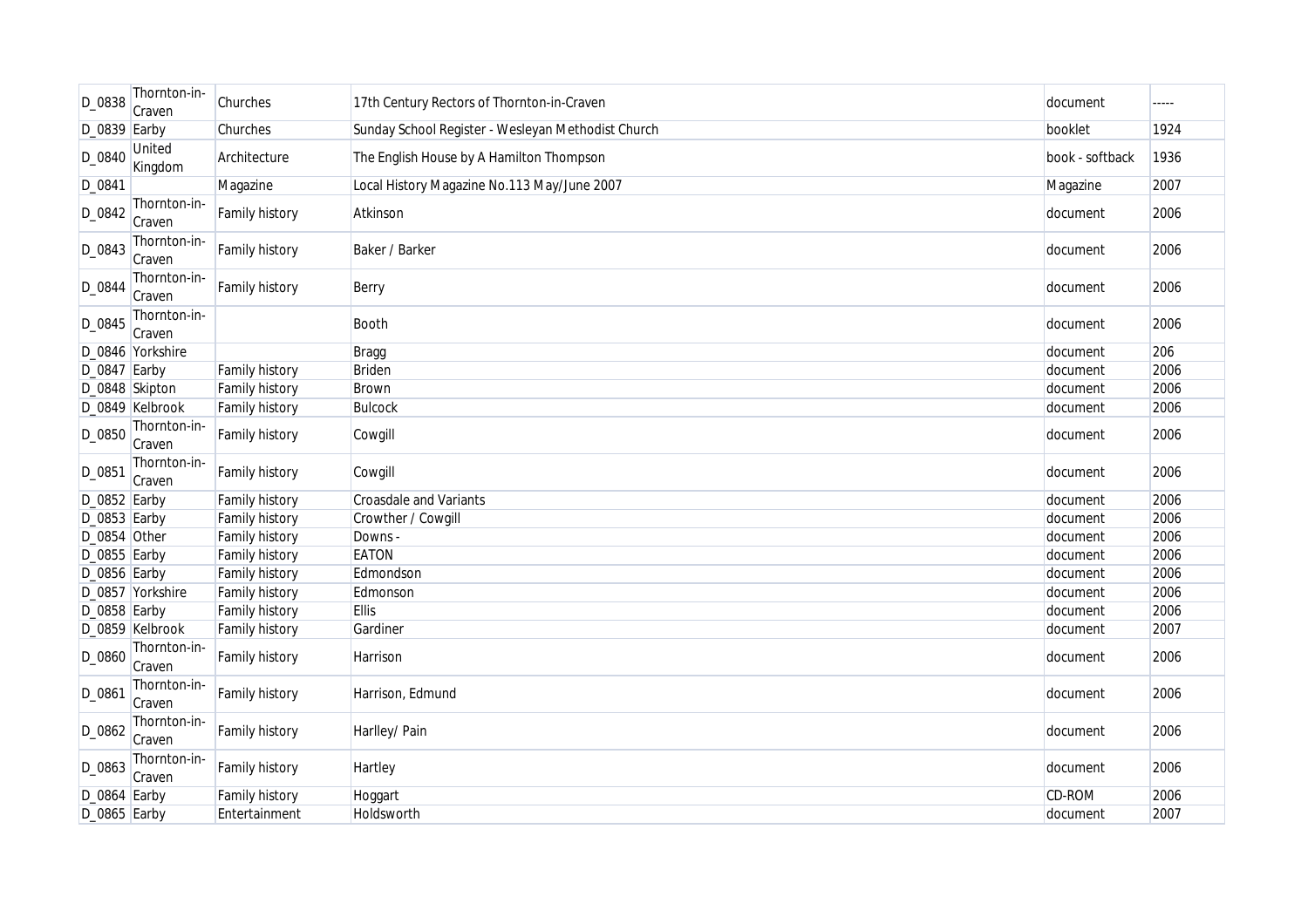| D_0838 | Thornton-in-Craven | Churches | 17th Century Rectors of Thornton-in-Craven | document | ----- |
|---|---|---|---|---|---|
| D_0839 | Earby | Churches | Sunday School Register - Wesleyan Methodist Church | booklet | 1924 |
| D_0840 | United Kingdom | Architecture | The English House by A Hamilton Thompson | book - softback | 1936 |
| D_0841 | | Magazine | Local History Magazine No.113 May/June 2007 | Magazine | 2007 |
| D_0842 | Thornton-in-Craven | Family history | Atkinson | document | 2006 |
| D_0843 | Thornton-in-Craven | Family history | Baker / Barker | document | 2006 |
| D_0844 | Thornton-in-Craven | Family history | Berry | document | 2006 |
| D_0845 | Thornton-in-Craven | | Booth | document | 2006 |
| D_0846 | Yorkshire | | Bragg | document | 206 |
| D_0847 | Earby | Family history | Briden | document | 2006 |
| D_0848 | Skipton | Family history | Brown | document | 2006 |
| D_0849 | Kelbrook | Family history | Bulcock | document | 2006 |
| D_0850 | Thornton-in-Craven | Family history | Cowgill | document | 2006 |
| D_0851 | Thornton-in-Craven | Family history | Cowgill | document | 2006 |
| D_0852 | Earby | Family history | Croasdale and Variants | document | 2006 |
| D_0853 | Earby | Family history | Crowther / Cowgill | document | 2006 |
| D_0854 | Other | Family history | Downs - | document | 2006 |
| D_0855 | Earby | Family history | EATON | document | 2006 |
| D_0856 | Earby | Family history | Edmondson | document | 2006 |
| D_0857 | Yorkshire | Family history | Edmonson | document | 2006 |
| D_0858 | Earby | Family history | Ellis | document | 2006 |
| D_0859 | Kelbrook | Family history | Gardiner | document | 2007 |
| D_0860 | Thornton-in-Craven | Family history | Harrison | document | 2006 |
| D_0861 | Thornton-in-Craven | Family history | Harrison, Edmund | document | 2006 |
| D_0862 | Thornton-in-Craven | Family history | Harlley/ Pain | document | 2006 |
| D_0863 | Thornton-in-Craven | Family history | Hartley | document | 2006 |
| D_0864 | Earby | Family history | Hoggart | CD-ROM | 2006 |
| D_0865 | Earby | Entertainment | Holdsworth | document | 2007 |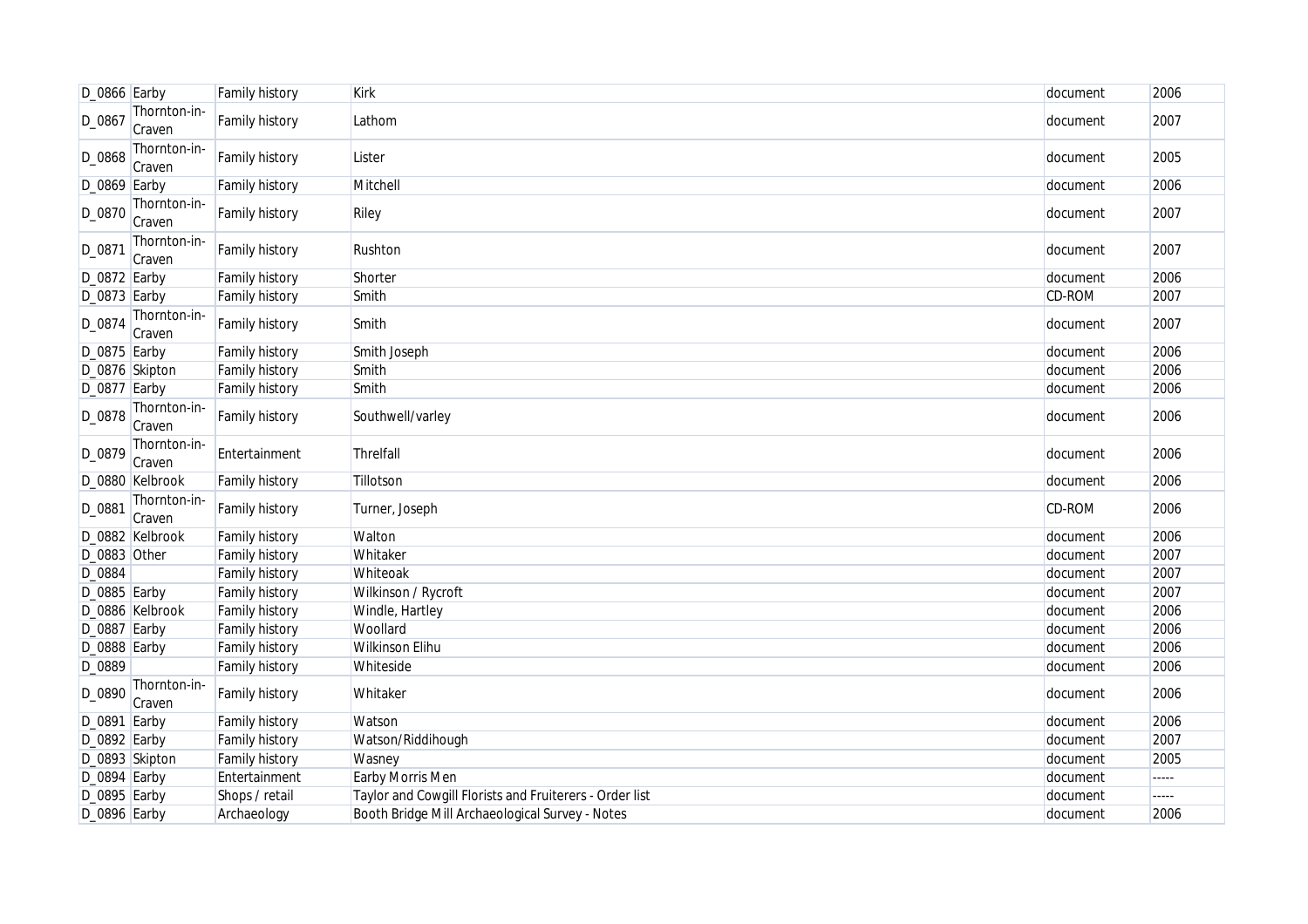| D_0866 | Earby | Family history | Kirk | document | 2006 |
|---|---|---|---|---|---|
| D_0867 | Thornton-in-Craven | Family history | Lathom | document | 2007 |
| D_0868 | Thornton-in-Craven | Family history | Lister | document | 2005 |
| D_0869 | Earby | Family history | Mitchell | document | 2006 |
| D_0870 | Thornton-in-Craven | Family history | Riley | document | 2007 |
| D_0871 | Thornton-in-Craven | Family history | Rushton | document | 2007 |
| D_0872 | Earby | Family history | Shorter | document | 2006 |
| D_0873 | Earby | Family history | Smith | CD-ROM | 2007 |
| D_0874 | Thornton-in-Craven | Family history | Smith | document | 2007 |
| D_0875 | Earby | Family history | Smith Joseph | document | 2006 |
| D_0876 | Skipton | Family history | Smith | document | 2006 |
| D_0877 | Earby | Family history | Smith | document | 2006 |
| D_0878 | Thornton-in-Craven | Family history | Southwell/varley | document | 2006 |
| D_0879 | Thornton-in-Craven | Entertainment | Threlfall | document | 2006 |
| D_0880 | Kelbrook | Family history | Tillotson | document | 2006 |
| D_0881 | Thornton-in-Craven | Family history | Turner, Joseph | CD-ROM | 2006 |
| D_0882 | Kelbrook | Family history | Walton | document | 2006 |
| D_0883 | Other | Family history | Whitaker | document | 2007 |
| D_0884 | | Family history | Whiteoak | document | 2007 |
| D_0885 | Earby | Family history | Wilkinson / Rycroft | document | 2007 |
| D_0886 | Kelbrook | Family history | Windle, Hartley | document | 2006 |
| D_0887 | Earby | Family history | Woollard | document | 2006 |
| D_0888 | Earby | Family history | Wilkinson Elihu | document | 2006 |
| D_0889 | | Family history | Whiteside | document | 2006 |
| D_0890 | Thornton-in-Craven | Family history | Whitaker | document | 2006 |
| D_0891 | Earby | Family history | Watson | document | 2006 |
| D_0892 | Earby | Family history | Watson/Riddihough | document | 2007 |
| D_0893 | Skipton | Family history | Wasney | document | 2005 |
| D_0894 | Earby | Entertainment | Earby Morris Men | document | ----- |
| D_0895 | Earby | Shops / retail | Taylor and Cowgill Florists and Fruiterers - Order list | document | ----- |
| D_0896 | Earby | Archaeology | Booth Bridge Mill Archaeological Survey - Notes | document | 2006 |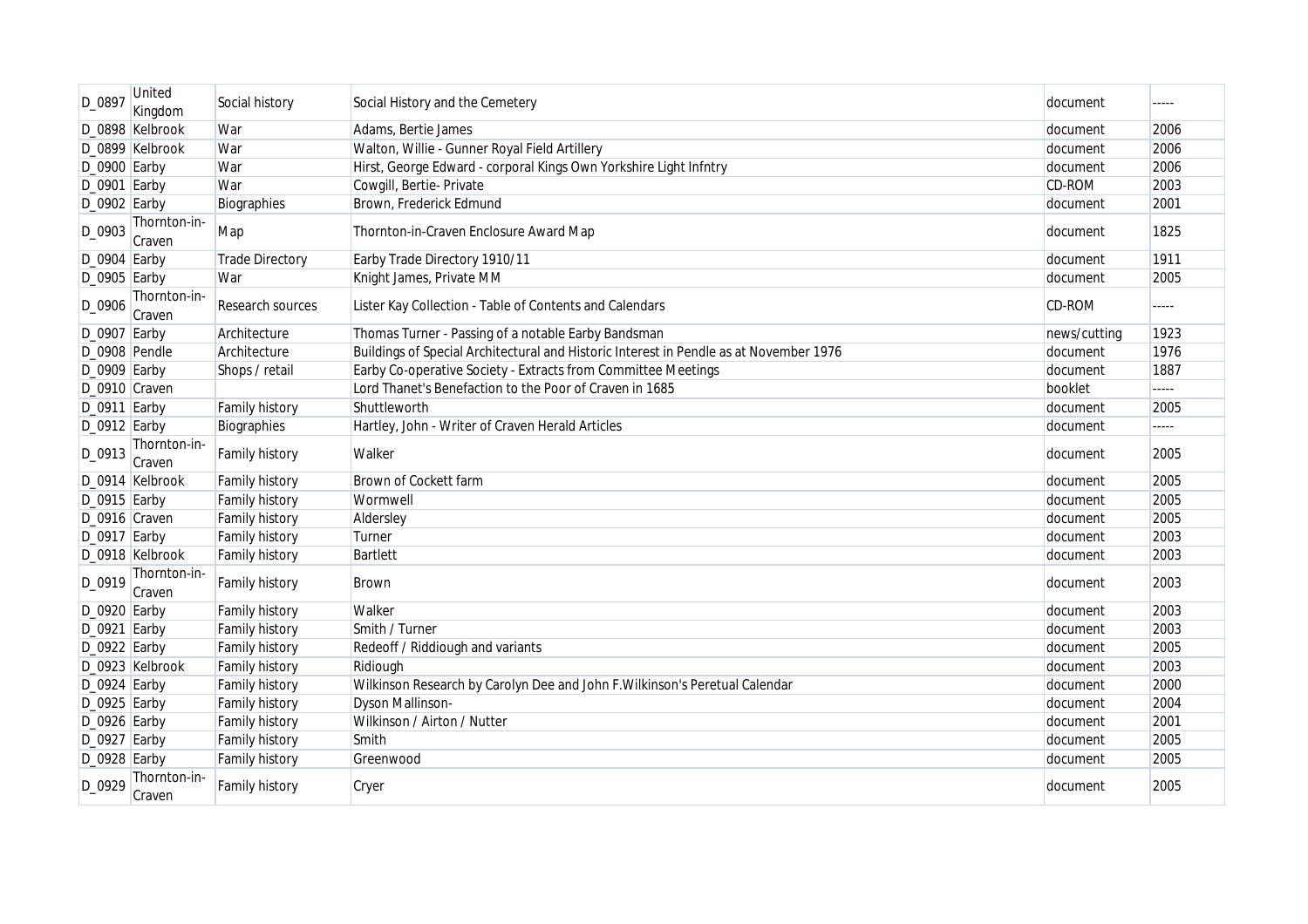| D_0897 | United Kingdom | Social history | Social History and the Cemetery | document | ----- |
|---|---|---|---|---|---|
| D_0898 | Kelbrook | War | Adams, Bertie James | document | 2006 |
| D_0899 | Kelbrook | War | Walton, Willie - Gunner Royal Field Artillery | document | 2006 |
| D_0900 | Earby | War | Hirst, George Edward - corporal Kings Own Yorkshire Light Infntry | document | 2006 |
| D_0901 | Earby | War | Cowgill, Bertie- Private | CD-ROM | 2003 |
| D_0902 | Earby | Biographies | Brown, Frederick Edmund | document | 2001 |
| D_0903 | Thornton-in-Craven | Map | Thornton-in-Craven Enclosure Award Map | document | 1825 |
| D_0904 | Earby | Trade Directory | Earby Trade Directory 1910/11 | document | 1911 |
| D_0905 | Earby | War | Knight James, Private MM | document | 2005 |
| D_0906 | Thornton-in-Craven | Research sources | Lister Kay Collection - Table of Contents and Calendars | CD-ROM | ----- |
| D_0907 | Earby | Architecture | Thomas Turner - Passing of a notable Earby Bandsman | news/cutting | 1923 |
| D_0908 | Pendle | Architecture | Buildings of Special Architectural and Historic Interest in Pendle as at November 1976 | document | 1976 |
| D_0909 | Earby | Shops / retail | Earby Co-operative Society - Extracts from Committee Meetings | document | 1887 |
| D_0910 | Craven | | Lord Thanet's Benefaction to the Poor of Craven in 1685 | booklet | ----- |
| D_0911 | Earby | Family history | Shuttleworth | document | 2005 |
| D_0912 | Earby | Biographies | Hartley, John - Writer of Craven Herald Articles | document | ----- |
| D_0913 | Thornton-in-Craven | Family history | Walker | document | 2005 |
| D_0914 | Kelbrook | Family history | Brown of Cockett farm | document | 2005 |
| D_0915 | Earby | Family history | Wormwell | document | 2005 |
| D_0916 | Craven | Family history | Aldersley | document | 2005 |
| D_0917 | Earby | Family history | Turner | document | 2003 |
| D_0918 | Kelbrook | Family history | Bartlett | document | 2003 |
| D_0919 | Thornton-in-Craven | Family history | Brown | document | 2003 |
| D_0920 | Earby | Family history | Walker | document | 2003 |
| D_0921 | Earby | Family history | Smith / Turner | document | 2003 |
| D_0922 | Earby | Family history | Redeoff / Riddiough and variants | document | 2005 |
| D_0923 | Kelbrook | Family history | Ridiough | document | 2003 |
| D_0924 | Earby | Family history | Wilkinson Research by Carolyn Dee and John F.Wilkinson's Peretual Calendar | document | 2000 |
| D_0925 | Earby | Family history | Dyson Mallinson- | document | 2004 |
| D_0926 | Earby | Family history | Wilkinson / Airton / Nutter | document | 2001 |
| D_0927 | Earby | Family history | Smith | document | 2005 |
| D_0928 | Earby | Family history | Greenwood | document | 2005 |
| D_0929 | Thornton-in-Craven | Family history | Cryer | document | 2005 |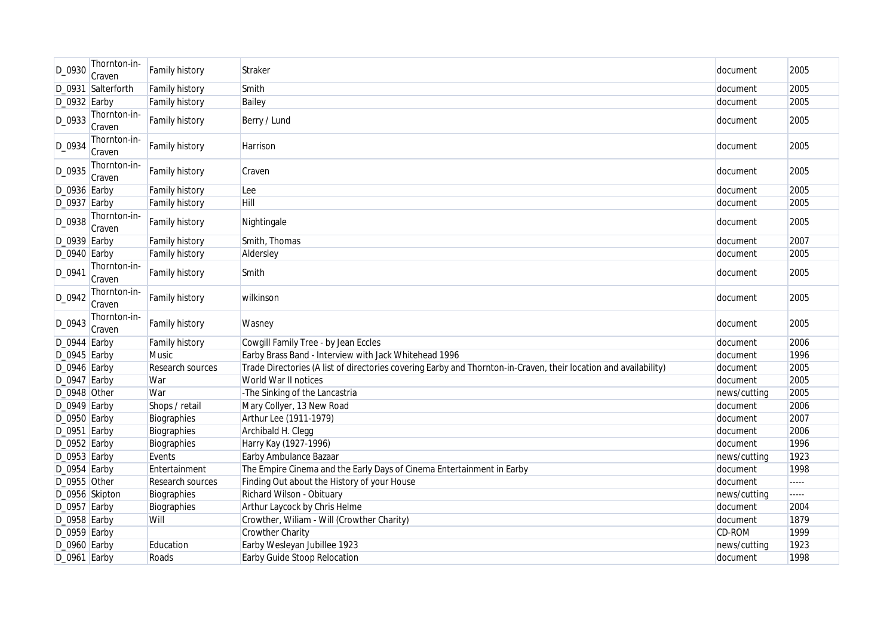| D_0930 | Thornton-in-Craven | Family history | Straker | document | 2005 |
|---|---|---|---|---|---|
| D_0931 | Salterforth | Family history | Smith | document | 2005 |
| D_0932 | Earby | Family history | Bailey | document | 2005 |
| D_0933 | Thornton-in-Craven | Family history | Berry / Lund | document | 2005 |
| D_0934 | Thornton-in-Craven | Family history | Harrison | document | 2005 |
| D_0935 | Thornton-in-Craven | Family history | Craven | document | 2005 |
| D_0936 | Earby | Family history | Lee | document | 2005 |
| D_0937 | Earby | Family history | Hill | document | 2005 |
| D_0938 | Thornton-in-Craven | Family history | Nightingale | document | 2005 |
| D_0939 | Earby | Family history | Smith, Thomas | document | 2007 |
| D_0940 | Earby | Family history | Aldersley | document | 2005 |
| D_0941 | Thornton-in-Craven | Family history | Smith | document | 2005 |
| D_0942 | Thornton-in-Craven | Family history | wilkinson | document | 2005 |
| D_0943 | Thornton-in-Craven | Family history | Wasney | document | 2005 |
| D_0944 | Earby | Family history | Cowgill Family Tree - by Jean Eccles | document | 2006 |
| D_0945 | Earby | Music | Earby Brass Band - Interview with Jack Whitehead 1996 | document | 1996 |
| D_0946 | Earby | Research sources | Trade Directories (A list of directories covering Earby and Thornton-in-Craven, their location and availability) | document | 2005 |
| D_0947 | Earby | War | World War II notices | document | 2005 |
| D_0948 | Other | War | -The Sinking of the Lancastria | news/cutting | 2005 |
| D_0949 | Earby | Shops / retail | Mary Collyer, 13 New Road | document | 2006 |
| D_0950 | Earby | Biographies | Arthur Lee (1911-1979) | document | 2007 |
| D_0951 | Earby | Biographies | Archibald H. Clegg | document | 2006 |
| D_0952 | Earby | Biographies | Harry Kay (1927-1996) | document | 1996 |
| D_0953 | Earby | Events | Earby Ambulance Bazaar | news/cutting | 1923 |
| D_0954 | Earby | Entertainment | The Empire Cinema and the Early Days of Cinema Entertainment in Earby | document | 1998 |
| D_0955 | Other | Research sources | Finding Out about the History of your House | document | ----- |
| D_0956 | Skipton | Biographies | Richard Wilson - Obituary | news/cutting | ----- |
| D_0957 | Earby | Biographies | Arthur Laycock by Chris Helme | document | 2004 |
| D_0958 | Earby | Will | Crowther, Wiliam - Will (Crowther Charity) | document | 1879 |
| D_0959 | Earby | | Crowther Charity | CD-ROM | 1999 |
| D_0960 | Earby | Education | Earby Wesleyan Jubillee 1923 | news/cutting | 1923 |
| D_0961 | Earby | Roads | Earby Guide Stoop Relocation | document | 1998 |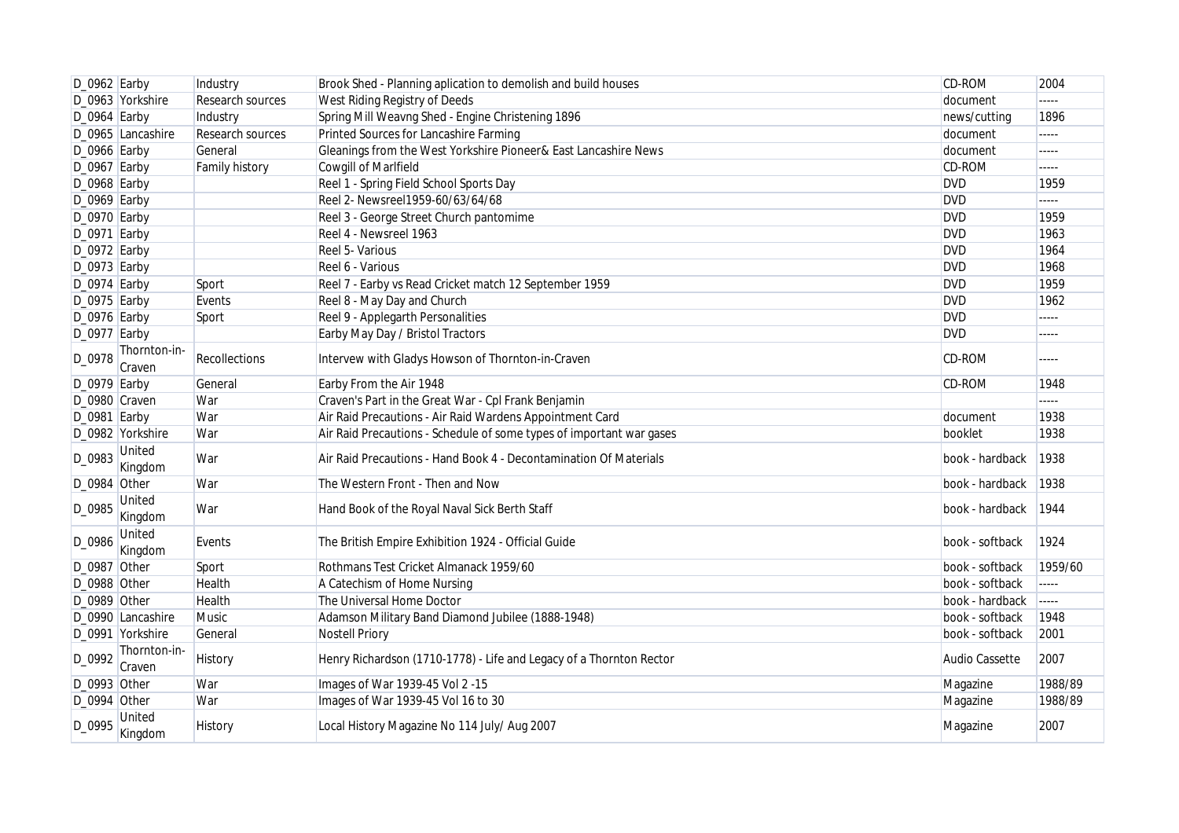| D_0962 | Earby | Industry | Brook Shed - Planning aplication to demolish and build houses | CD-ROM | 2004 |
|---|---|---|---|---|---|
| D_0963 | Yorkshire | Research sources | West Riding Registry of Deeds | document | ----- |
| D_0964 | Earby | Industry | Spring Mill Weavng Shed - Engine Christening 1896 | news/cutting | 1896 |
| D_0965 | Lancashire | Research sources | Printed Sources for Lancashire Farming | document | ----- |
| D_0966 | Earby | General | Gleanings from the West Yorkshire Pioneer& East Lancashire News | document | ----- |
| D_0967 | Earby | Family history | Cowgill of Marlfield | CD-ROM | ----- |
| D_0968 | Earby | | Reel 1 - Spring Field School Sports Day | DVD | 1959 |
| D_0969 | Earby | | Reel 2- Newsreel1959-60/63/64/68 | DVD | ----- |
| D_0970 | Earby | | Reel 3 - George Street Church pantomime | DVD | 1959 |
| D_0971 | Earby | | Reel 4 - Newsreel 1963 | DVD | 1963 |
| D_0972 | Earby | | Reel 5- Various | DVD | 1964 |
| D_0973 | Earby | | Reel 6 - Various | DVD | 1968 |
| D_0974 | Earby | Sport | Reel 7 - Earby vs Read Cricket match 12 September 1959 | DVD | 1959 |
| D_0975 | Earby | Events | Reel 8 - May Day and Church | DVD | 1962 |
| D_0976 | Earby | Sport | Reel 9 - Applegarth Personalities | DVD | ----- |
| D_0977 | Earby | | Earby May Day / Bristol Tractors | DVD | ----- |
| D_0978 | Thornton-in-Craven | Recollections | Intervew with Gladys Howson of Thornton-in-Craven | CD-ROM | ----- |
| D_0979 | Earby | General | Earby From the Air 1948 | CD-ROM | 1948 |
| D_0980 | Craven | War | Craven's Part in the Great War - Cpl Frank Benjamin | | ----- |
| D_0981 | Earby | War | Air Raid Precautions - Air Raid Wardens Appointment Card | document | 1938 |
| D_0982 | Yorkshire | War | Air Raid Precautions - Schedule of some types of important war gases | booklet | 1938 |
| D_0983 | United Kingdom | War | Air Raid Precautions - Hand Book 4 - Decontamination Of Materials | book - hardback | 1938 |
| D_0984 | Other | War | The Western Front - Then and Now | book - hardback | 1938 |
| D_0985 | United Kingdom | War | Hand Book of the Royal Naval Sick Berth Staff | book - hardback | 1944 |
| D_0986 | United Kingdom | Events | The British Empire Exhibition 1924 - Official Guide | book - softback | 1924 |
| D_0987 | Other | Sport | Rothmans Test Cricket Almanack 1959/60 | book - softback | 1959/60 |
| D_0988 | Other | Health | A Catechism of Home Nursing | book - softback | ----- |
| D_0989 | Other | Health | The Universal Home Doctor | book - hardback | ----- |
| D_0990 | Lancashire | Music | Adamson Military Band Diamond Jubilee (1888-1948) | book - softback | 1948 |
| D_0991 | Yorkshire | General | Nostell Priory | book - softback | 2001 |
| D_0992 | Thornton-in-Craven | History | Henry Richardson (1710-1778) - Life and Legacy of a Thornton Rector | Audio Cassette | 2007 |
| D_0993 | Other | War | Images of War 1939-45 Vol 2 -15 | Magazine | 1988/89 |
| D_0994 | Other | War | Images of War 1939-45 Vol 16 to 30 | Magazine | 1988/89 |
| D_0995 | United Kingdom | History | Local History Magazine No 114 July/ Aug 2007 | Magazine | 2007 |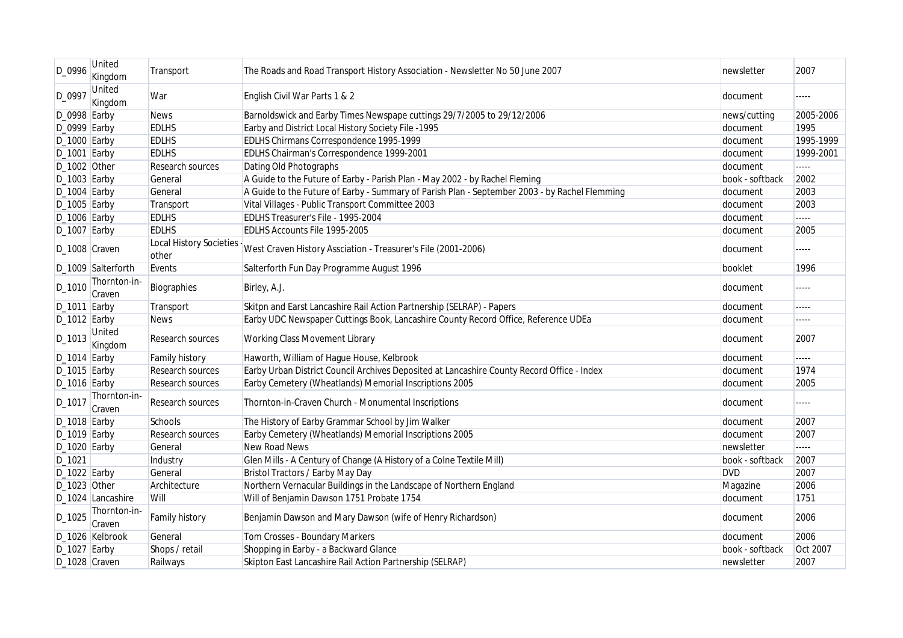| D_0996 | United Kingdom | Transport | The Roads and Road Transport History Association - Newsletter No 50 June 2007 | newsletter | 2007 |
|---|---|---|---|---|---|
| D_0997 | United Kingdom | War | English Civil War Parts 1 & 2 | document | ----- |
| D_0998 | Earby | News | Barnoldswick and Earby Times Newspape cuttings 29/7/2005 to 29/12/2006 | news/cutting | 2005-2006 |
| D_0999 | Earby | EDLHS | Earby and District Local History Society File -1995 | document | 1995 |
| D_1000 | Earby | EDLHS | EDLHS Chirmans Correspondence 1995-1999 | document | 1995-1999 |
| D_1001 | Earby | EDLHS | EDLHS Chairman's Correspondence 1999-2001 | document | 1999-2001 |
| D_1002 | Other | Research sources | Dating Old Photographs | document | ----- |
| D_1003 | Earby | General | A Guide to the Future of Earby - Parish Plan - May 2002 - by Rachel Fleming | book - softback | 2002 |
| D_1004 | Earby | General | A Guide to the Future of Earby - Summary of Parish Plan - September 2003 - by Rachel Flemming | document | 2003 |
| D_1005 | Earby | Transport | Vital Villages - Public Transport Committee 2003 | document | 2003 |
| D_1006 | Earby | EDLHS | EDLHS Treasurer's File - 1995-2004 | document | ----- |
| D_1007 | Earby | EDLHS | EDLHS Accounts File 1995-2005 | document | 2005 |
| D_1008 | Craven | Local History Societies - other | West Craven History Assciation - Treasurer's File (2001-2006) | document | ----- |
| D_1009 | Salterforth | Events | Salterforth Fun Day Programme August 1996 | booklet | 1996 |
| D_1010 | Thornton-in-Craven | Biographies | Birley, A.J. | document | ----- |
| D_1011 | Earby | Transport | Skitpn and Earst Lancashire Rail Action Partnership (SELRAP) - Papers | document | ----- |
| D_1012 | Earby | News | Earby UDC Newspaper Cuttings Book, Lancashire County Record Office, Reference UDEa | document | ----- |
| D_1013 | United Kingdom | Research sources | Working Class Movement Library | document | 2007 |
| D_1014 | Earby | Family history | Haworth, William of Hague House, Kelbrook | document | ----- |
| D_1015 | Earby | Research sources | Earby Urban District Council Archives Deposited at Lancashire County Record Office - Index | document | 1974 |
| D_1016 | Earby | Research sources | Earby Cemetery (Wheatlands) Memorial Inscriptions 2005 | document | 2005 |
| D_1017 | Thornton-in-Craven | Research sources | Thornton-in-Craven Church - Monumental Inscriptions | document | ----- |
| D_1018 | Earby | Schools | The History of Earby Grammar School by Jim Walker | document | 2007 |
| D_1019 | Earby | Research sources | Earby Cemetery (Wheatlands) Memorial Inscriptions 2005 | document | 2007 |
| D_1020 | Earby | General | New Road News | newsletter | ----- |
| D_1021 | | Industry | Glen Mills - A Century of Change (A History of a Colne Textile Mill) | book - softback | 2007 |
| D_1022 | Earby | General | Bristol Tractors / Earby May Day | DVD | 2007 |
| D_1023 | Other | Architecture | Northern Vernacular Buildings in the Landscape of Northern England | Magazine | 2006 |
| D_1024 | Lancashire | Will | Will of Benjamin Dawson 1751 Probate 1754 | document | 1751 |
| D_1025 | Thornton-in-Craven | Family history | Benjamin Dawson and Mary Dawson (wife of Henry Richardson) | document | 2006 |
| D_1026 | Kelbrook | General | Tom Crosses - Boundary Markers | document | 2006 |
| D_1027 | Earby | Shops / retail | Shopping in Earby - a Backward Glance | book - softback | Oct 2007 |
| D_1028 | Craven | Railways | Skipton East Lancashire Rail Action Partnership (SELRAP) | newsletter | 2007 |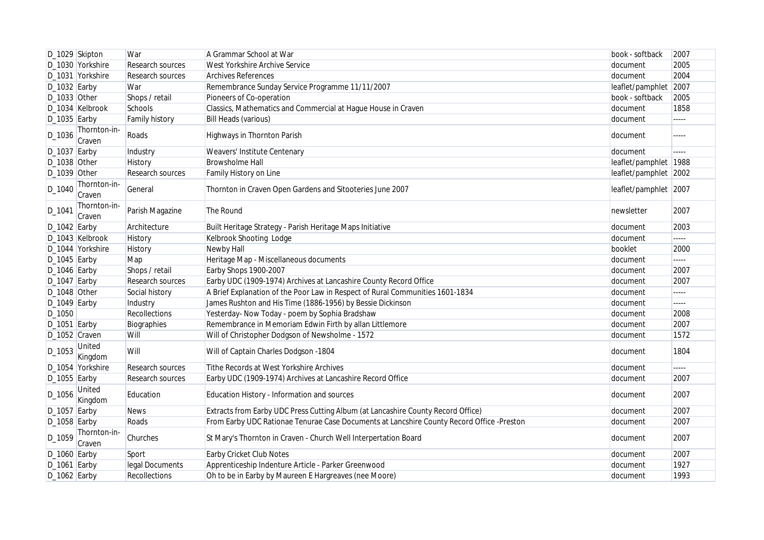| | | | | | |
|---|---|---|---|---|---|
| D_1029 | Skipton | War | A Grammar School at War | book - softback | 2007 |
| D_1030 | Yorkshire | Research sources | West Yorkshire Archive Service | document | 2005 |
| D_1031 | Yorkshire | Research sources | Archives References | document | 2004 |
| D_1032 | Earby | War | Remembrance Sunday Service Programme 11/11/2007 | leaflet/pamphlet | 2007 |
| D_1033 | Other | Shops / retail | Pioneers of Co-operation | book - softback | 2005 |
| D_1034 | Kelbrook | Schools | Classics, Mathematics and Commercial at Hague House in Craven | document | 1858 |
| D_1035 | Earby | Family history | Bill Heads (various) | document | ----- |
| D_1036 | Thornton-in-Craven | Roads | Highways in Thornton Parish | document | ----- |
| D_1037 | Earby | Industry | Weavers' Institute Centenary | document | ----- |
| D_1038 | Other | History | Browsholme Hall | leaflet/pamphlet | 1988 |
| D_1039 | Other | Research sources | Family History on Line | leaflet/pamphlet | 2002 |
| D_1040 | Thornton-in-Craven | General | Thornton in Craven Open Gardens and Sitooteries June 2007 | leaflet/pamphlet | 2007 |
| D_1041 | Thornton-in-Craven | Parish Magazine | The Round | newsletter | 2007 |
| D_1042 | Earby | Architecture | Built Heritage Strategy - Parish Heritage Maps Initiative | document | 2003 |
| D_1043 | Kelbrook | History | Kelbrook Shooting Lodge | document | ----- |
| D_1044 | Yorkshire | History | Newby Hall | booklet | 2000 |
| D_1045 | Earby | Map | Heritage Map - Miscellaneous documents | document | ----- |
| D_1046 | Earby | Shops / retail | Earby Shops 1900-2007 | document | 2007 |
| D_1047 | Earby | Research sources | Earby UDC (1909-1974) Archives at Lancashire County Record Office | document | 2007 |
| D_1048 | Other | Social history | A Brief Explanation of the Poor Law in Respect of Rural Communities 1601-1834 | document | ----- |
| D_1049 | Earby | Industry | James Rushton and His Time (1886-1956) by Bessie Dickinson | document | ----- |
| D_1050 | | Recollections | Yesterday- Now Today - poem by Sophia Bradshaw | document | 2008 |
| D_1051 | Earby | Biographies | Remembrance in Memoriam Edwin Firth by allan Littlemore | document | 2007 |
| D_1052 | Craven | Will | Will of Christopher Dodgson of Newsholme - 1572 | document | 1572 |
| D_1053 | United Kingdom | Will | Will of Captain Charles Dodgson -1804 | document | 1804 |
| D_1054 | Yorkshire | Research sources | Tithe Records at West Yorkshire Archives | document | ----- |
| D_1055 | Earby | Research sources | Earby UDC (1909-1974) Archives at Lancashire Record Office | document | 2007 |
| D_1056 | United Kingdom | Education | Education History - Information and sources | document | 2007 |
| D_1057 | Earby | News | Extracts from Earby UDC Press Cutting Album (at Lancashire County Record Office) | document | 2007 |
| D_1058 | Earby | Roads | From Earby UDC Rationae Tenurae Case Documents at Lancshire County Record Office -Preston | document | 2007 |
| D_1059 | Thornton-in-Craven | Churches | St Mary's Thornton in Craven - Church Well Interpertation Board | document | 2007 |
| D_1060 | Earby | Sport | Earby Cricket Club Notes | document | 2007 |
| D_1061 | Earby | legal Documents | Apprenticeship Indenture Article - Parker Greenwood | document | 1927 |
| D_1062 | Earby | Recollections | Oh to be in Earby by Maureen E Hargreaves (nee Moore) | document | 1993 |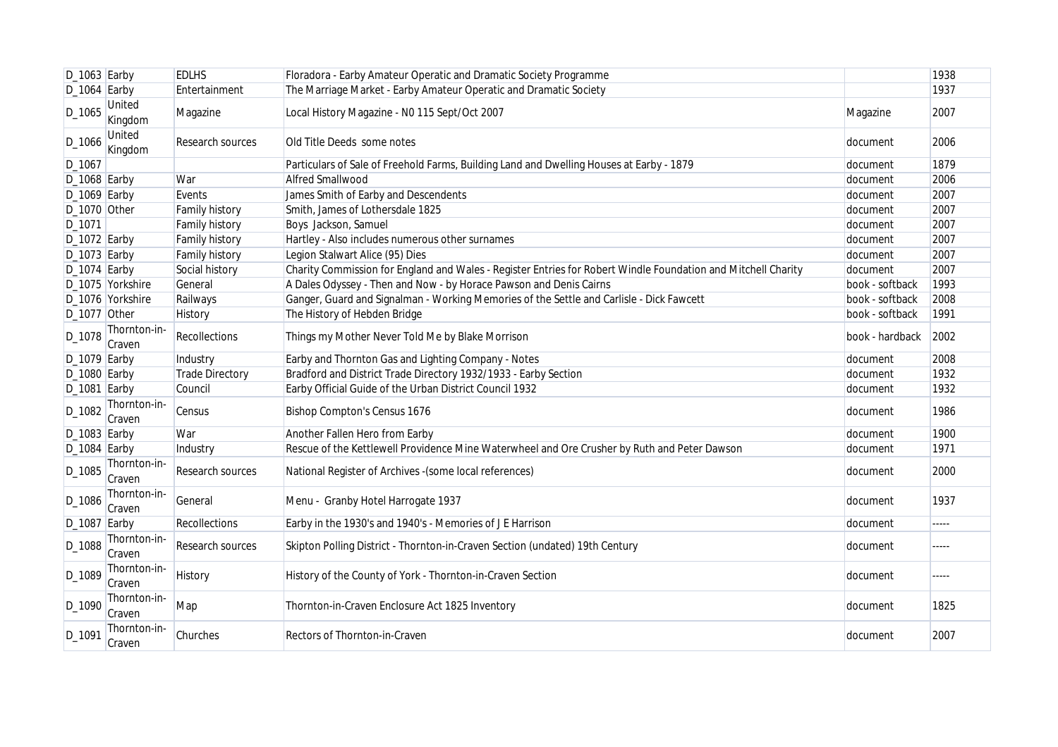| D_1063 | Earby | EDLHS | Floradora - Earby Amateur Operatic and Dramatic Society Programme | | 1938 |
|---|---|---|---|---|---|
| D_1064 | Earby | Entertainment | The Marriage Market - Earby Amateur Operatic and Dramatic Society | | 1937 |
| D_1065 | United Kingdom | Magazine | Local History Magazine - N0 115 Sept/Oct 2007 | Magazine | 2007 |
| D_1066 | United Kingdom | Research sources | Old Title Deeds some notes | document | 2006 |
| D_1067 | | | Particulars of Sale of Freehold Farms, Building Land and Dwelling Houses at Earby - 1879 | document | 1879 |
| D_1068 | Earby | War | Alfred Smallwood | document | 2006 |
| D_1069 | Earby | Events | James Smith of Earby and Descendents | document | 2007 |
| D_1070 | Other | Family history | Smith, James of Lothersdale 1825 | document | 2007 |
| D_1071 | | Family history | Boys Jackson, Samuel | document | 2007 |
| D_1072 | Earby | Family history | Hartley - Also includes numerous other surnames | document | 2007 |
| D_1073 | Earby | Family history | Legion Stalwart Alice (95) Dies | document | 2007 |
| D_1074 | Earby | Social history | Charity Commission for England and Wales - Register Entries for Robert Windle Foundation and Mitchell Charity | document | 2007 |
| D_1075 | Yorkshire | General | A Dales Odyssey - Then and Now - by Horace Pawson and Denis Cairns | book - softback | 1993 |
| D_1076 | Yorkshire | Railways | Ganger, Guard and Signalman - Working Memories of the Settle and Carlisle - Dick Fawcett | book - softback | 2008 |
| D_1077 | Other | History | The History of Hebden Bridge | book - softback | 1991 |
| D_1078 | Thornton-in-Craven | Recollections | Things my Mother Never Told Me by Blake Morrison | book - hardback | 2002 |
| D_1079 | Earby | Industry | Earby and Thornton Gas and Lighting Company - Notes | document | 2008 |
| D_1080 | Earby | Trade Directory | Bradford and District Trade Directory 1932/1933 - Earby Section | document | 1932 |
| D_1081 | Earby | Council | Earby Official Guide of the Urban District Council 1932 | document | 1932 |
| D_1082 | Thornton-in-Craven | Census | Bishop Compton's Census 1676 | document | 1986 |
| D_1083 | Earby | War | Another Fallen Hero from Earby | document | 1900 |
| D_1084 | Earby | Industry | Rescue of the Kettlewell Providence Mine Waterwheel and Ore Crusher by Ruth and Peter Dawson | document | 1971 |
| D_1085 | Thornton-in-Craven | Research sources | National Register of Archives -(some local references) | document | 2000 |
| D_1086 | Thornton-in-Craven | General | Menu - Granby Hotel Harrogate 1937 | document | 1937 |
| D_1087 | Earby | Recollections | Earby in the 1930's and 1940's - Memories of J E Harrison | document | ----- |
| D_1088 | Thornton-in-Craven | Research sources | Skipton Polling District - Thornton-in-Craven Section (undated) 19th Century | document | ----- |
| D_1089 | Thornton-in-Craven | History | History of the County of York - Thornton-in-Craven Section | document | ----- |
| D_1090 | Thornton-in-Craven | Map | Thornton-in-Craven Enclosure Act 1825 Inventory | document | 1825 |
| D_1091 | Thornton-in-Craven | Churches | Rectors of Thornton-in-Craven | document | 2007 |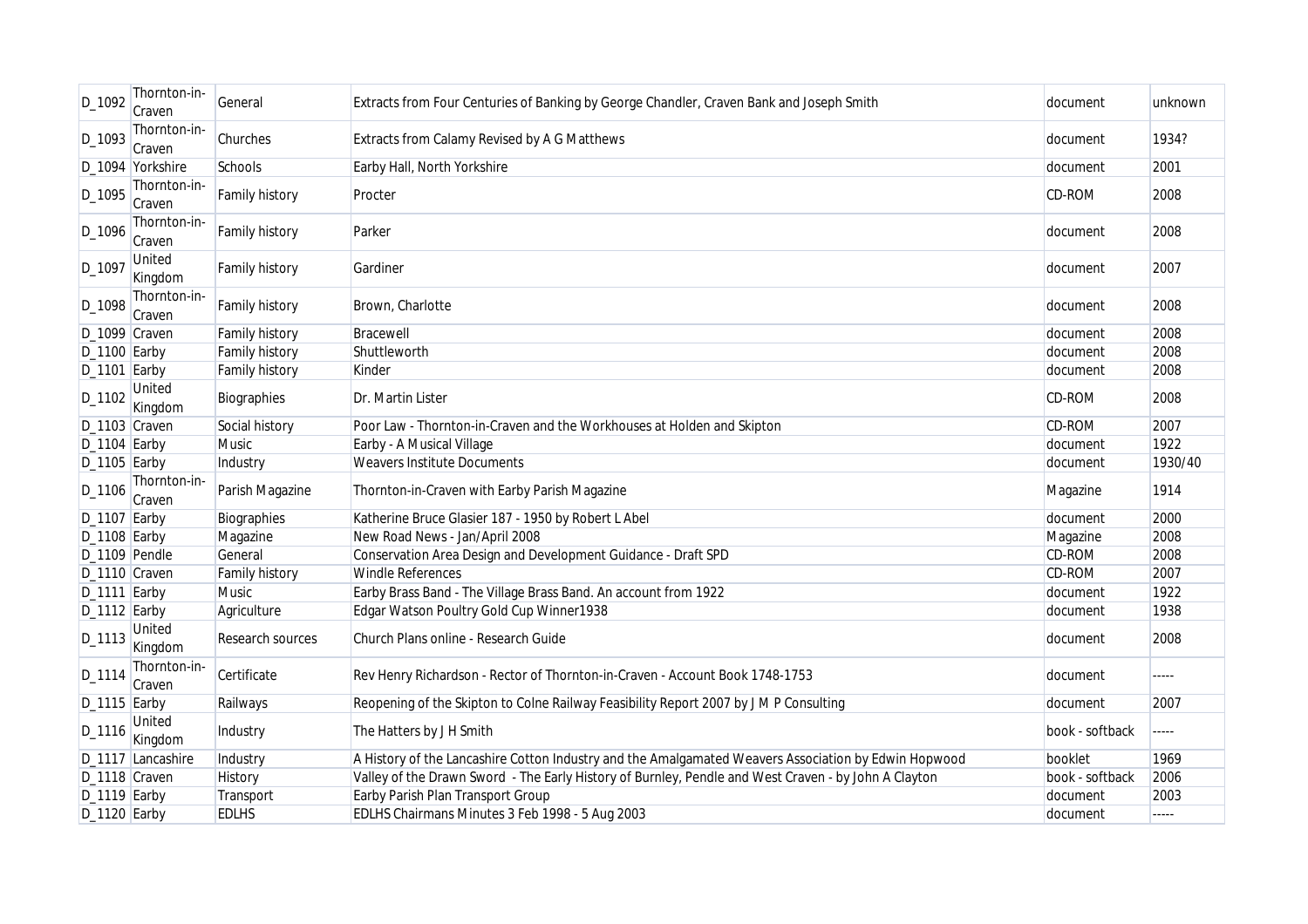| D_1092 | Thornton-in-Craven | General | Extracts from Four Centuries of Banking by George Chandler, Craven Bank and Joseph Smith | document | unknown |
|---|---|---|---|---|---|
| D_1093 | Thornton-in-Craven | Churches | Extracts from Calamy Revised by A G Matthews | document | 1934? |
| D_1094 | Yorkshire | Schools | Earby Hall, North Yorkshire | document | 2001 |
| D_1095 | Thornton-in-Craven | Family history | Procter | CD-ROM | 2008 |
| D_1096 | Thornton-in-Craven | Family history | Parker | document | 2008 |
| D_1097 | United Kingdom | Family history | Gardiner | document | 2007 |
| D_1098 | Thornton-in-Craven | Family history | Brown, Charlotte | document | 2008 |
| D_1099 | Craven | Family history | Bracewell | document | 2008 |
| D_1100 | Earby | Family history | Shuttleworth | document | 2008 |
| D_1101 | Earby | Family history | Kinder | document | 2008 |
| D_1102 | United Kingdom | Biographies | Dr. Martin Lister | CD-ROM | 2008 |
| D_1103 | Craven | Social history | Poor Law - Thornton-in-Craven and the Workhouses at Holden and Skipton | CD-ROM | 2007 |
| D_1104 | Earby | Music | Earby - A Musical Village | document | 1922 |
| D_1105 | Earby | Industry | Weavers Institute Documents | document | 1930/40 |
| D_1106 | Thornton-in-Craven | Parish Magazine | Thornton-in-Craven with Earby Parish Magazine | Magazine | 1914 |
| D_1107 | Earby | Biographies | Katherine Bruce Glasier 187 - 1950 by Robert L Abel | document | 2000 |
| D_1108 | Earby | Magazine | New Road News - Jan/April 2008 | Magazine | 2008 |
| D_1109 | Pendle | General | Conservation Area Design and Development Guidance - Draft SPD | CD-ROM | 2008 |
| D_1110 | Craven | Family history | Windle References | CD-ROM | 2007 |
| D_1111 | Earby | Music | Earby Brass Band - The Village Brass Band. An account from 1922 | document | 1922 |
| D_1112 | Earby | Agriculture | Edgar Watson Poultry Gold Cup Winner1938 | document | 1938 |
| D_1113 | United Kingdom | Research sources | Church Plans online - Research Guide | document | 2008 |
| D_1114 | Thornton-in-Craven | Certificate | Rev Henry Richardson - Rector of Thornton-in-Craven - Account Book 1748-1753 | document | ----- |
| D_1115 | Earby | Railways | Reopening of the Skipton to Colne Railway Feasibility Report 2007 by J M P Consulting | document | 2007 |
| D_1116 | United Kingdom | Industry | The Hatters by J H Smith | book - softback | ----- |
| D_1117 | Lancashire | Industry | A History of the Lancashire Cotton Industry and the Amalgamated Weavers Association by Edwin Hopwood | booklet | 1969 |
| D_1118 | Craven | History | Valley of the Drawn Sword - The Early History of Burnley, Pendle and West Craven - by John A Clayton | book - softback | 2006 |
| D_1119 | Earby | Transport | Earby Parish Plan Transport Group | document | 2003 |
| D_1120 | Earby | EDLHS | EDLHS Chairmans Minutes 3 Feb 1998 - 5 Aug 2003 | document | ----- |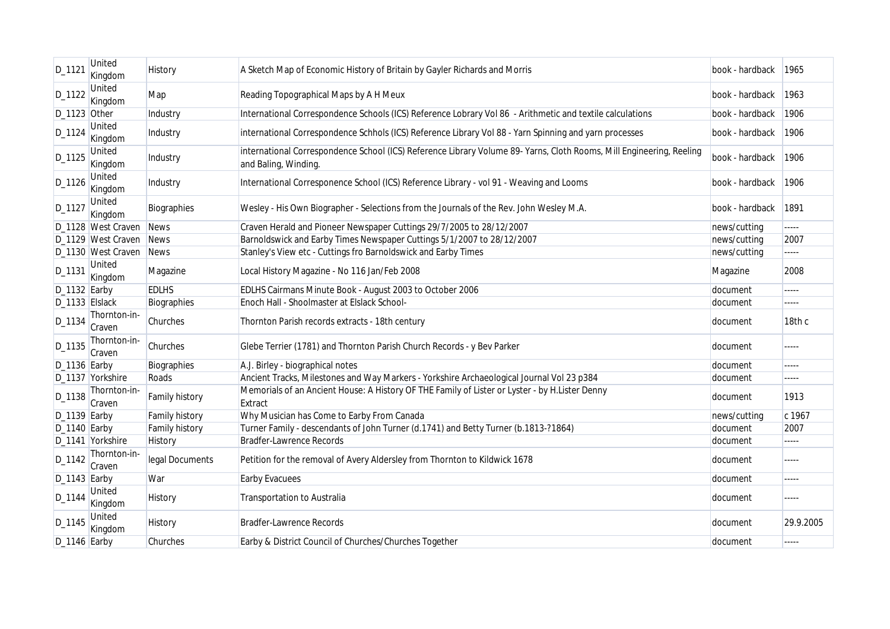| D_1121 | United Kingdom | History | A Sketch Map of Economic History of Britain by Gayler Richards and Morris | book - hardback | 1965 |
|---|---|---|---|---|---|
| D_1122 | United Kingdom | Map | Reading Topographical Maps by A H Meux | book - hardback | 1963 |
| D_1123 | Other | Industry | International Correspondence Schools (ICS) Reference Lobrary Vol 86 - Arithmetic and textile calculations | book - hardback | 1906 |
| D_1124 | United Kingdom | Industry | international Correspondence Schhols (ICS) Reference Library Vol 88 - Yarn Spinning and yarn processes | book - hardback | 1906 |
| D_1125 | United Kingdom | Industry | international Correspondence School (ICS) Reference Library Volume 89- Yarns, Cloth Rooms, Mill Engineering, Reeling and Baling, Winding. | book - hardback | 1906 |
| D_1126 | United Kingdom | Industry | International Corresponence School (ICS) Reference Library - vol 91 - Weaving and Looms | book - hardback | 1906 |
| D_1127 | United Kingdom | Biographies | Wesley - His Own Biographer - Selections from the Journals of the Rev. John Wesley M.A. | book - hardback | 1891 |
| D_1128 | West Craven | News | Craven Herald and Pioneer Newspaper Cuttings 29/7/2005 to 28/12/2007 | news/cutting | ----- |
| D_1129 | West Craven | News | Barnoldswick and Earby Times Newspaper Cuttings 5/1/2007 to 28/12/2007 | news/cutting | 2007 |
| D_1130 | West Craven | News | Stanley's View etc - Cuttings fro Barnoldswick and Earby Times | news/cutting | ----- |
| D_1131 | United Kingdom | Magazine | Local History Magazine - No 116 Jan/Feb 2008 | Magazine | 2008 |
| D_1132 | Earby | EDLHS | EDLHS Cairmans Minute Book - August 2003 to October 2006 | document | ----- |
| D_1133 | Elslack | Biographies | Enoch Hall - Shoolmaster at Elslack School- | document | ----- |
| D_1134 | Thornton-in-Craven | Churches | Thornton Parish records extracts - 18th century | document | 18th c |
| D_1135 | Thornton-in-Craven | Churches | Glebe Terrier (1781) and Thornton Parish Church Records - y Bev Parker | document | ----- |
| D_1136 | Earby | Biographies | A.J. Birley - biographical notes | document | ----- |
| D_1137 | Yorkshire | Roads | Ancient Tracks, Milestones and Way Markers - Yorkshire Archaeological Journal Vol 23 p384 | document | ----- |
| D_1138 | Thornton-in-Craven | Family history | Memorials of an Ancient House: A History OF THE Family of Lister or Lyster - by H.Lister Denny Extract | document | 1913 |
| D_1139 | Earby | Family history | Why Musician has Come to Earby From Canada | news/cutting | c 1967 |
| D_1140 | Earby | Family history | Turner Family - descendants of John Turner (d.1741) and Betty Turner (b.1813-?1864) | document | 2007 |
| D_1141 | Yorkshire | History | Bradfer-Lawrence Records | document | ----- |
| D_1142 | Thornton-in-Craven | legal Documents | Petition for the removal of Avery Aldersley from Thornton to Kildwick 1678 | document | ----- |
| D_1143 | Earby | War | Earby Evacuees | document | ----- |
| D_1144 | United Kingdom | History | Transportation to Australia | document | ----- |
| D_1145 | United Kingdom | History | Bradfer-Lawrence Records | document | 29.9.2005 |
| D_1146 | Earby | Churches | Earby & District Council of Churches/Churches Together | document | ----- |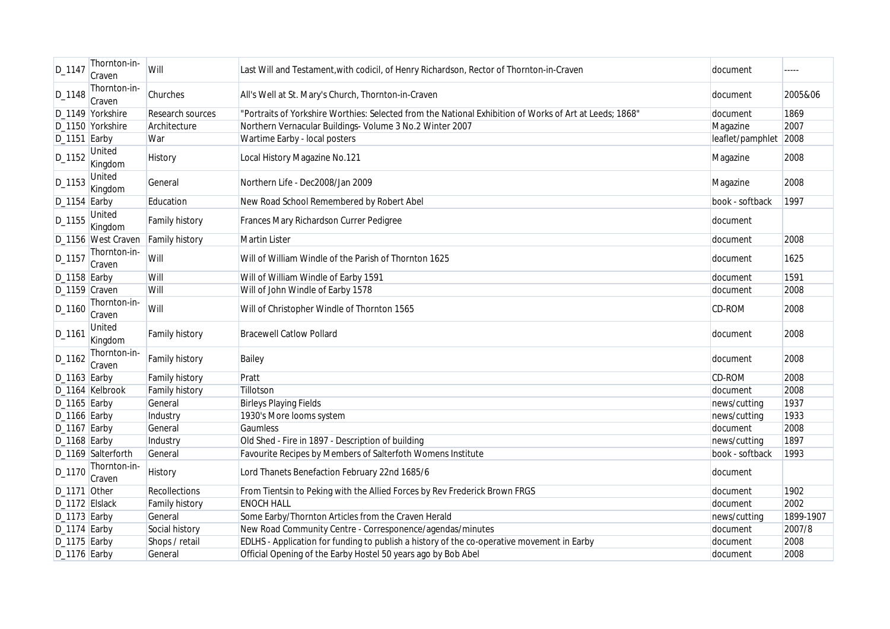| | | | | | |
|---|---|---|---|---|---|
| D_1147 | Thornton-in-Craven | Will | Last Will and Testament,with codicil, of Henry Richardson, Rector of Thornton-in-Craven | document | ----- |
| D_1148 | Thornton-in-Craven | Churches | All's Well at St. Mary's Church, Thornton-in-Craven | document | 2005&06 |
| D_1149 | Yorkshire | Research sources | "Portraits of Yorkshire Worthies: Selected from the National Exhibition of Works of Art at Leeds; 1868" | document | 1869 |
| D_1150 | Yorkshire | Architecture | Northern Vernacular Buildings- Volume 3 No.2 Winter 2007 | Magazine | 2007 |
| D_1151 | Earby | War | Wartime Earby - local posters | leaflet/pamphlet | 2008 |
| D_1152 | United Kingdom | History | Local History Magazine No.121 | Magazine | 2008 |
| D_1153 | United Kingdom | General | Northern Life - Dec2008/Jan 2009 | Magazine | 2008 |
| D_1154 | Earby | Education | New Road School Remembered by Robert Abel | book - softback | 1997 |
| D_1155 | United Kingdom | Family history | Frances Mary Richardson Currer Pedigree | document | |
| D_1156 | West Craven | Family history | Martin Lister | document | 2008 |
| D_1157 | Thornton-in-Craven | Will | Will of William Windle of the Parish of Thornton 1625 | document | 1625 |
| D_1158 | Earby | Will | Will of William Windle of Earby 1591 | document | 1591 |
| D_1159 | Craven | Will | Will of John Windle of Earby 1578 | document | 2008 |
| D_1160 | Thornton-in-Craven | Will | Will of Christopher Windle of Thornton 1565 | CD-ROM | 2008 |
| D_1161 | United Kingdom | Family history | Bracewell Catlow Pollard | document | 2008 |
| D_1162 | Thornton-in-Craven | Family history | Bailey | document | 2008 |
| D_1163 | Earby | Family history | Pratt | CD-ROM | 2008 |
| D_1164 | Kelbrook | Family history | Tillotson | document | 2008 |
| D_1165 | Earby | General | Birleys Playing Fields | news/cutting | 1937 |
| D_1166 | Earby | Industry | 1930's More looms system | news/cutting | 1933 |
| D_1167 | Earby | General | Gaumless | document | 2008 |
| D_1168 | Earby | Industry | Old Shed - Fire in 1897 - Description of building | news/cutting | 1897 |
| D_1169 | Salterforth | General | Favourite Recipes by Members of Salterfoth Womens Institute | book - softback | 1993 |
| D_1170 | Thornton-in-Craven | History | Lord Thanets Benefaction February 22nd 1685/6 | document | |
| D_1171 | Other | Recollections | From Tientsin to Peking with the Allied Forces by Rev Frederick Brown FRGS | document | 1902 |
| D_1172 | Elslack | Family history | ENOCH HALL | document | 2002 |
| D_1173 | Earby | General | Some Earby/Thornton Articles from the Craven Herald | news/cutting | 1899-1907 |
| D_1174 | Earby | Social history | New Road Community Centre - Corresponence/agendas/minutes | document | 2007/8 |
| D_1175 | Earby | Shops / retail | EDLHS - Application for funding to publish a history of the co-operative movement in Earby | document | 2008 |
| D_1176 | Earby | General | Official Opening of the Earby Hostel 50 years ago by Bob Abel | document | 2008 |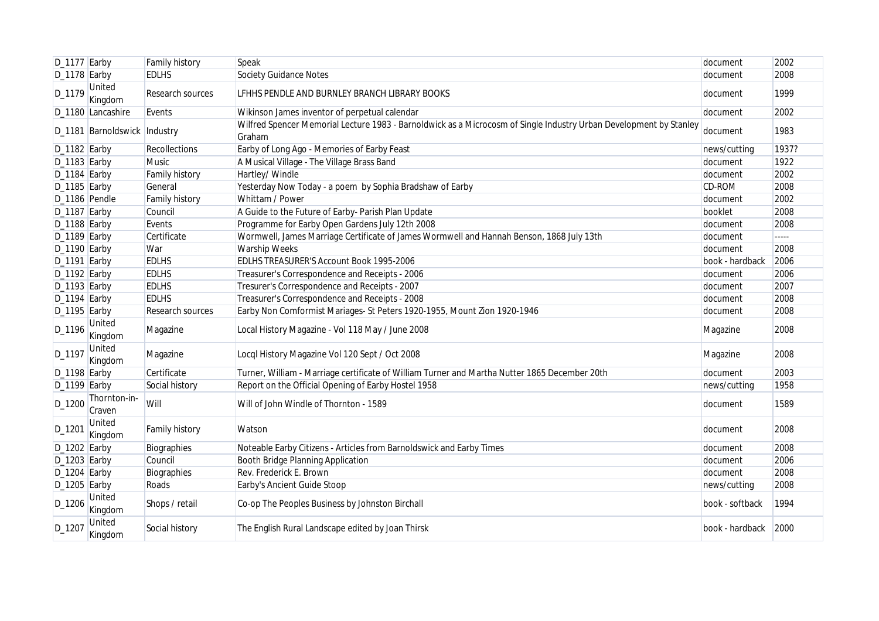| D_1177 | Earby | Family history | Speak | document | 2002 |
|---|---|---|---|---|---|
| D_1178 | Earby | EDLHS | Society Guidance Notes | document | 2008 |
| D_1179 | United Kingdom | Research sources | LFHHS PENDLE AND BURNLEY BRANCH LIBRARY BOOKS | document | 1999 |
| D_1180 | Lancashire | Events | Wikinson James inventor of perpetual calendar | document | 2002 |
| D_1181 | Barnoldswick | Industry | Wilfred Spencer Memorial Lecture 1983 - Barnoldwick as a Microcosm of Single Industry Urban Development by Stanley Graham | document | 1983 |
| D_1182 | Earby | Recollections | Earby of Long Ago - Memories of Earby Feast | news/cutting | 1937? |
| D_1183 | Earby | Music | A Musical Village - The Village Brass Band | document | 1922 |
| D_1184 | Earby | Family history | Hartley/ Windle | document | 2002 |
| D_1185 | Earby | General | Yesterday Now Today - a poem by Sophia Bradshaw of Earby | CD-ROM | 2008 |
| D_1186 | Pendle | Family history | Whittam / Power | document | 2002 |
| D_1187 | Earby | Council | A Guide to the Future of Earby- Parish Plan Update | booklet | 2008 |
| D_1188 | Earby | Events | Programme for Earby Open Gardens July 12th 2008 | document | 2008 |
| D_1189 | Earby | Certificate | Wormwell, James Marriage Certificate of James Wormwell and Hannah Benson, 1868 July 13th | document | ----- |
| D_1190 | Earby | War | Warship Weeks | document | 2008 |
| D_1191 | Earby | EDLHS | EDLHS TREASURER'S Account Book 1995-2006 | book - hardback | 2006 |
| D_1192 | Earby | EDLHS | Treasurer's Correspondence and Receipts - 2006 | document | 2006 |
| D_1193 | Earby | EDLHS | Tresurer's Correspondence and Receipts - 2007 | document | 2007 |
| D_1194 | Earby | EDLHS | Treasurer's Correspondence and Receipts - 2008 | document | 2008 |
| D_1195 | Earby | Research sources | Earby Non Comformist Mariages- St Peters 1920-1955, Mount Zion 1920-1946 | document | 2008 |
| D_1196 | United Kingdom | Magazine | Local History Magazine - Vol 118 May / June 2008 | Magazine | 2008 |
| D_1197 | United Kingdom | Magazine | Locql History Magazine Vol 120 Sept / Oct 2008 | Magazine | 2008 |
| D_1198 | Earby | Certificate | Turner, William - Marriage certificate of William Turner and Martha Nutter 1865 December 20th | document | 2003 |
| D_1199 | Earby | Social history | Report on the Official Opening of Earby Hostel 1958 | news/cutting | 1958 |
| D_1200 | Thornton-in-Craven | Will | Will of John Windle of Thornton - 1589 | document | 1589 |
| D_1201 | United Kingdom | Family history | Watson | document | 2008 |
| D_1202 | Earby | Biographies | Noteable Earby Citizens - Articles from Barnoldswick and Earby Times | document | 2008 |
| D_1203 | Earby | Council | Booth Bridge Planning Application | document | 2006 |
| D_1204 | Earby | Biographies | Rev. Frederick E. Brown | document | 2008 |
| D_1205 | Earby | Roads | Earby's Ancient Guide Stoop | news/cutting | 2008 |
| D_1206 | United Kingdom | Shops / retail | Co-op The Peoples Business by Johnston Birchall | book - softback | 1994 |
| D_1207 | United Kingdom | Social history | The English Rural Landscape edited by Joan Thirsk | book - hardback | 2000 |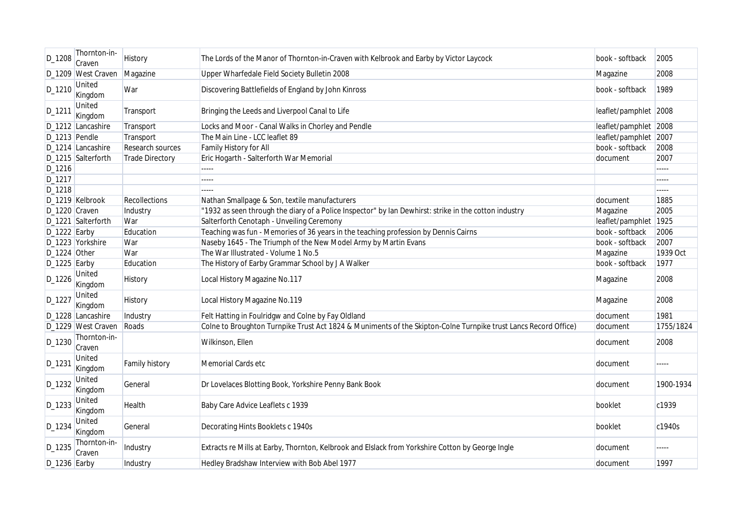| D_1208 | Thornton-in-Craven | History | The Lords of the Manor of Thornton-in-Craven with Kelbrook and Earby by Victor Laycock | book - softback | 2005 |
|---|---|---|---|---|---|
| D_1209 | West Craven | Magazine | Upper Wharfedale Field Society Bulletin 2008 | Magazine | 2008 |
| D_1210 | United Kingdom | War | Discovering Battlefields of England by John Kinross | book - softback | 1989 |
| D_1211 | United Kingdom | Transport | Bringing the Leeds and Liverpool Canal to Life | leaflet/pamphlet | 2008 |
| D_1212 | Lancashire | Transport | Locks and Moor - Canal Walks in Chorley and Pendle | leaflet/pamphlet | 2008 |
| D_1213 | Pendle | Transport | The Main Line - LCC leaflet 89 | leaflet/pamphlet | 2007 |
| D_1214 | Lancashire | Research sources | Family History for All | book - softback | 2008 |
| D_1215 | Salterforth | Trade Directory | Eric Hogarth - Salterforth War Memorial | document | 2007 |
| D_1216 | | | ----- | | ----- |
| D_1217 | | | ----- | | ----- |
| D_1218 | | | ----- | | ----- |
| D_1219 | Kelbrook | Recollections | Nathan Smallpage & Son, textile manufacturers | document | 1885 |
| D_1220 | Craven | Industry | "1932 as seen through the diary of a Police Inspector" by Ian Dewhirst: strike in the cotton industry | Magazine | 2005 |
| D_1221 | Salterforth | War | Salterforth Cenotaph - Unveiling Ceremony | leaflet/pamphlet | 1925 |
| D_1222 | Earby | Education | Teaching was fun - Memories of 36 years in the teaching profession by Dennis Cairns | book - softback | 2006 |
| D_1223 | Yorkshire | War | Naseby 1645 - The Triumph of the New Model Army by Martin Evans | book - softback | 2007 |
| D_1224 | Other | War | The War Illustrated - Volume 1 No.5 | Magazine | 1939 Oct |
| D_1225 | Earby | Education | The History of Earby Grammar School by J A Walker | book - softback | 1977 |
| D_1226 | United Kingdom | History | Local History Magazine No.117 | Magazine | 2008 |
| D_1227 | United Kingdom | History | Local History Magazine No.119 | Magazine | 2008 |
| D_1228 | Lancashire | Industry | Felt Hatting in Foulridgw and Colne by Fay Oldland | document | 1981 |
| D_1229 | West Craven | Roads | Colne to Broughton Turnpike Trust Act 1824 & Muniments of the Skipton-Colne Turnpike trust Lancs Record Office) | document | 1755/1824 |
| D_1230 | Thornton-in-Craven | | Wilkinson, Ellen | document | 2008 |
| D_1231 | United Kingdom | Family history | Memorial Cards etc | document | ----- |
| D_1232 | United Kingdom | General | Dr Lovelaces Blotting Book, Yorkshire Penny Bank Book | document | 1900-1934 |
| D_1233 | United Kingdom | Health | Baby Care Advice Leaflets c 1939 | booklet | c1939 |
| D_1234 | United Kingdom | General | Decorating Hints Booklets c 1940s | booklet | c1940s |
| D_1235 | Thornton-in-Craven | Industry | Extracts re Mills at Earby, Thornton, Kelbrook and Elslack from Yorkshire Cotton by George Ingle | document | ----- |
| D_1236 | Earby | Industry | Hedley Bradshaw Interview with Bob Abel 1977 | document | 1997 |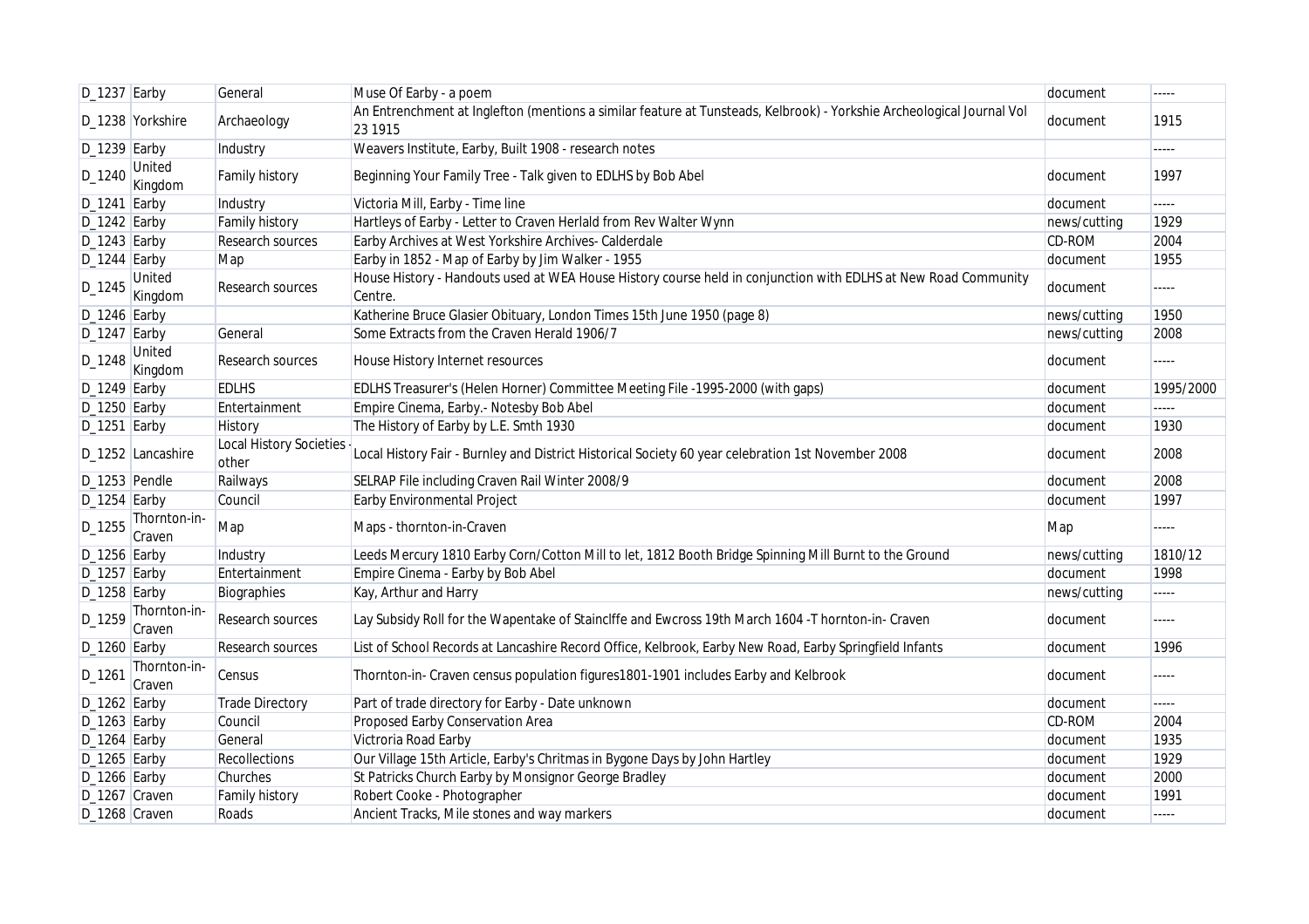| | | | | | |
|---|---|---|---|---|---|
| D_1237 | Earby | General | Muse Of Earby - a poem | document | ----- |
| D_1238 | Yorkshire | Archaeology | An Entrenchment at Inglefton (mentions a similar feature at Tunsteads, Kelbrook) - Yorkshie Archeological Journal Vol 23 1915 | document | 1915 |
| D_1239 | Earby | Industry | Weavers Institute, Earby, Built 1908 - research notes | | ----- |
| D_1240 | United Kingdom | Family history | Beginning Your Family Tree - Talk given to EDLHS by Bob Abel | document | 1997 |
| D_1241 | Earby | Industry | Victoria Mill, Earby - Time line | document | ----- |
| D_1242 | Earby | Family history | Hartleys of Earby - Letter to Craven Herlald from Rev Walter Wynn | news/cutting | 1929 |
| D_1243 | Earby | Research sources | Earby Archives at West Yorkshire Archives- Calderdale | CD-ROM | 2004 |
| D_1244 | Earby | Map | Earby in 1852 - Map of Earby by Jim Walker - 1955 | document | 1955 |
| D_1245 | United Kingdom | Research sources | House History - Handouts used at WEA House History course held in conjunction with EDLHS at New Road Community Centre. | document | ----- |
| D_1246 | Earby | | Katherine Bruce Glasier Obituary, London Times 15th June 1950 (page 8) | news/cutting | 1950 |
| D_1247 | Earby | General | Some Extracts from the Craven Herald 1906/7 | news/cutting | 2008 |
| D_1248 | United Kingdom | Research sources | House History Internet resources | document | ----- |
| D_1249 | Earby | EDLHS | EDLHS Treasurer's (Helen Horner) Committee Meeting File -1995-2000 (with gaps) | document | 1995/2000 |
| D_1250 | Earby | Entertainment | Empire Cinema, Earby.- Notesby Bob Abel | document | ----- |
| D_1251 | Earby | History | The History of Earby by L.E. Smth 1930 | document | 1930 |
| D_1252 | Lancashire | Local History Societies - other | Local History Fair - Burnley and District Historical Society 60 year celebration 1st November 2008 | document | 2008 |
| D_1253 | Pendle | Railways | SELRAP File including Craven Rail Winter 2008/9 | document | 2008 |
| D_1254 | Earby | Council | Earby Environmental Project | document | 1997 |
| D_1255 | Thornton-in-Craven | Map | Maps - thornton-in-Craven | Map | ----- |
| D_1256 | Earby | Industry | Leeds Mercury 1810 Earby Corn/Cotton Mill to let, 1812 Booth Bridge Spinning Mill Burnt to the Ground | news/cutting | 1810/12 |
| D_1257 | Earby | Entertainment | Empire Cinema - Earby by Bob Abel | document | 1998 |
| D_1258 | Earby | Biographies | Kay, Arthur and Harry | news/cutting | ----- |
| D_1259 | Thornton-in-Craven | Research sources | Lay Subsidy Roll for the Wapentake of Stainclffe and Ewcross 19th March 1604 -T hornton-in- Craven | document | ----- |
| D_1260 | Earby | Research sources | List of School Records at Lancashire Record Office, Kelbrook, Earby New Road, Earby Springfield Infants | document | 1996 |
| D_1261 | Thornton-in-Craven | Census | Thornton-in- Craven census population figures1801-1901 includes Earby and Kelbrook | document | ----- |
| D_1262 | Earby | Trade Directory | Part of trade directory for Earby - Date unknown | document | ----- |
| D_1263 | Earby | Council | Proposed Earby Conservation Area | CD-ROM | 2004 |
| D_1264 | Earby | General | Victroria Road Earby | document | 1935 |
| D_1265 | Earby | Recollections | Our Village 15th Article, Earby's Chritmas in Bygone Days by John Hartley | document | 1929 |
| D_1266 | Earby | Churches | St Patricks Church Earby by Monsignor George Bradley | document | 2000 |
| D_1267 | Craven | Family history | Robert Cooke - Photographer | document | 1991 |
| D_1268 | Craven | Roads | Ancient Tracks, Mile stones and way markers | document | ----- |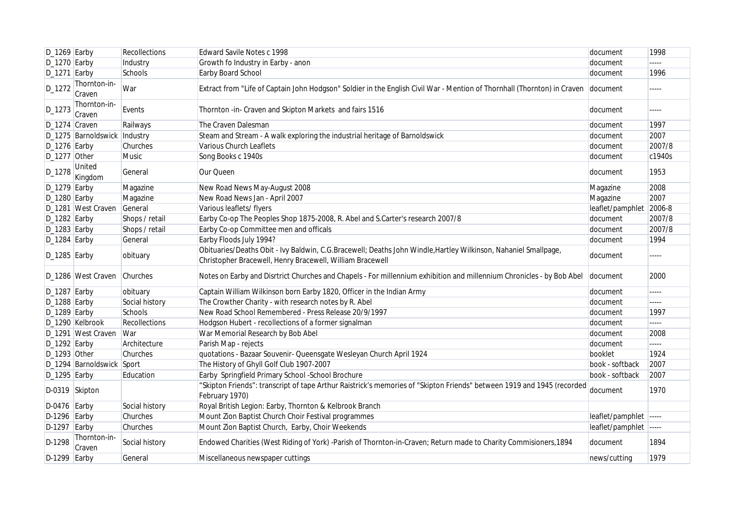| D_1269 | Earby | Recollections | Edward Savile Notes c 1998 | document | 1998 |
|---|---|---|---|---|---|
| D_1270 | Earby | Industry | Growth fo Industry in Earby - anon | document | ----- |
| D_1271 | Earby | Schools | Earby Board School | document | 1996 |
| D_1272 | Thornton-in-Craven | War | Extract from "Life of Captain John Hodgson" Soldier in the English Civil War - Mention of Thornhall (Thornton) in Craven | document | ----- |
| D_1273 | Thornton-in-Craven | Events | Thornton -in- Craven and Skipton Markets and fairs 1516 | document | ----- |
| D_1274 | Craven | Railways | The Craven Dalesman | document | 1997 |
| D_1275 | Barnoldswick | Industry | Steam and Stream - A walk exploring the industrial heritage of Barnoldswick | document | 2007 |
| D_1276 | Earby | Churches | Various Church Leaflets | document | 2007/8 |
| D_1277 | Other | Music | Song Books c 1940s | document | c1940s |
| D_1278 | United Kingdom | General | Our Queen | document | 1953 |
| D_1279 | Earby | Magazine | New Road News May-August 2008 | Magazine | 2008 |
| D_1280 | Earby | Magazine | New Road News Jan - April 2007 | Magazine | 2007 |
| D_1281 | West Craven | General | Various leaflets/ flyers | leaflet/pamphlet | 2006-8 |
| D_1282 | Earby | Shops / retail | Earby Co-op The Peoples Shop 1875-2008, R. Abel and S.Carter's research 2007/8 | document | 2007/8 |
| D_1283 | Earby | Shops / retail | Earby Co-op Committee men and officals | document | 2007/8 |
| D_1284 | Earby | General | Earby Floods July 1994? | document | 1994 |
| D_1285 | Earby | obituary | Obituaries/Deaths Obit - Ivy Baldwin, C.G.Bracewell; Deaths John Windle,Hartley Wilkinson, Nahaniel Smallpage, Christopher Bracewell, Henry Bracewell, William Bracewell | document | ----- |
| D_1286 | West Craven | Churches | Notes on Earby and Disrtrict Churches and Chapels - For millennium exhibition and millennium Chronicles - by Bob Abel | document | 2000 |
| D_1287 | Earby | obituary | Captain William Wilkinson born Earby 1820, Officer in the Indian Army | document | ----- |
| D_1288 | Earby | Social history | The Crowther Charity - with research notes by R. Abel | document | ----- |
| D_1289 | Earby | Schools | New Road School Remembered - Press Release 20/9/1997 | document | 1997 |
| D_1290 | Kelbrook | Recollections | Hodgson Hubert - recollections of a former signalman | document | ----- |
| D_1291 | West Craven | War | War Memorial Research by Bob Abel | document | 2008 |
| D_1292 | Earby | Architecture | Parish Map - rejects | document | ----- |
| D_1293 | Other | Churches | quotations - Bazaar Souvenir- Queensgate Wesleyan Church April 1924 | booklet | 1924 |
| D_1294 | Barnoldswick | Sport | The History of Ghyll Golf Club 1907-2007 | book - softback | 2007 |
| D_1295 | Earby | Education | Earby Springfield Primary School -School Brochure | book - softback | 2007 |
| D-0319 | Skipton | | "Skipton Friends": transcript of tape Arthur Raistrick's memories of "Skipton Friends" between 1919 and 1945 (recorded February 1970) | document | 1970 |
| D-0476 | Earby | Social history | Royal British Legion: Earby, Thornton & Kelbrook Branch | | |
| D-1296 | Earby | Churches | Mount Zion Baptist Church Choir Festival programmes | leaflet/pamphlet | ----- |
| D-1297 | Earby | Churches | Mount Zion Baptist Church, Earby, Choir Weekends | leaflet/pamphlet | ----- |
| D-1298 | Thornton-in-Craven | Social history | Endowed Charities (West Riding of York) -Parish of Thornton-in-Craven; Return made to Charity Commisioners,1894 | document | 1894 |
| D-1299 | Earby | General | Miscellaneous newspaper cuttings | news/cutting | 1979 |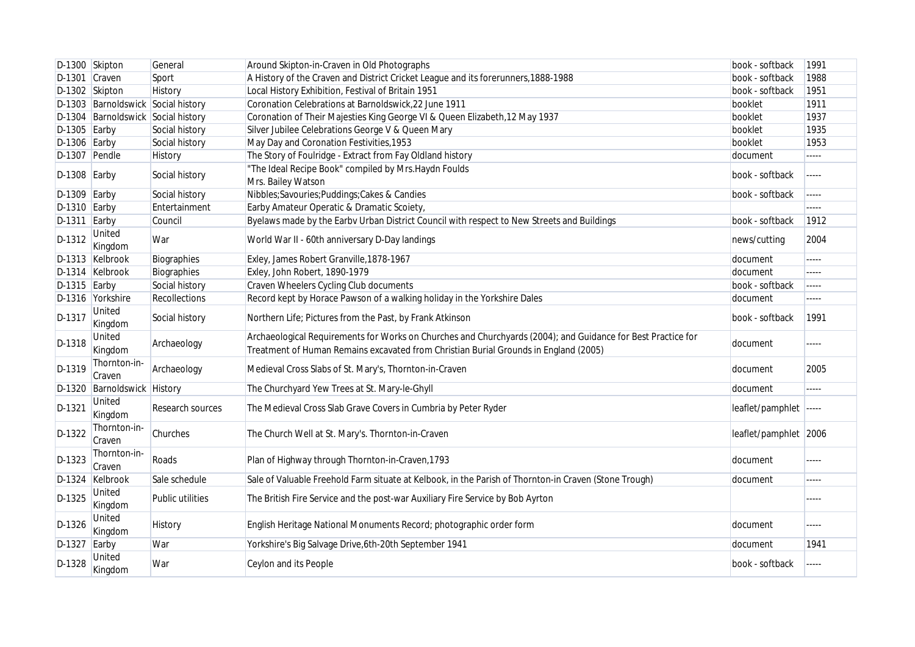| D-1300 | Skipton | General | Around Skipton-in-Craven in Old Photographs | book - softback | 1991 |
|---|---|---|---|---|---|
| D-1301 | Craven | Sport | A History of the Craven and District Cricket League and its forerunners,1888-1988 | book - softback | 1988 |
| D-1302 | Skipton | History | Local History Exhibition, Festival of Britain 1951 | book - softback | 1951 |
| D-1303 | Barnoldswick | Social history | Coronation Celebrations at Barnoldswick,22 June 1911 | booklet | 1911 |
| D-1304 | Barnoldswick | Social history | Coronation of Their Majesties King George VI & Queen Elizabeth,12 May 1937 | booklet | 1937 |
| D-1305 | Earby | Social history | Silver Jubilee Celebrations George V & Queen Mary | booklet | 1935 |
| D-1306 | Earby | Social history | May Day and Coronation Festivities,1953 | booklet | 1953 |
| D-1307 | Pendle | History | The Story of Foulridge - Extract from Fay Oldland history | document | ----- |
| D-1308 | Earby | Social history | "The Ideal Recipe Book" compiled by Mrs.Haydn Foulds Mrs. Bailey Watson | book - softback | ----- |
| D-1309 | Earby | Social history | Nibbles;Savouries;Puddings;Cakes & Candies | book - softback | ----- |
| D-1310 | Earby | Entertainment | Earby Amateur Operatic & Dramatic Scoiety, | | ----- |
| D-1311 | Earby | Council | Byelaws made by the Earbv Urban District Council with respect to New Streets and Buildings | book - softback | 1912 |
| D-1312 | United Kingdom | War | World War II - 60th anniversary D-Day landings | news/cutting | 2004 |
| D-1313 | Kelbrook | Biographies | Exley, James Robert Granville,1878-1967 | document | ----- |
| D-1314 | Kelbrook | Biographies | Exley, John Robert, 1890-1979 | document | ----- |
| D-1315 | Earby | Social history | Craven Wheelers Cycling Club documents | book - softback | ----- |
| D-1316 | Yorkshire | Recollections | Record kept by Horace Pawson of a walking holiday in the Yorkshire Dales | document | ----- |
| D-1317 | United Kingdom | Social history | Northern Life; Pictures from the Past, by Frank Atkinson | book - softback | 1991 |
| D-1318 | United Kingdom | Archaeology | Archaeological Requirements for Works on Churches and Churchyards (2004); and Guidance for Best Practice for Treatment of Human Remains excavated from Christian Burial Grounds in England (2005) | document | ----- |
| D-1319 | Thornton-in-Craven | Archaeology | Medieval Cross Slabs of St. Mary's, Thornton-in-Craven | document | 2005 |
| D-1320 | Barnoldswick | History | The Churchyard Yew Trees at St. Mary-le-Ghyll | document | ----- |
| D-1321 | United Kingdom | Research sources | The Medieval Cross Slab Grave Covers in Cumbria by Peter Ryder | leaflet/pamphlet | ----- |
| D-1322 | Thornton-in-Craven | Churches | The Church Well at St. Mary's. Thornton-in-Craven | leaflet/pamphlet | 2006 |
| D-1323 | Thornton-in-Craven | Roads | Plan of Highway through Thornton-in-Craven,1793 | document | ----- |
| D-1324 | Kelbrook | Sale schedule | Sale of Valuable Freehold Farm situate at Kelbook, in the Parish of Thornton-in Craven (Stone Trough) | document | ----- |
| D-1325 | United Kingdom | Public utilities | The British Fire Service and the post-war Auxiliary Fire Service by Bob Ayrton | | ----- |
| D-1326 | United Kingdom | History | English Heritage National Monuments Record; photographic order form | document | ----- |
| D-1327 | Earby | War | Yorkshire's Big Salvage Drive,6th-20th September 1941 | document | 1941 |
| D-1328 | United Kingdom | War | Ceylon and its People | book - softback | ----- |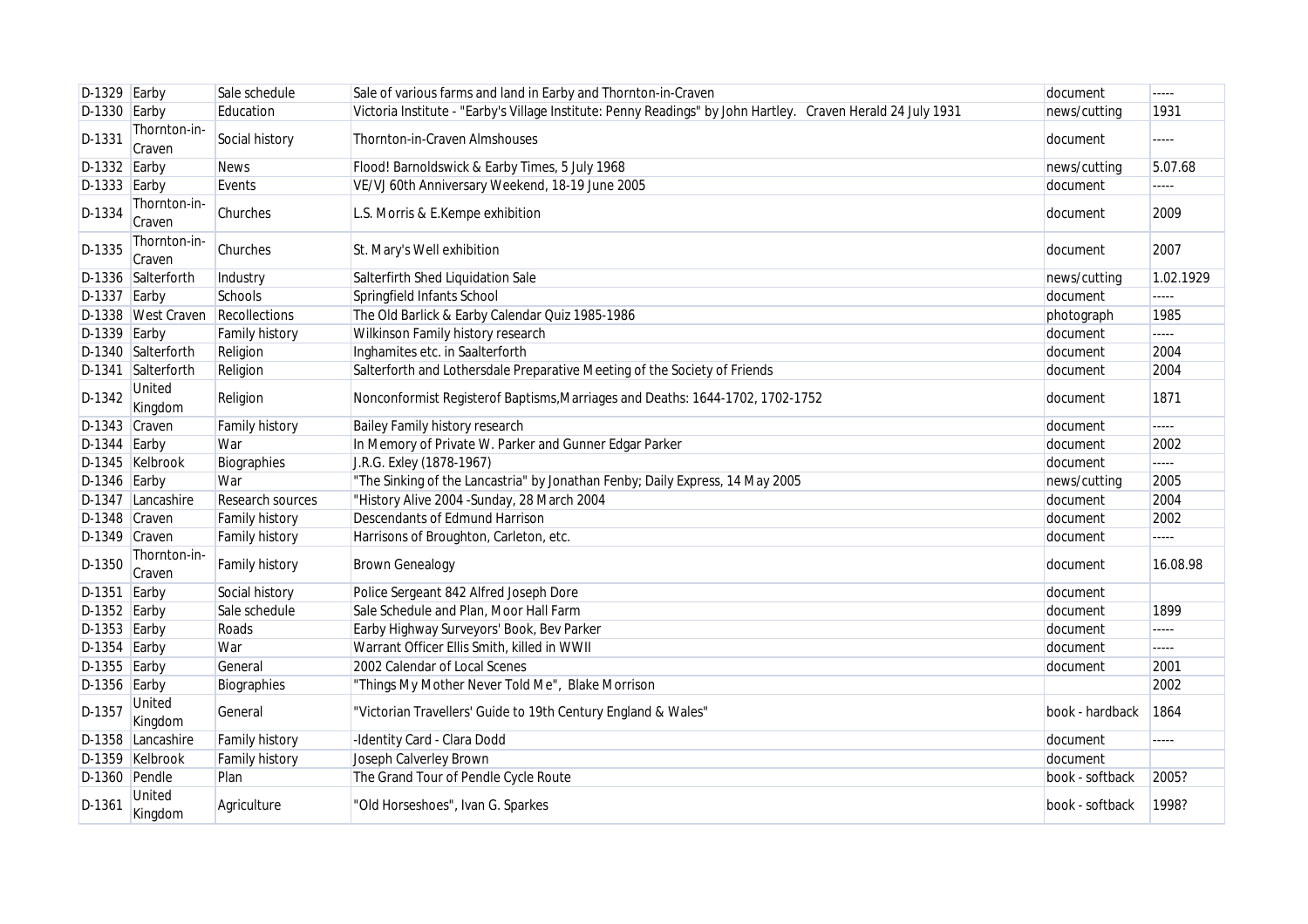| D-1329 | Earby | Sale schedule | Sale of various farms and land in Earby and Thornton-in-Craven | document | ----- |
|---|---|---|---|---|---|
| D-1330 | Earby | Education | Victoria Institute - "Earby's Village Institute: Penny Readings" by John Hartley.  Craven Herald 24 July 1931 | news/cutting | 1931 |
| D-1331 | Thornton-in-Craven | Social history | Thornton-in-Craven Almshouses | document | ----- |
| D-1332 | Earby | News | Flood! Barnoldswick & Earby Times, 5 July 1968 | news/cutting | 5.07.68 |
| D-1333 | Earby | Events | VE/VJ 60th Anniversary Weekend, 18-19 June 2005 | document | ----- |
| D-1334 | Thornton-in-Craven | Churches | L.S. Morris & E.Kempe exhibition | document | 2009 |
| D-1335 | Thornton-in-Craven | Churches | St. Mary's Well exhibition | document | 2007 |
| D-1336 | Salterforth | Industry | Salterfirth Shed Liquidation Sale | news/cutting | 1.02.1929 |
| D-1337 | Earby | Schools | Springfield Infants School | document | ----- |
| D-1338 | West Craven | Recollections | The Old Barlick & Earby Calendar Quiz 1985-1986 | photograph | 1985 |
| D-1339 | Earby | Family history | Wilkinson Family history research | document | ----- |
| D-1340 | Salterforth | Religion | Inghamites etc. in Saalterforth | document | 2004 |
| D-1341 | Salterforth | Religion | Salterforth and Lothersdale Preparative Meeting of the Society of Friends | document | 2004 |
| D-1342 | United Kingdom | Religion | Nonconformist Registerof Baptisms,Marriages and Deaths: 1644-1702, 1702-1752 | document | 1871 |
| D-1343 | Craven | Family history | Bailey Family history research | document | ----- |
| D-1344 | Earby | War | In Memory of Private W. Parker and Gunner Edgar Parker | document | 2002 |
| D-1345 | Kelbrook | Biographies | J.R.G. Exley (1878-1967) | document | ----- |
| D-1346 | Earby | War | "The Sinking of the Lancastria" by Jonathan Fenby; Daily Express, 14 May 2005 | news/cutting | 2005 |
| D-1347 | Lancashire | Research sources | "History Alive 2004 -Sunday, 28 March 2004 | document | 2004 |
| D-1348 | Craven | Family history | Descendants of Edmund Harrison | document | 2002 |
| D-1349 | Craven | Family history | Harrisons of Broughton, Carleton, etc. | document | ----- |
| D-1350 | Thornton-in-Craven | Family history | Brown Genealogy | document | 16.08.98 |
| D-1351 | Earby | Social history | Police Sergeant 842 Alfred Joseph Dore | document | |
| D-1352 | Earby | Sale schedule | Sale Schedule and Plan, Moor Hall Farm | document | 1899 |
| D-1353 | Earby | Roads | Earby Highway Surveyors' Book, Bev Parker | document | ----- |
| D-1354 | Earby | War | Warrant Officer Ellis Smith, killed in WWII | document | ----- |
| D-1355 | Earby | General | 2002 Calendar of Local Scenes | document | 2001 |
| D-1356 | Earby | Biographies | "Things My Mother Never Told Me",  Blake Morrison | | 2002 |
| D-1357 | United Kingdom | General | "Victorian Travellers' Guide to 19th Century England & Wales" | book - hardback | 1864 |
| D-1358 | Lancashire | Family history | -Identity Card - Clara Dodd | document | ----- |
| D-1359 | Kelbrook | Family history | Joseph Calverley Brown | document | |
| D-1360 | Pendle | Plan | The Grand Tour of Pendle Cycle Route | book - softback | 2005? |
| D-1361 | United Kingdom | Agriculture | "Old Horseshoes", Ivan G. Sparkes | book - softback | 1998? |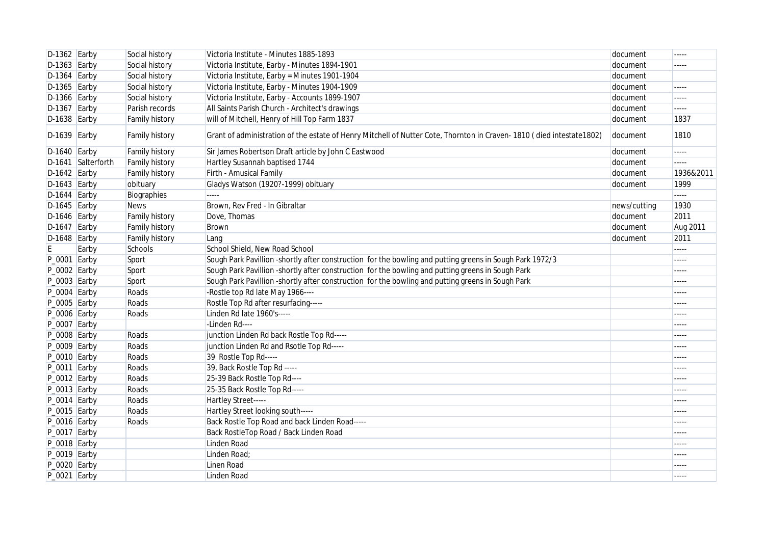| D-1362 | Earby | Social history | Victoria Institute - Minutes 1885-1893 | document | ----- |
|---|---|---|---|---|---|
| D-1363 | Earby | Social history | Victoria Institute, Earby - Minutes 1894-1901 | document | ----- |
| D-1364 | Earby | Social history | Victoria Institute, Earby = Minutes 1901-1904 | document | |
| D-1365 | Earby | Social history | Victoria Institute, Earby - Minutes 1904-1909 | document | ----- |
| D-1366 | Earby | Social history | Victoria Institute, Earby - Accounts 1899-1907 | document | ----- |
| D-1367 | Earby | Parish records | All Saints Parish Church - Architect's drawings | document | ----- |
| D-1638 | Earby | Family history | will of Mitchell, Henry of Hill Top Farm 1837 | document | 1837 |
| D-1639 | Earby | Family history | Grant of administration of the estate of Henry Mitchell of Nutter Cote, Thornton in Craven- 1810 ( died intestate1802) | document | 1810 |
| D-1640 | Earby | Family history | Sir James Robertson Draft article by John C Eastwood | document | ----- |
| D-1641 | Salterforth | Family history | Hartley Susannah baptised 1744 | document | ----- |
| D-1642 | Earby | Family history | Firth - Amusical Family | document | 1936&2011 |
| D-1643 | Earby | obituary | Gladys Watson (1920?-1999) obituary | document | 1999 |
| D-1644 | Earby | Biographies | ----- | | ----- |
| D-1645 | Earby | News | Brown, Rev Fred - In Gibraltar | news/cutting | 1930 |
| D-1646 | Earby | Family history | Dove, Thomas | document | 2011 |
| D-1647 | Earby | Family history | Brown | document | Aug 2011 |
| D-1648 | Earby | Family history | Lang | document | 2011 |
| E | Earby | Schools | School Shield, New Road School | | ----- |
| P_0001 | Earby | Sport | Sough Park Pavillion -shortly after construction for the bowling and putting greens in Sough Park 1972/3 | | ----- |
| P_0002 | Earby | Sport | Sough Park Pavillion -shortly after construction for the bowling and putting greens in Sough Park | | ----- |
| P_0003 | Earby | Sport | Sough Park Pavillion -shortly after construction for the bowling and putting greens in Sough Park | | ----- |
| P_0004 | Earby | Roads | -Rostle top Rd late May 1966---- | | ----- |
| P_0005 | Earby | Roads | Rostle Top Rd after resurfacing----- | | ----- |
| P_0006 | Earby | Roads | Linden Rd late 1960's----- | | ----- |
| P_0007 | Earby | | -Linden Rd---- | | ----- |
| P_0008 | Earby | Roads | junction Linden Rd back Rostle Top Rd----- | | ----- |
| P_0009 | Earby | Roads | junction Linden Rd and Rsotle Top Rd----- | | ----- |
| P_0010 | Earby | Roads | 39 Rostle Top Rd----- | | ----- |
| P_0011 | Earby | Roads | 39, Back Rostle Top Rd ----- | | ----- |
| P_0012 | Earby | Roads | 25-39 Back Rostle Top Rd---- | | ----- |
| P_0013 | Earby | Roads | 25-35 Back Rostle Top Rd----- | | ----- |
| P_0014 | Earby | Roads | Hartley Street----- | | ----- |
| P_0015 | Earby | Roads | Hartley Street looking south----- | | ----- |
| P_0016 | Earby | Roads | Back Rostle Top Road and back Linden Road----- | | ----- |
| P_0017 | Earby | | Back RostleTop Road / Back Linden Road | | ----- |
| P_0018 | Earby | | Linden Road | | ----- |
| P_0019 | Earby | | Linden Road; | | ----- |
| P_0020 | Earby | | Linen Road | | ----- |
| P_0021 | Earby | | Linden Road | | ----- |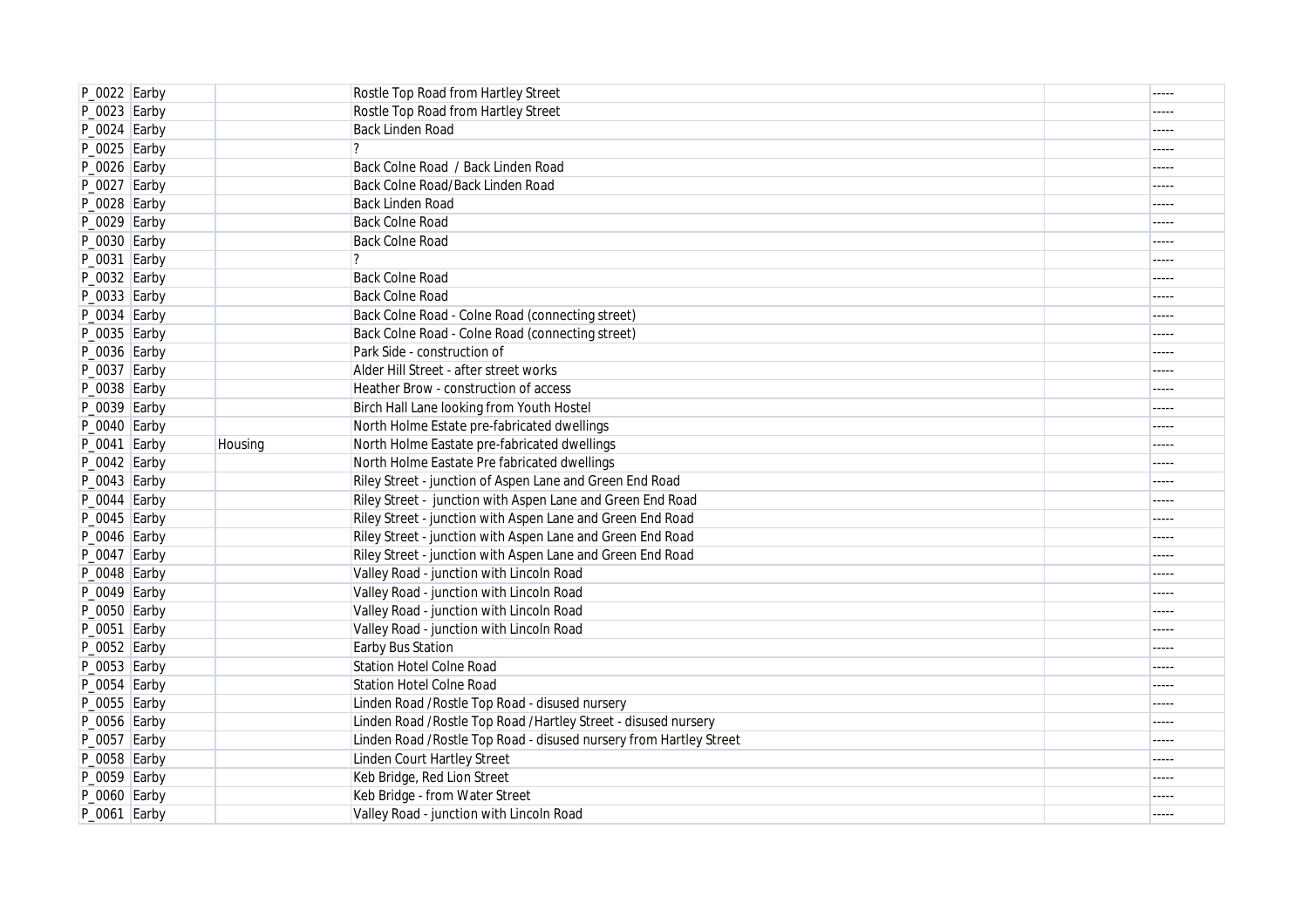| | | | | | |
|---|---|---|---|---|---|
| P_0022 | Earby | | Rostle Top Road from Hartley Street | | ----- |
| P_0023 | Earby | | Rostle Top Road from Hartley Street | | ----- |
| P_0024 | Earby | | Back Linden Road | | ----- |
| P_0025 | Earby | | ? | | ----- |
| P_0026 | Earby | | Back Colne Road / Back Linden Road | | ----- |
| P_0027 | Earby | | Back Colne Road/Back Linden Road | | ----- |
| P_0028 | Earby | | Back Linden Road | | ----- |
| P_0029 | Earby | | Back Colne Road | | ----- |
| P_0030 | Earby | | Back Colne Road | | ----- |
| P_0031 | Earby | | ? | | ----- |
| P_0032 | Earby | | Back Colne Road | | ----- |
| P_0033 | Earby | | Back Colne Road | | ----- |
| P_0034 | Earby | | Back Colne Road - Colne Road (connecting street) | | ----- |
| P_0035 | Earby | | Back Colne Road - Colne Road (connecting street) | | ----- |
| P_0036 | Earby | | Park Side - construction of | | ----- |
| P_0037 | Earby | | Alder Hill Street - after street works | | ----- |
| P_0038 | Earby | | Heather Brow - construction of access | | ----- |
| P_0039 | Earby | | Birch Hall Lane looking from Youth Hostel | | ----- |
| P_0040 | Earby | | North Holme Estate pre-fabricated dwellings | | ----- |
| P_0041 | Earby | Housing | North Holme Eastate pre-fabricated dwellings | | ----- |
| P_0042 | Earby | | North Holme Eastate Pre fabricated dwellings | | ----- |
| P_0043 | Earby | | Riley Street - junction of Aspen Lane and Green End Road | | ----- |
| P_0044 | Earby | | Riley Street - junction with Aspen Lane and Green End Road | | ----- |
| P_0045 | Earby | | Riley Street - junction with Aspen Lane and Green End Road | | ----- |
| P_0046 | Earby | | Riley Street - junction with Aspen Lane and Green End Road | | ----- |
| P_0047 | Earby | | Riley Street - junction with Aspen Lane and Green End Road | | ----- |
| P_0048 | Earby | | Valley Road - junction with Lincoln Road | | ----- |
| P_0049 | Earby | | Valley Road - junction with Lincoln Road | | ----- |
| P_0050 | Earby | | Valley Road - junction with Lincoln Road | | ----- |
| P_0051 | Earby | | Valley Road - junction with Lincoln Road | | ----- |
| P_0052 | Earby | | Earby Bus Station | | ----- |
| P_0053 | Earby | | Station Hotel Colne Road | | ----- |
| P_0054 | Earby | | Station Hotel Colne Road | | ----- |
| P_0055 | Earby | | Linden Road /Rostle Top Road - disused nursery | | ----- |
| P_0056 | Earby | | Linden Road /Rostle Top Road /Hartley Street - disused nursery | | ----- |
| P_0057 | Earby | | Linden Road /Rostle Top Road - disused nursery from Hartley Street | | ----- |
| P_0058 | Earby | | Linden Court Hartley Street | | ----- |
| P_0059 | Earby | | Keb Bridge, Red Lion Street | | ----- |
| P_0060 | Earby | | Keb Bridge - from Water Street | | ----- |
| P_0061 | Earby | | Valley Road - junction with Lincoln Road | | ----- |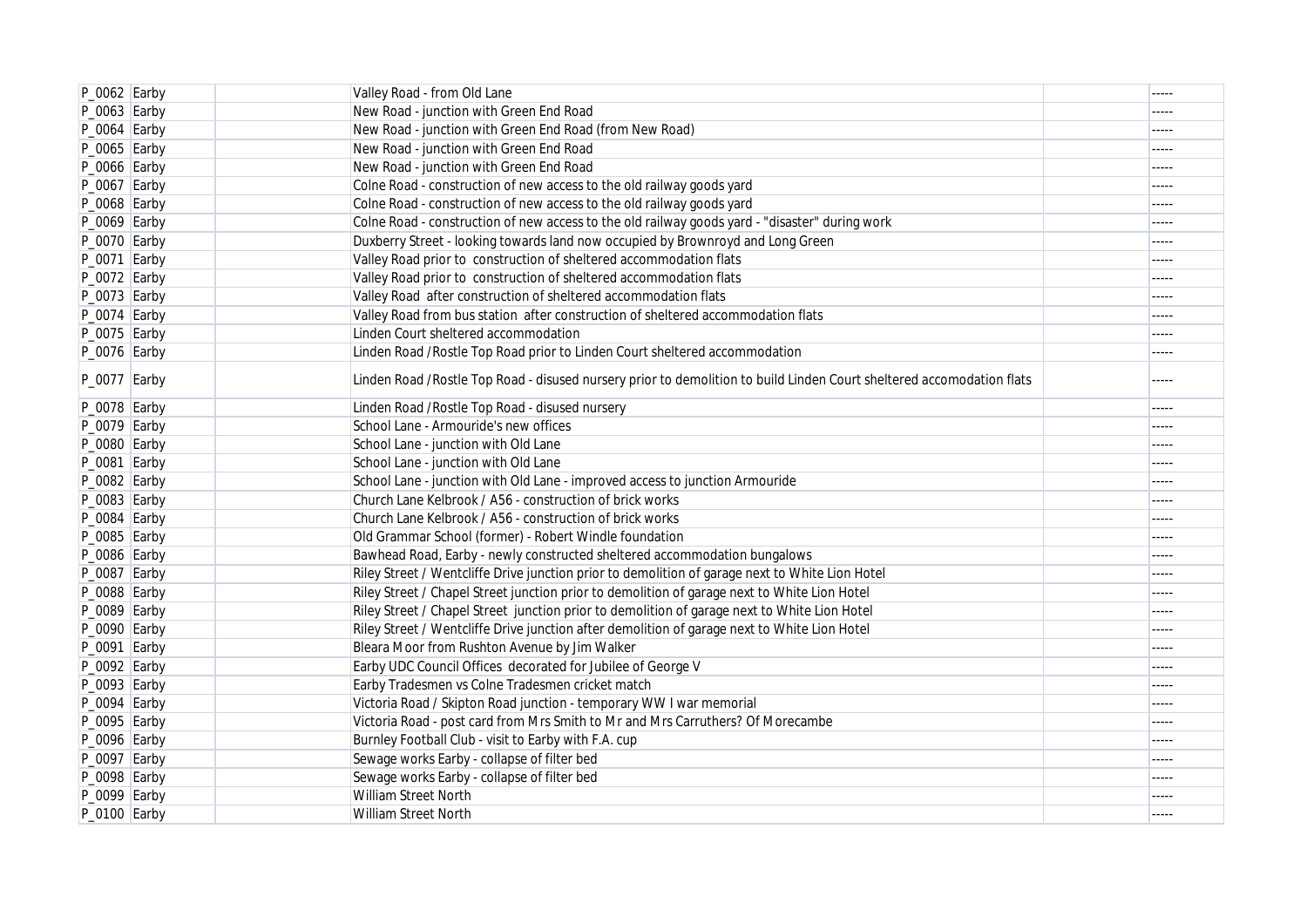| | | | | | |
|---|---|---|---|---|---|
| P_0062 | Earby | | Valley Road - from Old Lane | | ----- |
| P_0063 | Earby | | New Road - junction with Green End Road | | ----- |
| P_0064 | Earby | | New Road - junction with Green End Road (from New Road) | | ----- |
| P_0065 | Earby | | New Road - junction with Green End Road | | ----- |
| P_0066 | Earby | | New Road - junction with Green End Road | | ----- |
| P_0067 | Earby | | Colne Road - construction of new access to the old railway goods yard | | ----- |
| P_0068 | Earby | | Colne Road - construction of new access to the old railway goods yard | | ----- |
| P_0069 | Earby | | Colne Road - construction of new access to the old railway goods yard - "disaster" during work | | ----- |
| P_0070 | Earby | | Duxberry Street - looking towards land now occupied by Brownroyd and Long Green | | ----- |
| P_0071 | Earby | | Valley Road prior to construction of sheltered accommodation flats | | ----- |
| P_0072 | Earby | | Valley Road prior to construction of sheltered accommodation flats | | ----- |
| P_0073 | Earby | | Valley Road after construction of sheltered accommodation flats | | ----- |
| P_0074 | Earby | | Valley Road from bus station after construction of sheltered accommodation flats | | ----- |
| P_0075 | Earby | | Linden Court sheltered accommodation | | ----- |
| P_0076 | Earby | | Linden Road /Rostle Top Road prior to Linden Court sheltered accommodation | | ----- |
| P_0077 | Earby | | Linden Road /Rostle Top Road - disused nursery prior to demolition to build Linden Court sheltered accomodation flats | | ----- |
| P_0078 | Earby | | Linden Road /Rostle Top Road - disused nursery | | ----- |
| P_0079 | Earby | | School Lane - Armouride's new offices | | ----- |
| P_0080 | Earby | | School Lane - junction with Old Lane | | ----- |
| P_0081 | Earby | | School Lane - junction with Old Lane | | ----- |
| P_0082 | Earby | | School Lane - junction with Old Lane - improved access to junction Armouride | | ----- |
| P_0083 | Earby | | Church Lane Kelbrook / A56 - construction of brick works | | ----- |
| P_0084 | Earby | | Church Lane Kelbrook / A56 - construction of brick works | | ----- |
| P_0085 | Earby | | Old Grammar School (former) - Robert Windle foundation | | ----- |
| P_0086 | Earby | | Bawhead Road, Earby - newly constructed sheltered accommodation bungalows | | ----- |
| P_0087 | Earby | | Riley Street / Wentcliffe Drive junction prior to demolition of garage next to White Lion Hotel | | ----- |
| P_0088 | Earby | | Riley Street / Chapel Street junction prior to demolition of garage next to White Lion Hotel | | ----- |
| P_0089 | Earby | | Riley Street / Chapel Street junction prior to demolition of garage next to White Lion Hotel | | ----- |
| P_0090 | Earby | | Riley Street / Wentcliffe Drive junction after demolition of garage next to White Lion Hotel | | ----- |
| P_0091 | Earby | | Bleara Moor from Rushton Avenue by Jim Walker | | ----- |
| P_0092 | Earby | | Earby UDC Council Offices decorated for Jubilee of George V | | ----- |
| P_0093 | Earby | | Earby Tradesmen vs Colne Tradesmen cricket match | | ----- |
| P_0094 | Earby | | Victoria Road / Skipton Road junction - temporary WW I war memorial | | ----- |
| P_0095 | Earby | | Victoria Road - post card from Mrs Smith to Mr and Mrs Carruthers? Of Morecambe | | ----- |
| P_0096 | Earby | | Burnley Football Club - visit to Earby with F.A. cup | | ----- |
| P_0097 | Earby | | Sewage works Earby - collapse of filter bed | | ----- |
| P_0098 | Earby | | Sewage works Earby - collapse of filter bed | | ----- |
| P_0099 | Earby | | William Street North | | ----- |
| P_0100 | Earby | | William Street North | | ----- |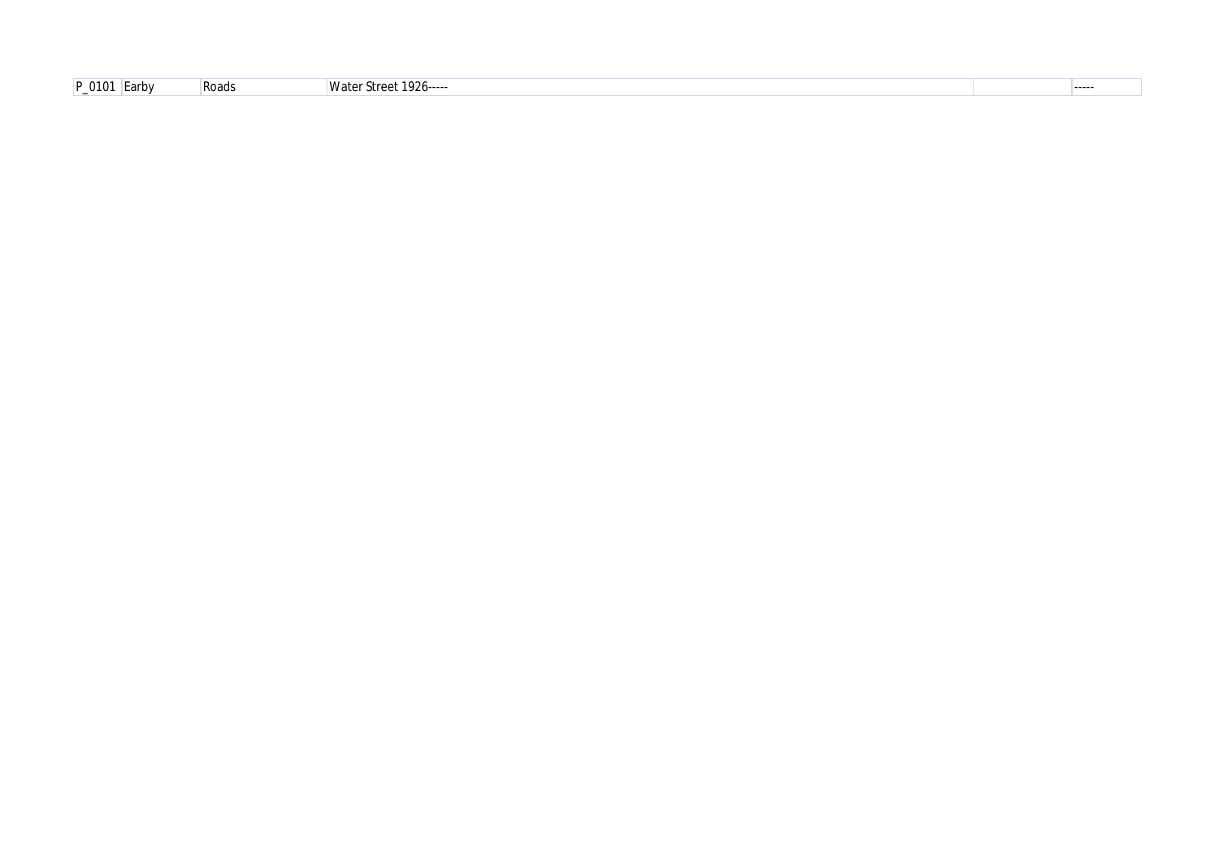| | | | | | |
|---|---|---|---|---|---|
| P_0101 | Earby | Roads | Water Street 1926----- | | ----- |